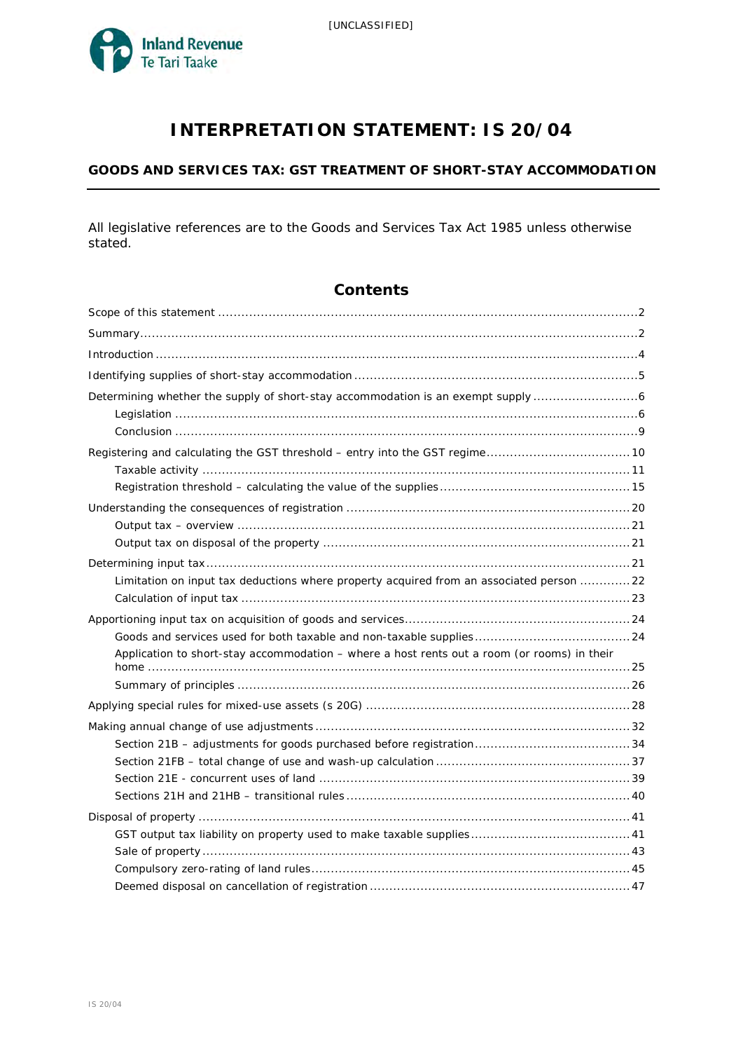[UNCLASSIFIED]

# INTERPRETATION STATEMENT: IS 20/04

## GOODS AND SERVICES TAX: GST TREATMENT OF SHORT-STAY ACCOMMODATION

All legislative references are to the Goods and Services Tax Act 1985 unless otherwise stated.

## Contents

- Scope of this statement .... 2
- Summary .... 2
- Introduction .... 4
- Identifying supplies of short-stay accommodation .... 5
- Determining whether the supply of short-stay accommodation is an exempt supply .... 6
  - Legislation .... 6
  - Conclusion .... 9
- Registering and calculating the GST threshold – entry into the GST regime .... 10
  - Taxable activity .... 11
  - Registration threshold – calculating the value of the supplies .... 15
- Understanding the consequences of registration .... 20
  - Output tax – overview .... 21
  - Output tax on disposal of the property .... 21
- Determining input tax .... 21
  - Limitation on input tax deductions where property acquired from an associated person .... 22
  - Calculation of input tax .... 23
- Apportioning input tax on acquisition of goods and services .... 24
  - Goods and services used for both taxable and non-taxable supplies .... 24
  - Application to short-stay accommodation – where a host rents out a room (or rooms) in their home .... 25
  - Summary of principles .... 26
- Applying special rules for mixed-use assets (s 20G) .... 28
- Making annual change of use adjustments .... 32
  - Section 21B – adjustments for goods purchased before registration .... 34
  - Section 21FB – total change of use and wash-up calculation .... 37
  - Section 21E - concurrent uses of land .... 39
  - Sections 21H and 21HB – transitional rules .... 40
- Disposal of property .... 41
  - GST output tax liability on property used to make taxable supplies .... 41
  - Sale of property .... 43
  - Compulsory zero-rating of land rules .... 45
  - Deemed disposal on cancellation of registration .... 47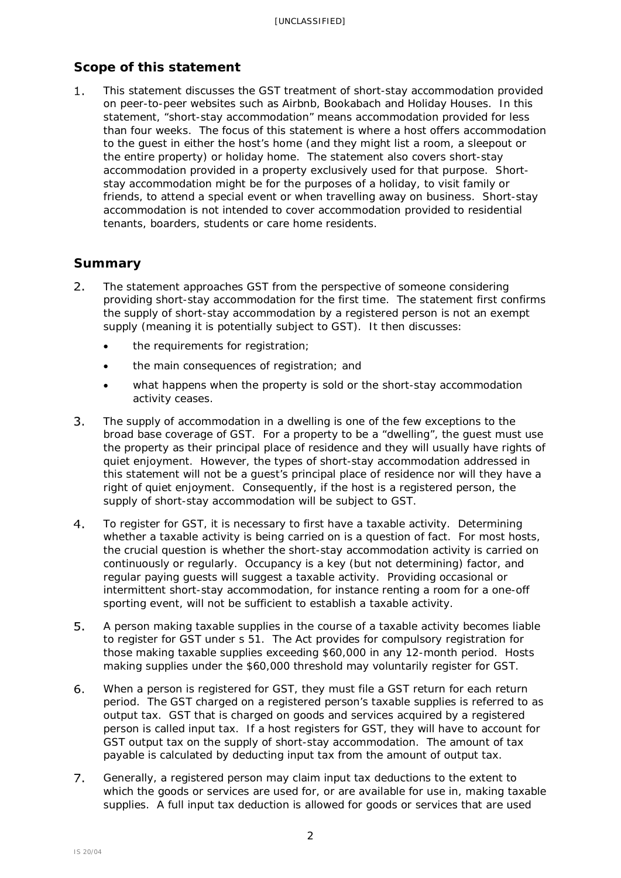## Scope of this statement

1. This statement discusses the GST treatment of short-stay accommodation provided on peer-to-peer websites such as Airbnb, Bookabach and Holiday Houses. In this statement, "short-stay accommodation" means accommodation provided for less than four weeks. The focus of this statement is where a host offers accommodation to the guest in either the host's home (and they might list a room, a sleepout or the entire property) or holiday home. The statement also covers short-stay accommodation provided in a property exclusively used for that purpose. Short-stay accommodation might be for the purposes of a holiday, to visit family or friends, to attend a special event or when travelling away on business. Short-stay accommodation is not intended to cover accommodation provided to residential tenants, boarders, students or care home residents.

## Summary

2. The statement approaches GST from the perspective of someone considering providing short-stay accommodation for the first time. The statement first confirms the supply of short-stay accommodation by a registered person is not an exempt supply (meaning it is potentially subject to GST). It then discusses:
   - the requirements for registration;
   - the main consequences of registration; and
   - what happens when the property is sold or the short-stay accommodation activity ceases.

3. The supply of accommodation in a dwelling is one of the few exceptions to the broad base coverage of GST. For a property to be a "dwelling", the guest must use the property as their principal place of residence and they will usually have rights of quiet enjoyment. However, the types of short-stay accommodation addressed in this statement will not be a guest's principal place of residence nor will they have a right of quiet enjoyment. Consequently, if the host is a registered person, the supply of short-stay accommodation will be subject to GST.

4. To register for GST, it is necessary to first have a taxable activity. Determining whether a taxable activity is being carried on is a question of fact. For most hosts, the crucial question is whether the short-stay accommodation activity is carried on continuously or regularly. Occupancy is a key (but not determining) factor, and regular paying guests will suggest a taxable activity. Providing occasional or intermittent short-stay accommodation, for instance renting a room for a one-off sporting event, will not be sufficient to establish a taxable activity.

5. A person making taxable supplies in the course of a taxable activity becomes liable to register for GST under s 51. The Act provides for compulsory registration for those making taxable supplies exceeding $60,000 in any 12-month period. Hosts making supplies under the $60,000 threshold may voluntarily register for GST.

6. When a person is registered for GST, they must file a GST return for each return period. The GST charged on a registered person's taxable supplies is referred to as output tax. GST that is charged on goods and services acquired by a registered person is called input tax. If a host registers for GST, they will have to account for GST output tax on the supply of short-stay accommodation. The amount of tax payable is calculated by deducting input tax from the amount of output tax.

7. Generally, a registered person may claim input tax deductions to the extent to which the goods or services are used for, or are available for use in, making taxable supplies. A full input tax deduction is allowed for goods or services that are used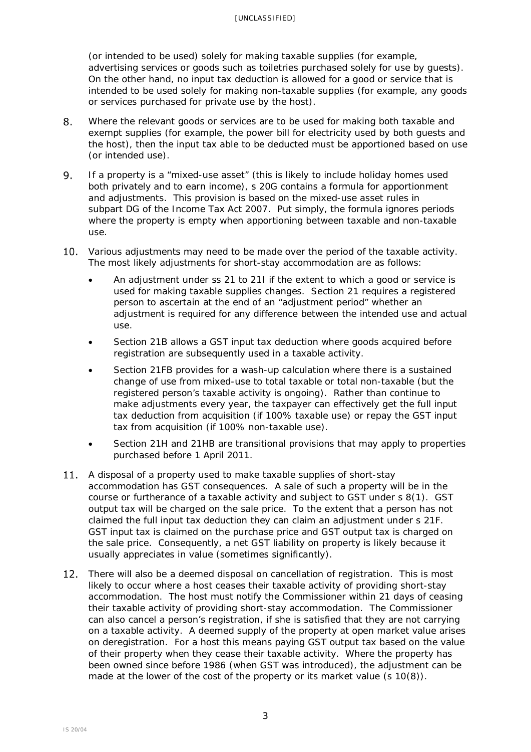(or intended to be used) solely for making taxable supplies (for example, advertising services or goods such as toiletries purchased solely for use by guests). On the other hand, no input tax deduction is allowed for a good or service that is intended to be used solely for making non-taxable supplies (for example, any goods or services purchased for private use by the host).

8. Where the relevant goods or services are to be used for making both taxable and exempt supplies (for example, the power bill for electricity used by both guests and the host), then the input tax able to be deducted must be apportioned based on use (or intended use).

9. If a property is a "mixed-use asset" (this is likely to include holiday homes used both privately and to earn income), s 20G contains a formula for apportionment and adjustments. This provision is based on the mixed-use asset rules in subpart DG of the Income Tax Act 2007. Put simply, the formula ignores periods where the property is empty when apportioning between taxable and non-taxable use.

10. Various adjustments may need to be made over the period of the taxable activity. The most likely adjustments for short-stay accommodation are as follows:

    - An adjustment under ss 21 to 21I if the extent to which a good or service is used for making taxable supplies changes. Section 21 requires a registered person to ascertain at the end of an "adjustment period" whether an adjustment is required for any difference between the intended use and actual use.
    - Section 21B allows a GST input tax deduction where goods acquired before registration are subsequently used in a taxable activity.
    - Section 21FB provides for a wash-up calculation where there is a sustained change of use from mixed-use to total taxable or total non-taxable (but the registered person's taxable activity is ongoing). Rather than continue to make adjustments every year, the taxpayer can effectively get the full input tax deduction from acquisition (if 100% taxable use) or repay the GST input tax from acquisition (if 100% non-taxable use).
    - Section 21H and 21HB are transitional provisions that may apply to properties purchased before 1 April 2011.

11. A disposal of a property used to make taxable supplies of short-stay accommodation has GST consequences. A sale of such a property will be in the course or furtherance of a taxable activity and subject to GST under s 8(1). GST output tax will be charged on the sale price. To the extent that a person has not claimed the full input tax deduction they can claim an adjustment under s 21F. GST input tax is claimed on the purchase price and GST output tax is charged on the sale price. Consequently, a net GST liability on property is likely because it usually appreciates in value (sometimes significantly).

12. There will also be a deemed disposal on cancellation of registration. This is most likely to occur where a host ceases their taxable activity of providing short-stay accommodation. The host must notify the Commissioner within 21 days of ceasing their taxable activity of providing short-stay accommodation. The Commissioner can also cancel a person's registration, if she is satisfied that they are not carrying on a taxable activity. A deemed supply of the property at open market value arises on deregistration. For a host this means paying GST output tax based on the value of their property when they cease their taxable activity. Where the property has been owned since before 1986 (when GST was introduced), the adjustment can be made at the lower of the cost of the property or its market value (s 10(8)).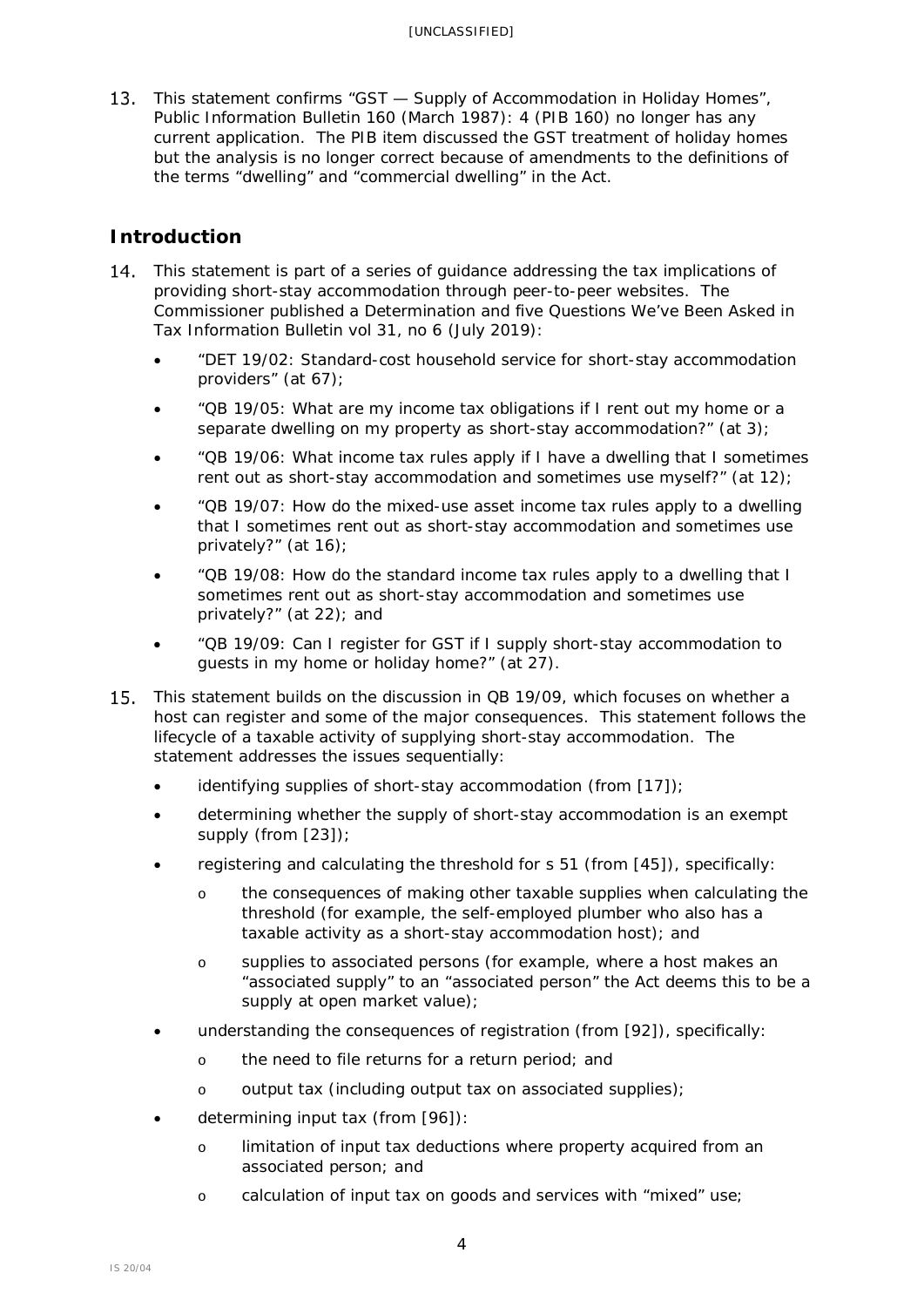13. This statement confirms "GST — Supply of Accommodation in Holiday Homes", Public Information Bulletin 160 (March 1987): 4 (PIB 160) no longer has any current application. The PIB item discussed the GST treatment of holiday homes but the analysis is no longer correct because of amendments to the definitions of the terms "dwelling" and "commercial dwelling" in the Act.

## Introduction

14. This statement is part of a series of guidance addressing the tax implications of providing short-stay accommodation through peer-to-peer websites. The Commissioner published a Determination and five Questions We've Been Asked in Tax Information Bulletin vol 31, no 6 (July 2019):

- "DET 19/02: Standard-cost household service for short-stay accommodation providers" (at 67);
- "QB 19/05: What are my income tax obligations if I rent out my home or a separate dwelling on my property as short-stay accommodation?" (at 3);
- "QB 19/06: What income tax rules apply if I have a dwelling that I sometimes rent out as short-stay accommodation and sometimes use myself?" (at 12);
- "QB 19/07: How do the mixed-use asset income tax rules apply to a dwelling that I sometimes rent out as short-stay accommodation and sometimes use privately?" (at 16);
- "QB 19/08: How do the standard income tax rules apply to a dwelling that I sometimes rent out as short-stay accommodation and sometimes use privately?" (at 22); and
- "QB 19/09: Can I register for GST if I supply short-stay accommodation to guests in my home or holiday home?" (at 27).

15. This statement builds on the discussion in QB 19/09, which focuses on whether a host can register and some of the major consequences. This statement follows the lifecycle of a taxable activity of supplying short-stay accommodation. The statement addresses the issues sequentially:

- identifying supplies of short-stay accommodation (from [17]);
- determining whether the supply of short-stay accommodation is an exempt supply (from [23]);
- registering and calculating the threshold for s 51 (from [45]), specifically:
  - the consequences of making other taxable supplies when calculating the threshold (for example, the self-employed plumber who also has a taxable activity as a short-stay accommodation host); and
  - supplies to associated persons (for example, where a host makes an "associated supply" to an "associated person" the Act deems this to be a supply at open market value);
- understanding the consequences of registration (from [92]), specifically:
  - the need to file returns for a return period; and
  - output tax (including output tax on associated supplies);
- determining input tax (from [96]):
  - limitation of input tax deductions where property acquired from an associated person; and
  - calculation of input tax on goods and services with "mixed" use;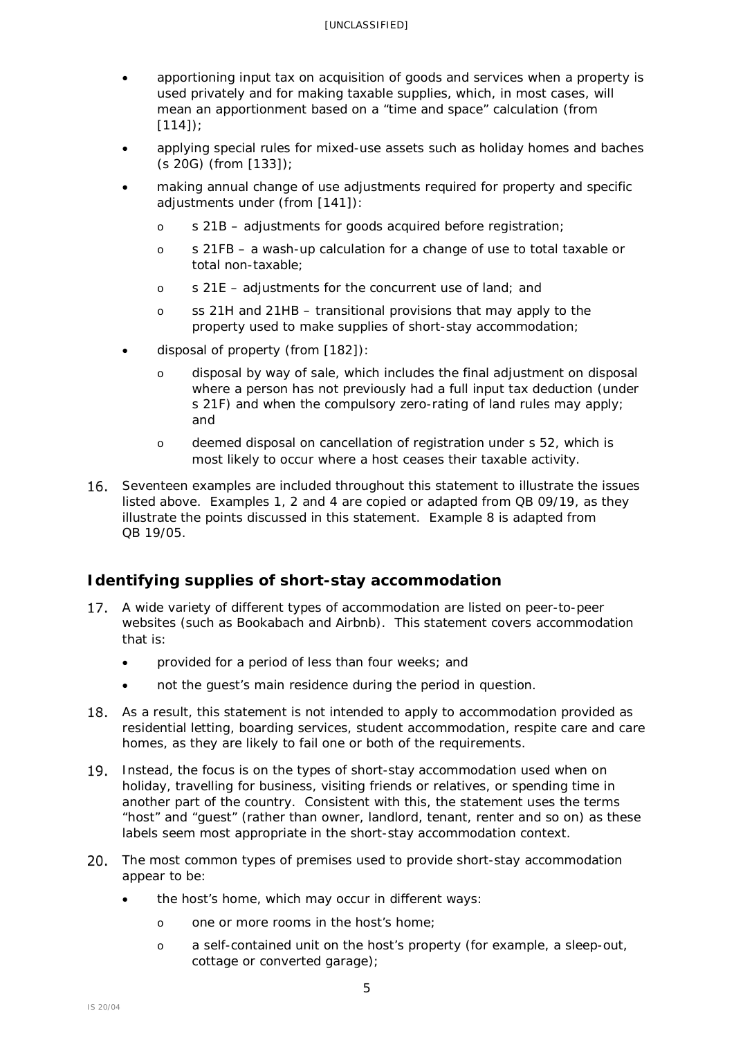- apportioning input tax on acquisition of goods and services when a property is used privately and for making taxable supplies, which, in most cases, will mean an apportionment based on a "time and space" calculation (from [114]);
- applying special rules for mixed-use assets such as holiday homes and baches (s 20G) (from [133]);
- making annual change of use adjustments required for property and specific adjustments under (from [141]):
  - s 21B – adjustments for goods acquired before registration;
  - s 21FB – a wash-up calculation for a change of use to total taxable or total non-taxable;
  - s 21E – adjustments for the concurrent use of land; and
  - ss 21H and 21HB – transitional provisions that may apply to the property used to make supplies of short-stay accommodation;
- disposal of property (from [182]):
  - disposal by way of sale, which includes the final adjustment on disposal where a person has not previously had a full input tax deduction (under s 21F) and when the compulsory zero-rating of land rules may apply; and
  - deemed disposal on cancellation of registration under s 52, which is most likely to occur where a host ceases their taxable activity.

16. Seventeen examples are included throughout this statement to illustrate the issues listed above. Examples 1, 2 and 4 are copied or adapted from QB 09/19, as they illustrate the points discussed in this statement. Example 8 is adapted from QB 19/05.

## Identifying supplies of short-stay accommodation

17. A wide variety of different types of accommodation are listed on peer-to-peer websites (such as Bookabach and Airbnb). This statement covers accommodation that is:
    - provided for a period of less than four weeks; and
    - not the guest's main residence during the period in question.

18. As a result, this statement is not intended to apply to accommodation provided as residential letting, boarding services, student accommodation, respite care and care homes, as they are likely to fail one or both of the requirements.

19. Instead, the focus is on the types of short-stay accommodation used when on holiday, travelling for business, visiting friends or relatives, or spending time in another part of the country. Consistent with this, the statement uses the terms "host" and "guest" (rather than owner, landlord, tenant, renter and so on) as these labels seem most appropriate in the short-stay accommodation context.

20. The most common types of premises used to provide short-stay accommodation appear to be:
    - the host's home, which may occur in different ways:
      - one or more rooms in the host's home;
      - a self-contained unit on the host's property (for example, a sleep-out, cottage or converted garage);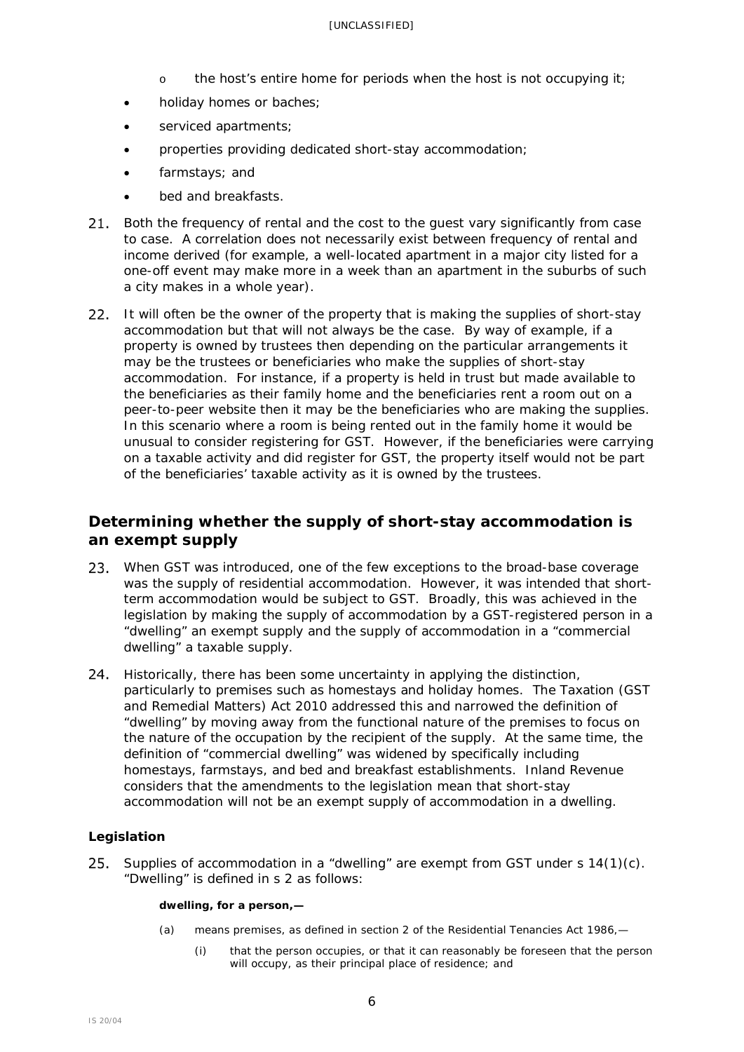- the host's entire home for periods when the host is not occupying it;
- holiday homes or baches;
- serviced apartments;
- properties providing dedicated short-stay accommodation;
- farmstays; and
- bed and breakfasts.

21. Both the frequency of rental and the cost to the guest vary significantly from case to case. A correlation does not necessarily exist between frequency of rental and income derived (for example, a well-located apartment in a major city listed for a one-off event may make more in a week than an apartment in the suburbs of such a city makes in a whole year).

22. It will often be the owner of the property that is making the supplies of short-stay accommodation but that will not always be the case. By way of example, if a property is owned by trustees then depending on the particular arrangements it may be the trustees or beneficiaries who make the supplies of short-stay accommodation. For instance, if a property is held in trust but made available to the beneficiaries as their family home and the beneficiaries rent a room out on a peer-to-peer website then it may be the beneficiaries who are making the supplies. In this scenario where a room is being rented out in the family home it would be unusual to consider registering for GST. However, if the beneficiaries were carrying on a taxable activity and did register for GST, the property itself would not be part of the beneficiaries' taxable activity as it is owned by the trustees.

## Determining whether the supply of short-stay accommodation is an exempt supply

23. When GST was introduced, one of the few exceptions to the broad-base coverage was the supply of residential accommodation. However, it was intended that short-term accommodation would be subject to GST. Broadly, this was achieved in the legislation by making the supply of accommodation by a GST-registered person in a "dwelling" an exempt supply and the supply of accommodation in a "commercial dwelling" a taxable supply.

24. Historically, there has been some uncertainty in applying the distinction, particularly to premises such as homestays and holiday homes. The Taxation (GST and Remedial Matters) Act 2010 addressed this and narrowed the definition of "dwelling" by moving away from the functional nature of the premises to focus on the nature of the occupation by the recipient of the supply. At the same time, the definition of "commercial dwelling" was widened by specifically including homestays, farmstays, and bed and breakfast establishments. Inland Revenue considers that the amendments to the legislation mean that short-stay accommodation will not be an exempt supply of accommodation in a dwelling.

### Legislation

25. Supplies of accommodation in a "dwelling" are exempt from GST under s 14(1)(c). "Dwelling" is defined in s 2 as follows:

> **dwelling, for a person,—**
>
> (a) means premises, as defined in section 2 of the Residential Tenancies Act 1986,—
>
> (i) that the person occupies, or that it can reasonably be foreseen that the person will occupy, as their principal place of residence; and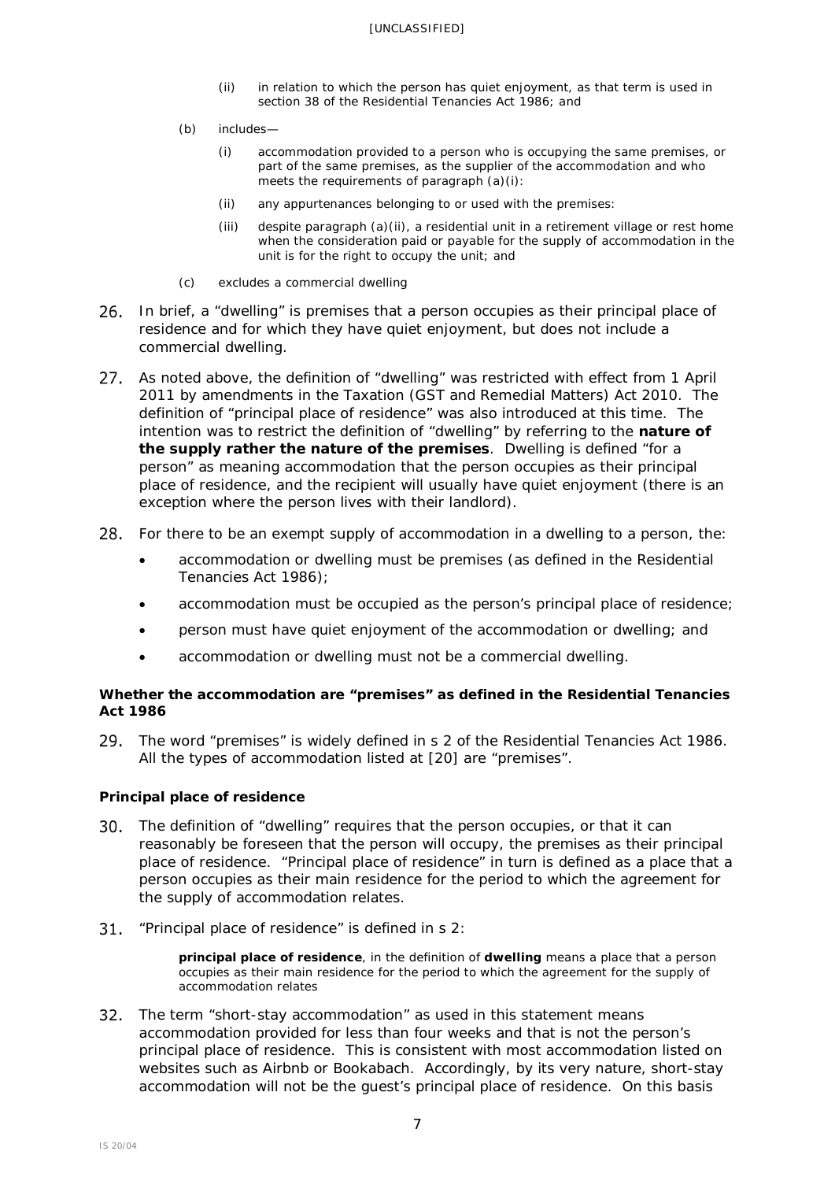(ii) in relation to which the person has quiet enjoyment, as that term is used in section 38 of the Residential Tenancies Act 1986; and

(b) includes—

(i) accommodation provided to a person who is occupying the same premises, or part of the same premises, as the supplier of the accommodation and who meets the requirements of paragraph (a)(i):

(ii) any appurtenances belonging to or used with the premises:

(iii) despite paragraph (a)(ii), a residential unit in a retirement village or rest home when the consideration paid or payable for the supply of accommodation in the unit is for the right to occupy the unit; and

(c) excludes a commercial dwelling

26. In brief, a "dwelling" is premises that a person occupies as their principal place of residence and for which they have quiet enjoyment, but does not include a commercial dwelling.

27. As noted above, the definition of "dwelling" was restricted with effect from 1 April 2011 by amendments in the Taxation (GST and Remedial Matters) Act 2010. The definition of "principal place of residence" was also introduced at this time. The intention was to restrict the definition of "dwelling" by referring to the **nature of the supply rather the nature of the premises**. Dwelling is defined "for a person" as meaning accommodation that the person occupies as their principal place of residence, and the recipient will usually have quiet enjoyment (there is an exception where the person lives with their landlord).

28. For there to be an exempt supply of accommodation in a dwelling to a person, the:

- accommodation or dwelling must be premises (as defined in the Residential Tenancies Act 1986);
- accommodation must be occupied as the person's principal place of residence;
- person must have quiet enjoyment of the accommodation or dwelling; and
- accommodation or dwelling must not be a commercial dwelling.

### Whether the accommodation are "premises" as defined in the Residential Tenancies Act 1986

29. The word "premises" is widely defined in s 2 of the Residential Tenancies Act 1986. All the types of accommodation listed at [20] are "premises".

### Principal place of residence

30. The definition of "dwelling" requires that the person occupies, or that it can reasonably be foreseen that the person will occupy, the premises as their principal place of residence. "Principal place of residence" in turn is defined as a place that a person occupies as their main residence for the period to which the agreement for the supply of accommodation relates.

31. "Principal place of residence" is defined in s 2:

> **principal place of residence**, in the definition of **dwelling** means a place that a person occupies as their main residence for the period to which the agreement for the supply of accommodation relates

32. The term "short-stay accommodation" as used in this statement means accommodation provided for less than four weeks and that is not the person's principal place of residence. This is consistent with most accommodation listed on websites such as Airbnb or Bookabach. Accordingly, by its very nature, short-stay accommodation will not be the guest's principal place of residence. On this basis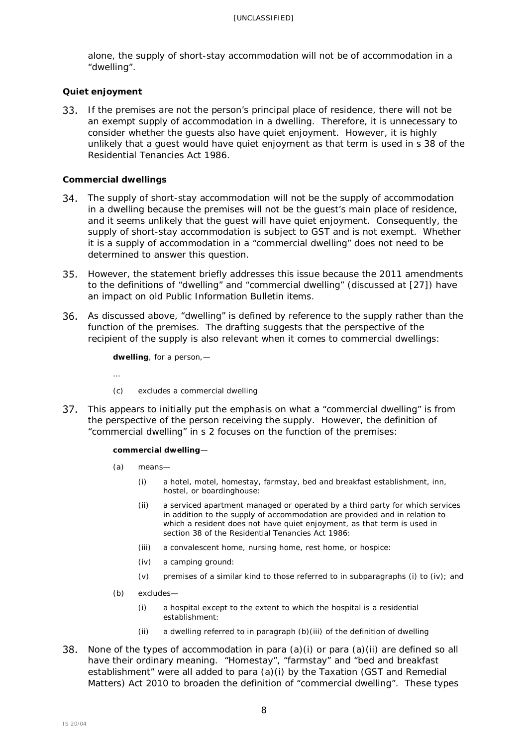alone, the supply of short-stay accommodation will not be of accommodation in a "dwelling".

### Quiet enjoyment

33. If the premises are not the person's principal place of residence, there will not be an exempt supply of accommodation in a dwelling. Therefore, it is unnecessary to consider whether the guests also have quiet enjoyment. However, it is highly unlikely that a guest would have quiet enjoyment as that term is used in s 38 of the Residential Tenancies Act 1986.

### Commercial dwellings

34. The supply of short-stay accommodation will not be the supply of accommodation in a dwelling because the premises will not be the guest's main place of residence, and it seems unlikely that the guest will have quiet enjoyment. Consequently, the supply of short-stay accommodation is subject to GST and is not exempt. Whether it is a supply of accommodation in a "commercial dwelling" does not need to be determined to answer this question.

35. However, the statement briefly addresses this issue because the 2011 amendments to the definitions of "dwelling" and "commercial dwelling" (discussed at [27]) have an impact on old Public Information Bulletin items.

36. As discussed above, "dwelling" is defined by reference to the supply rather than the function of the premises. The drafting suggests that the perspective of the recipient of the supply is also relevant when it comes to commercial dwellings:

> **dwelling**, for a person,—
>
> …
>
> (c) excludes a commercial dwelling

37. This appears to initially put the emphasis on what a "commercial dwelling" is from the perspective of the person receiving the supply. However, the definition of "commercial dwelling" in s 2 focuses on the function of the premises:

> **commercial dwelling**—
>
> (a) means—
>
> (i) a hotel, motel, homestay, farmstay, bed and breakfast establishment, inn, hostel, or boardinghouse:
>
> (ii) a serviced apartment managed or operated by a third party for which services in addition to the supply of accommodation are provided and in relation to which a resident does not have quiet enjoyment, as that term is used in section 38 of the Residential Tenancies Act 1986:
>
> (iii) a convalescent home, nursing home, rest home, or hospice:
>
> (iv) a camping ground:
>
> (v) premises of a similar kind to those referred to in subparagraphs (i) to (iv); and
>
> (b) excludes—
>
> (i) a hospital except to the extent to which the hospital is a residential establishment:
>
> (ii) a dwelling referred to in paragraph (b)(iii) of the definition of dwelling

38. None of the types of accommodation in para (a)(i) or para (a)(ii) are defined so all have their ordinary meaning. "Homestay", "farmstay" and "bed and breakfast establishment" were all added to para (a)(i) by the Taxation (GST and Remedial Matters) Act 2010 to broaden the definition of "commercial dwelling". These types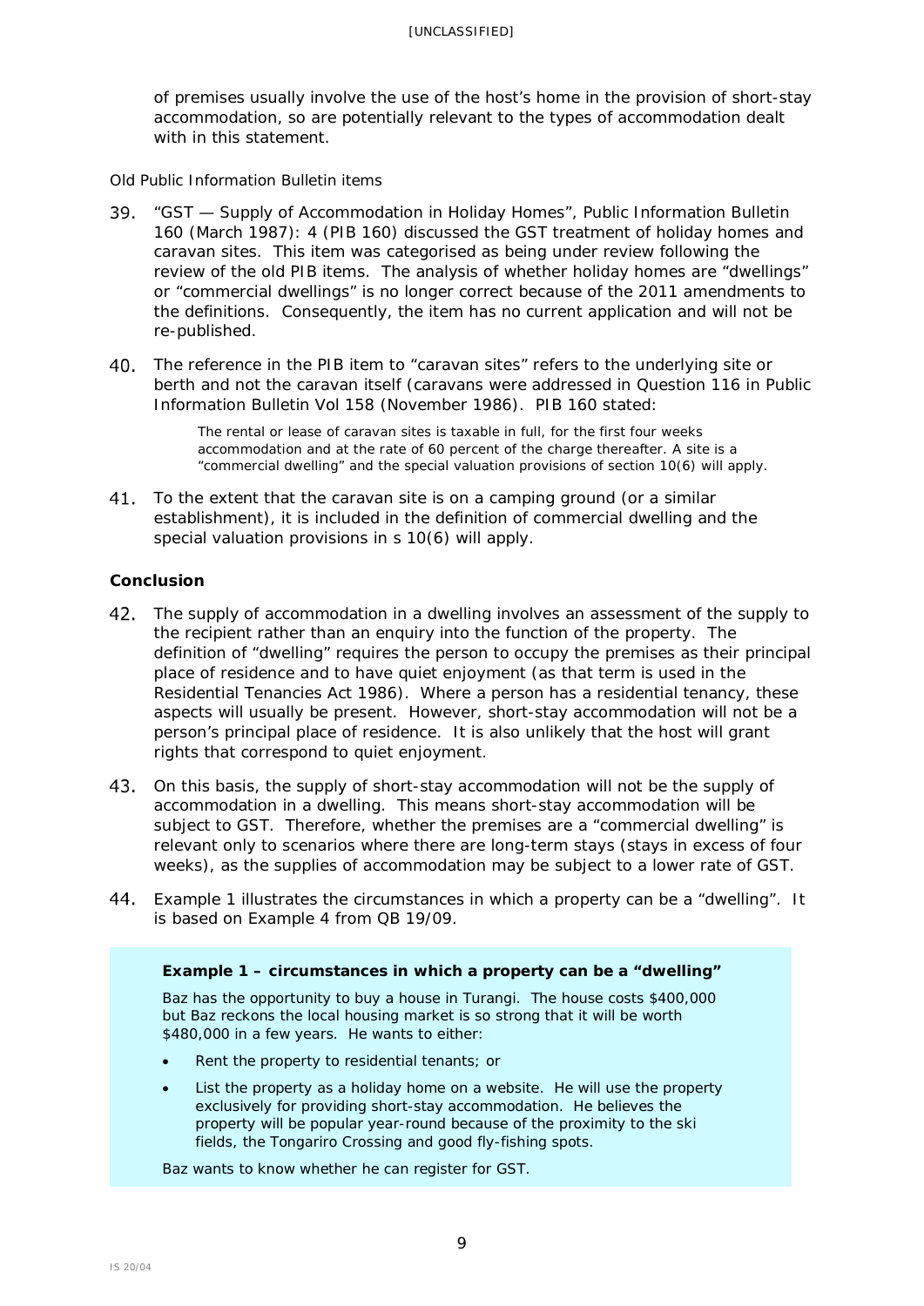of premises usually involve the use of the host's home in the provision of short-stay accommodation, so are potentially relevant to the types of accommodation dealt with in this statement.

*Old Public Information Bulletin items*

39. "GST — Supply of Accommodation in Holiday Homes", Public Information Bulletin 160 (March 1987): 4 (PIB 160) discussed the GST treatment of holiday homes and caravan sites. This item was categorised as being under review following the review of the old PIB items. The analysis of whether holiday homes are "dwellings" or "commercial dwellings" is no longer correct because of the 2011 amendments to the definitions. Consequently, the item has no current application and will not be re-published.

40. The reference in the PIB item to "caravan sites" refers to the underlying site or berth and not the caravan itself (caravans were addressed in Question 116 in Public Information Bulletin Vol 158 (November 1986). PIB 160 stated:

> The rental or lease of caravan sites is taxable in full, for the first four weeks accommodation and at the rate of 60 percent of the charge thereafter. A site is a "commercial dwelling" and the special valuation provisions of section 10(6) will apply.

41. To the extent that the caravan site is on a camping ground (or a similar establishment), it is included in the definition of commercial dwelling and the special valuation provisions in s 10(6) will apply.

## Conclusion

42. The supply of accommodation in a dwelling involves an assessment of the supply to the recipient rather than an enquiry into the function of the property. The definition of "dwelling" requires the person to occupy the premises as their principal place of residence and to have quiet enjoyment (as that term is used in the Residential Tenancies Act 1986). Where a person has a residential tenancy, these aspects will usually be present. However, short-stay accommodation will not be a person's principal place of residence. It is also unlikely that the host will grant rights that correspond to quiet enjoyment.

43. On this basis, the supply of short-stay accommodation will not be the supply of accommodation in a dwelling. This means short-stay accommodation will be subject to GST. Therefore, whether the premises are a "commercial dwelling" is relevant only to scenarios where there are long-term stays (stays in excess of four weeks), as the supplies of accommodation may be subject to a lower rate of GST.

44. Example 1 illustrates the circumstances in which a property can be a "dwelling". It is based on Example 4 from QB 19/09.

**Example 1 – circumstances in which a property can be a "dwelling"**

Baz has the opportunity to buy a house in Turangi. The house costs $400,000 but Baz reckons the local housing market is so strong that it will be worth $480,000 in a few years. He wants to either:

- Rent the property to residential tenants; or
- List the property as a holiday home on a website. He will use the property exclusively for providing short-stay accommodation. He believes the property will be popular year-round because of the proximity to the ski fields, the Tongariro Crossing and good fly-fishing spots.

Baz wants to know whether he can register for GST.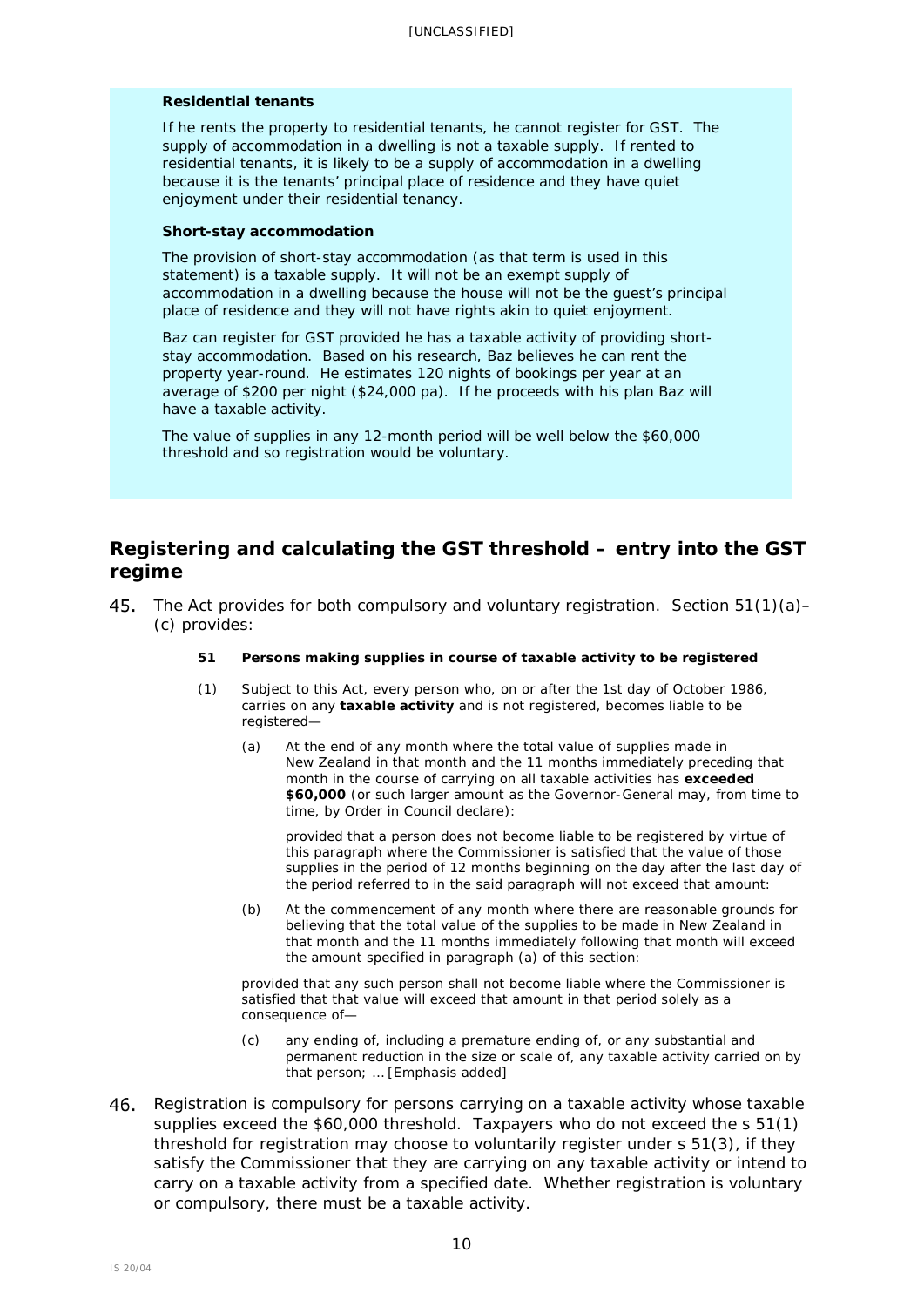**Residential tenants**

If he rents the property to residential tenants, he cannot register for GST. The supply of accommodation in a dwelling is not a taxable supply. If rented to residential tenants, it is likely to be a supply of accommodation in a dwelling because it is the tenants' principal place of residence and they have quiet enjoyment under their residential tenancy.

**Short-stay accommodation**

The provision of short-stay accommodation (as that term is used in this statement) is a taxable supply. It will not be an exempt supply of accommodation in a dwelling because the house will not be the guest's principal place of residence and they will not have rights akin to quiet enjoyment.

Baz can register for GST provided he has a taxable activity of providing short-stay accommodation. Based on his research, Baz believes he can rent the property year-round. He estimates 120 nights of bookings per year at an average of $200 per night ($24,000 pa). If he proceeds with his plan Baz will have a taxable activity.

The value of supplies in any 12-month period will be well below the $60,000 threshold and so registration would be voluntary.

## Registering and calculating the GST threshold – entry into the GST regime

45. The Act provides for both compulsory and voluntary registration. Section 51(1)(a)–(c) provides:

> **51 Persons making supplies in course of taxable activity to be registered**
>
> (1) Subject to this Act, every person who, on or after the 1st day of October 1986, carries on any **taxable activity** and is not registered, becomes liable to be registered—
>
> (a) At the end of any month where the total value of supplies made in New Zealand in that month and the 11 months immediately preceding that month in the course of carrying on all taxable activities has **exceeded $60,000** (or such larger amount as the Governor-General may, from time to time, by Order in Council declare):
>
> provided that a person does not become liable to be registered by virtue of this paragraph where the Commissioner is satisfied that the value of those supplies in the period of 12 months beginning on the day after the last day of the period referred to in the said paragraph will not exceed that amount:
>
> (b) At the commencement of any month where there are reasonable grounds for believing that the total value of the supplies to be made in New Zealand in that month and the 11 months immediately following that month will exceed the amount specified in paragraph (a) of this section:
>
> provided that any such person shall not become liable where the Commissioner is satisfied that that value will exceed that amount in that period solely as a consequence of—
>
> (c) any ending of, including a premature ending of, or any substantial and permanent reduction in the size or scale of, any taxable activity carried on by that person; … [Emphasis added]

46. Registration is compulsory for persons carrying on a taxable activity whose taxable supplies exceed the $60,000 threshold. Taxpayers who do not exceed the s 51(1) threshold for registration may choose to voluntarily register under s 51(3), if they satisfy the Commissioner that they are carrying on any taxable activity or intend to carry on a taxable activity from a specified date. Whether registration is voluntary or compulsory, there must be a taxable activity.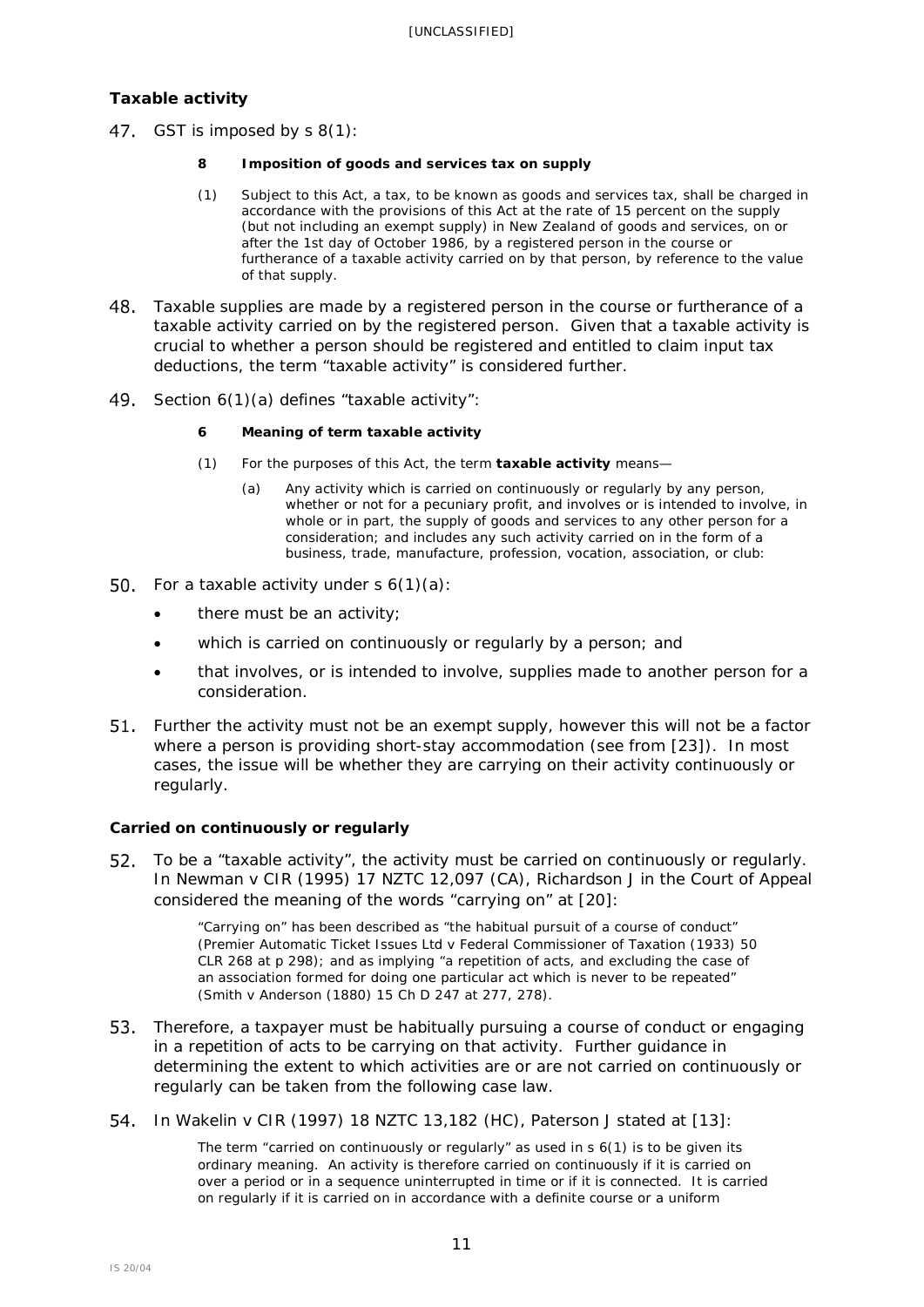### Taxable activity

47. GST is imposed by s 8(1):

> **8 Imposition of goods and services tax on supply**
>
> (1) Subject to this Act, a tax, to be known as goods and services tax, shall be charged in accordance with the provisions of this Act at the rate of 15 percent on the supply (but not including an exempt supply) in New Zealand of goods and services, on or after the 1st day of October 1986, by a registered person in the course or furtherance of a taxable activity carried on by that person, by reference to the value of that supply.

48. Taxable supplies are made by a registered person in the course or furtherance of a taxable activity carried on by the registered person. Given that a taxable activity is crucial to whether a person should be registered and entitled to claim input tax deductions, the term "taxable activity" is considered further.

49. Section 6(1)(a) defines "taxable activity":

> **6 Meaning of term taxable activity**
>
> (1) For the purposes of this Act, the term **taxable activity** means—
>
> (a) Any activity which is carried on continuously or regularly by any person, whether or not for a pecuniary profit, and involves or is intended to involve, in whole or in part, the supply of goods and services to any other person for a consideration; and includes any such activity carried on in the form of a business, trade, manufacture, profession, vocation, association, or club:

50. For a taxable activity under s 6(1)(a):

- there must be an activity;
- which is carried on continuously or regularly by a person; and
- that involves, or is intended to involve, supplies made to another person for a consideration.

51. Further the activity must not be an exempt supply, however this will not be a factor where a person is providing short-stay accommodation (see from [23]). In most cases, the issue will be whether they are carrying on their activity continuously or regularly.

### Carried on continuously or regularly

52. To be a "taxable activity", the activity must be carried on continuously or regularly. In *Newman v CIR* (1995) 17 NZTC 12,097 (CA), Richardson J in the Court of Appeal considered the meaning of the words "carrying on" at [20]:

> "Carrying on" has been described as "the habitual pursuit of a course of conduct" (*Premier Automatic Ticket Issues Ltd v Federal Commissioner of Taxation* (1933) 50 CLR 268 at p 298); and as implying "a repetition of acts, and excluding the case of an association formed for doing one particular act which is never to be repeated" (*Smith v Anderson* (1880) 15 Ch D 247 at 277, 278).

53. Therefore, a taxpayer must be habitually pursuing a course of conduct or engaging in a repetition of acts to be carrying on that activity. Further guidance in determining the extent to which activities are or are not carried on continuously or regularly can be taken from the following case law.

54. In *Wakelin v CIR* (1997) 18 NZTC 13,182 (HC), Paterson J stated at [13]:

> The term "carried on continuously or regularly" as used in s 6(1) is to be given its ordinary meaning. An activity is therefore carried on continuously if it is carried on over a period or in a sequence uninterrupted in time or if it is connected. It is carried on regularly if it is carried on in accordance with a definite course or a uniform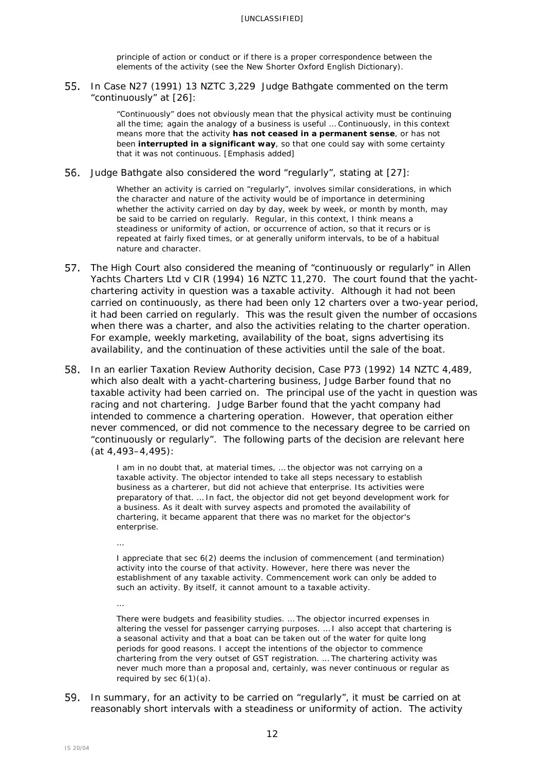principle of action or conduct or if there is a proper correspondence between the elements of the activity (see the New Shorter Oxford English Dictionary).

55. In *Case N27* (1991) 13 NZTC 3,229 Judge Bathgate commented on the term "continuously" at [26]:

> "Continuously" does not obviously mean that the physical activity must be continuing all the time; again the analogy of a business is useful … Continuously, in this context means more that the activity **has not ceased in a permanent sense**, or has not been **interrupted in a significant way**, so that one could say with some certainty that it was not continuous. [Emphasis added]

56. Judge Bathgate also considered the word "regularly", stating at [27]:

> Whether an activity is carried on "regularly", involves similar considerations, in which the character and nature of the activity would be of importance in determining whether the activity carried on day by day, week by week, or month by month, may be said to be carried on regularly. Regular, in this context, I think means a steadiness or uniformity of action, or occurrence of action, so that it recurs or is repeated at fairly fixed times, or at generally uniform intervals, to be of a habitual nature and character.

57. The High Court also considered the meaning of "continuously or regularly" in *Allen Yachts Charters Ltd v CIR* (1994) 16 NZTC 11,270. The court found that the yacht-chartering activity in question was a taxable activity. Although it had not been carried on continuously, as there had been only 12 charters over a two-year period, it had been carried on regularly. This was the result given the number of occasions when there was a charter, and also the activities relating to the charter operation. For example, weekly marketing, availability of the boat, signs advertising its availability, and the continuation of these activities until the sale of the boat.

58. In an earlier Taxation Review Authority decision, *Case P73* (1992) 14 NZTC 4,489, which also dealt with a yacht-chartering business, Judge Barber found that no taxable activity had been carried on. The principal use of the yacht in question was racing and not chartering. Judge Barber found that the yacht company had intended to commence a chartering operation. However, that operation either never commenced, or did not commence to the necessary degree to be carried on "continuously or regularly". The following parts of the decision are relevant here (at 4,493–4,495):

> I am in no doubt that, at material times, … the objector was not carrying on a taxable activity. The objector intended to take all steps necessary to establish business as a charterer, but did not achieve that enterprise. Its activities were preparatory of that. … In fact, the objector did not get beyond development work for a business. As it dealt with survey aspects and promoted the availability of chartering, it became apparent that there was no market for the objector's enterprise.
>
> …
>
> I appreciate that sec 6(2) deems the inclusion of commencement (and termination) activity into the course of that activity. However, here there was never the establishment of any taxable activity. Commencement work can only be added to such an activity. By itself, it cannot amount to a taxable activity.
>
> …
>
> There were budgets and feasibility studies. … The objector incurred expenses in altering the vessel for passenger carrying purposes. … I also accept that chartering is a seasonal activity and that a boat can be taken out of the water for quite long periods for good reasons. I accept the intentions of the objector to commence chartering from the very outset of GST registration. … The chartering activity was never much more than a proposal and, certainly, was never continuous or regular as required by sec 6(1)(a).

59. In summary, for an activity to be carried on "regularly", it must be carried on at reasonably short intervals with a steadiness or uniformity of action. The activity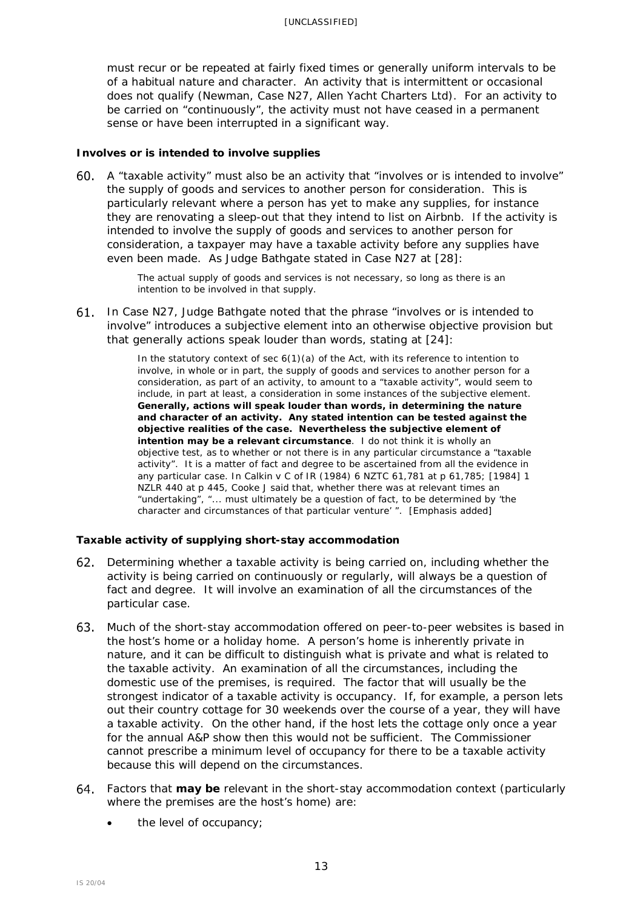must recur or be repeated at fairly fixed times or generally uniform intervals to be of a habitual nature and character. An activity that is intermittent or occasional does not qualify (*Newman*, *Case N27*, *Allen Yacht Charters Ltd*). For an activity to be carried on "continuously", the activity must not have ceased in a permanent sense or have been interrupted in a significant way.

### Involves or is intended to involve supplies

60. A "taxable activity" must also be an activity that "involves or is intended to involve" the supply of goods and services to another person for consideration. This is particularly relevant where a person has yet to make any supplies, for instance they are renovating a sleep-out that they intend to list on Airbnb. If the activity is intended to involve the supply of goods and services to another person for consideration, a taxpayer may have a taxable activity before any supplies have even been made. As Judge Bathgate stated in *Case N27* at [28]:

> The actual supply of goods and services is not necessary, so long as there is an intention to be involved in that supply.

61. In *Case N27*, Judge Bathgate noted that the phrase "involves or is intended to involve" introduces a subjective element into an otherwise objective provision but that generally actions speak louder than words, stating at [24]:

> In the statutory context of sec 6(1)(a) of the Act, with its reference to intention to involve, in whole or in part, the supply of goods and services to another person for a consideration, as part of an activity, to amount to a "taxable activity", would seem to include, in part at least, a consideration in some instances of the subjective element. **Generally, actions will speak louder than words, in determining the nature and character of an activity. Any stated intention can be tested against the objective realities of the case. Nevertheless the subjective element of intention may be a relevant circumstance**. I do not think it is wholly an objective test, as to whether or not there is in any particular circumstance a "taxable activity". It is a matter of fact and degree to be ascertained from all the evidence in any particular case. In *Calkin v C of IR* (1984) 6 NZTC 61,781 at p 61,785; [1984] 1 NZLR 440 at p 445, Cooke J said that, whether there was at relevant times an "undertaking", "... must ultimately be a question of fact, to be determined by 'the character and circumstances of that particular venture' ". [Emphasis added]

### Taxable activity of supplying short-stay accommodation

62. Determining whether a taxable activity is being carried on, including whether the activity is being carried on continuously or regularly, will always be a question of fact and degree. It will involve an examination of all the circumstances of the particular case.

63. Much of the short-stay accommodation offered on peer-to-peer websites is based in the host's home or a holiday home. A person's home is inherently private in nature, and it can be difficult to distinguish what is private and what is related to the taxable activity. An examination of all the circumstances, including the domestic use of the premises, is required. The factor that will usually be the strongest indicator of a taxable activity is occupancy. If, for example, a person lets out their country cottage for 30 weekends over the course of a year, they will have a taxable activity. On the other hand, if the host lets the cottage only once a year for the annual A&P show then this would not be sufficient. The Commissioner cannot prescribe a minimum level of occupancy for there to be a taxable activity because this will depend on the circumstances.

64. Factors that **may be** relevant in the short-stay accommodation context (particularly where the premises are the host's home) are:

- the level of occupancy;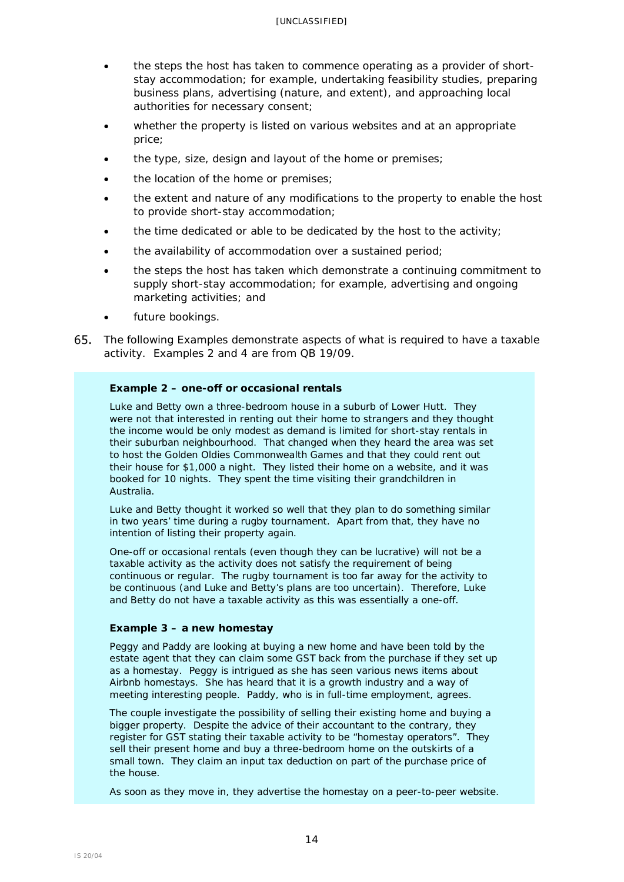- the steps the host has taken to commence operating as a provider of short-stay accommodation; for example, undertaking feasibility studies, preparing business plans, advertising (nature, and extent), and approaching local authorities for necessary consent;
- whether the property is listed on various websites and at an appropriate price;
- the type, size, design and layout of the home or premises;
- the location of the home or premises;
- the extent and nature of any modifications to the property to enable the host to provide short-stay accommodation;
- the time dedicated or able to be dedicated by the host to the activity;
- the availability of accommodation over a sustained period;
- the steps the host has taken which demonstrate a continuing commitment to supply short-stay accommodation; for example, advertising and ongoing marketing activities; and
- future bookings.

65. The following Examples demonstrate aspects of what is required to have a taxable activity. Examples 2 and 4 are from QB 19/09.

**Example 2 – one-off or occasional rentals**

Luke and Betty own a three-bedroom house in a suburb of Lower Hutt. They were not that interested in renting out their home to strangers and they thought the income would be only modest as demand is limited for short-stay rentals in their suburban neighbourhood. That changed when they heard the area was set to host the Golden Oldies Commonwealth Games and that they could rent out their house for $1,000 a night. They listed their home on a website, and it was booked for 10 nights. They spent the time visiting their grandchildren in Australia.

Luke and Betty thought it worked so well that they plan to do something similar in two years' time during a rugby tournament. Apart from that, they have no intention of listing their property again.

One-off or occasional rentals (even though they can be lucrative) will not be a taxable activity as the activity does not satisfy the requirement of being continuous or regular. The rugby tournament is too far away for the activity to be continuous (and Luke and Betty's plans are too uncertain). Therefore, Luke and Betty do not have a taxable activity as this was essentially a one-off.

**Example 3 – a new homestay**

Peggy and Paddy are looking at buying a new home and have been told by the estate agent that they can claim some GST back from the purchase if they set up as a homestay. Peggy is intrigued as she has seen various news items about Airbnb homestays. She has heard that it is a growth industry and a way of meeting interesting people. Paddy, who is in full-time employment, agrees.

The couple investigate the possibility of selling their existing home and buying a bigger property. Despite the advice of their accountant to the contrary, they register for GST stating their taxable activity to be "homestay operators". They sell their present home and buy a three-bedroom home on the outskirts of a small town. They claim an input tax deduction on part of the purchase price of the house.

As soon as they move in, they advertise the homestay on a peer-to-peer website.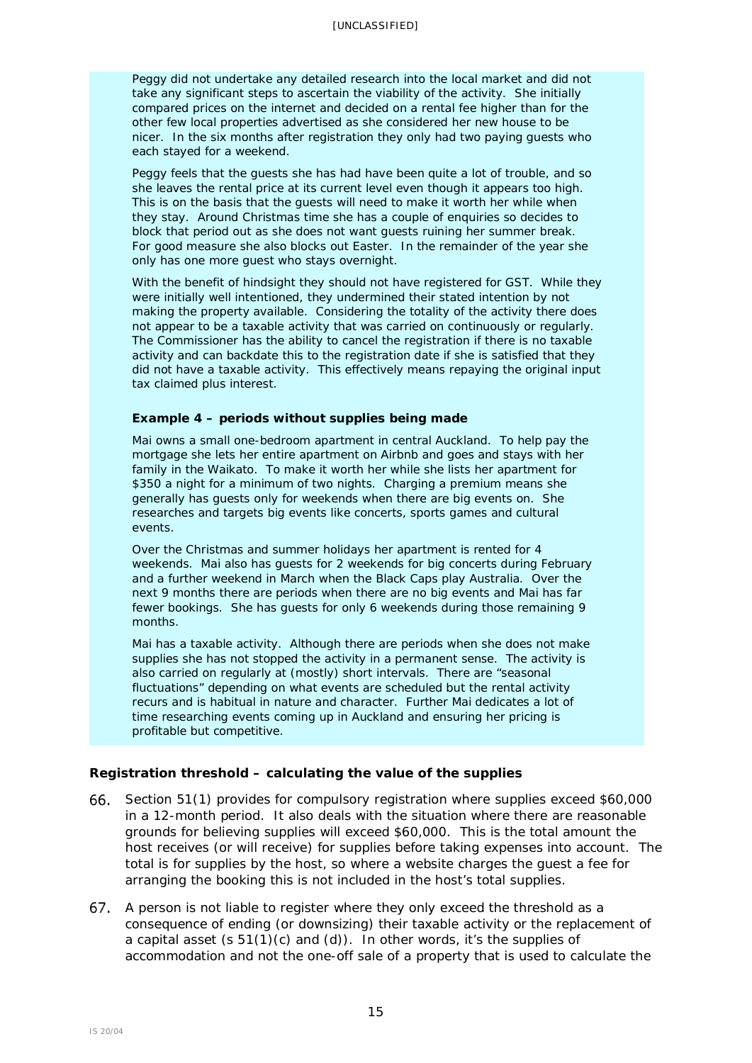Peggy did not undertake any detailed research into the local market and did not take any significant steps to ascertain the viability of the activity. She initially compared prices on the internet and decided on a rental fee higher than for the other few local properties advertised as she considered her new house to be nicer. In the six months after registration they only had two paying guests who each stayed for a weekend.

Peggy feels that the guests she has had have been quite a lot of trouble, and so she leaves the rental price at its current level even though it appears too high. This is on the basis that the guests will need to make it worth her while when they stay. Around Christmas time she has a couple of enquiries so decides to block that period out as she does not want guests ruining her summer break. For good measure she also blocks out Easter. In the remainder of the year she only has one more guest who stays overnight.

With the benefit of hindsight they should not have registered for GST. While they were initially well intentioned, they undermined their stated intention by not making the property available. Considering the totality of the activity there does not appear to be a taxable activity that was carried on continuously or regularly. The Commissioner has the ability to cancel the registration if there is no taxable activity and can backdate this to the registration date if she is satisfied that they did not have a taxable activity. This effectively means repaying the original input tax claimed plus interest.

**Example 4 – periods without supplies being made**

Mai owns a small one-bedroom apartment in central Auckland. To help pay the mortgage she lets her entire apartment on Airbnb and goes and stays with her family in the Waikato. To make it worth her while she lists her apartment for $350 a night for a minimum of two nights. Charging a premium means she generally has guests only for weekends when there are big events on. She researches and targets big events like concerts, sports games and cultural events.

Over the Christmas and summer holidays her apartment is rented for 4 weekends. Mai also has guests for 2 weekends for big concerts during February and a further weekend in March when the Black Caps play Australia. Over the next 9 months there are periods when there are no big events and Mai has far fewer bookings. She has guests for only 6 weekends during those remaining 9 months.

Mai has a taxable activity. Although there are periods when she does not make supplies she has not stopped the activity in a permanent sense. The activity is also carried on regularly at (mostly) short intervals. There are "seasonal fluctuations" depending on what events are scheduled but the rental activity recurs and is habitual in nature and character. Further Mai dedicates a lot of time researching events coming up in Auckland and ensuring her pricing is profitable but competitive.

### Registration threshold – calculating the value of the supplies

66. Section 51(1) provides for compulsory registration where supplies exceed $60,000 in a 12-month period. It also deals with the situation where there are reasonable grounds for believing supplies will exceed $60,000. This is the total amount the host receives (or will receive) for supplies before taking expenses into account. The total is for supplies by the host, so where a website charges the guest a fee for arranging the booking this is not included in the host's total supplies.

67. A person is not liable to register where they only exceed the threshold as a consequence of ending (or downsizing) their taxable activity or the replacement of a capital asset (s 51(1)(c) and (d)). In other words, it's the supplies of accommodation and not the one-off sale of a property that is used to calculate the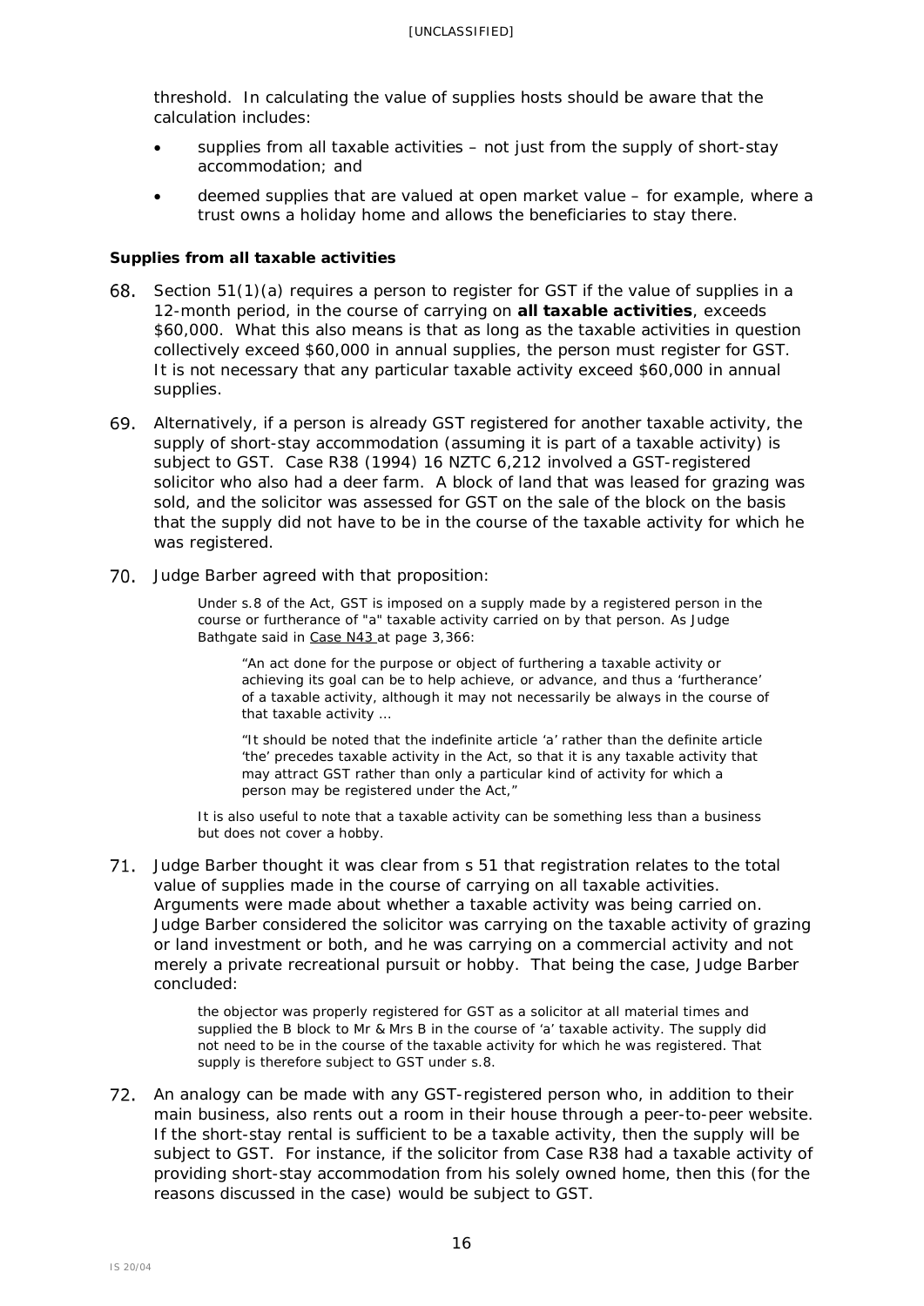threshold. In calculating the value of supplies hosts should be aware that the calculation includes:

- supplies from all taxable activities – not just from the supply of short-stay accommodation; and
- deemed supplies that are valued at open market value – for example, where a trust owns a holiday home and allows the beneficiaries to stay there.

**Supplies from all taxable activities**

68. Section 51(1)(a) requires a person to register for GST if the value of supplies in a 12-month period, in the course of carrying on **all taxable activities**, exceeds $60,000. What this also means is that as long as the taxable activities in question collectively exceed $60,000 in annual supplies, the person must register for GST. It is not necessary that any particular taxable activity exceed $60,000 in annual supplies.

69. Alternatively, if a person is already GST registered for another taxable activity, the supply of short-stay accommodation (assuming it is part of a taxable activity) is subject to GST. *Case R38* (1994) 16 NZTC 6,212 involved a GST-registered solicitor who also had a deer farm. A block of land that was leased for grazing was sold, and the solicitor was assessed for GST on the sale of the block on the basis that the supply did not have to be in the course of the taxable activity for which he was registered.

70. Judge Barber agreed with that proposition:

> Under s.8 of the Act, GST is imposed on a supply made by a registered person in the course or furtherance of "a" taxable activity carried on by that person. As Judge Bathgate said in Case N43 at page 3,366:
>
> > "An act done for the purpose or object of furthering a taxable activity or achieving its goal can be to help achieve, or advance, and thus a 'furtherance' of a taxable activity, although it may not necessarily be always in the course of that taxable activity …
> >
> > "It should be noted that the indefinite article 'a' rather than the definite article 'the' precedes taxable activity in the Act, so that it is any taxable activity that may attract GST rather than only a particular kind of activity for which a person may be registered under the Act,"
>
> It is also useful to note that a taxable activity can be something less than a business but does not cover a hobby.

71. Judge Barber thought it was clear from s 51 that registration relates to the total value of supplies made in the course of carrying on all taxable activities. Arguments were made about whether a taxable activity was being carried on. Judge Barber considered the solicitor was carrying on the taxable activity of grazing or land investment or both, and he was carrying on a commercial activity and not merely a private recreational pursuit or hobby. That being the case, Judge Barber concluded:

> the objector was properly registered for GST as a solicitor at all material times and supplied the B block to Mr & Mrs B in the course of 'a' taxable activity. The supply did not need to be in the course of the taxable activity for which he was registered. That supply is therefore subject to GST under s.8.

72. An analogy can be made with any GST-registered person who, in addition to their main business, also rents out a room in their house through a peer-to-peer website. If the short-stay rental is sufficient to be a taxable activity, then the supply will be subject to GST. For instance, if the solicitor from *Case R38* had a taxable activity of providing short-stay accommodation from his solely owned home, then this (for the reasons discussed in the case) would be subject to GST.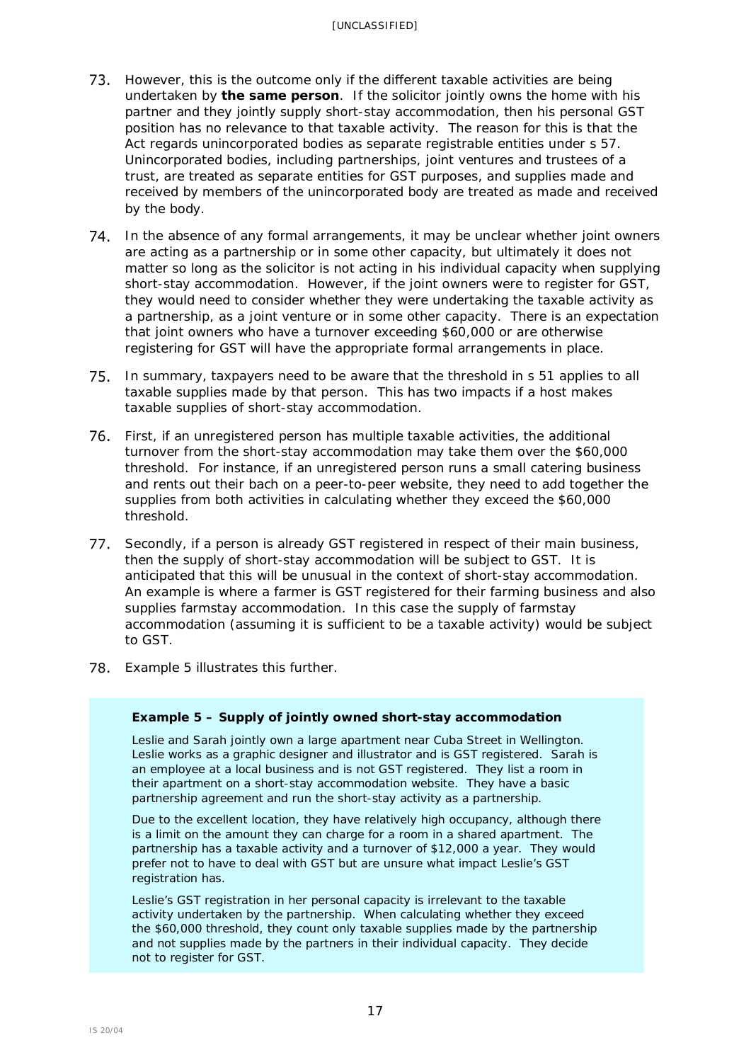73. However, this is the outcome only if the different taxable activities are being undertaken by **the same person**. If the solicitor jointly owns the home with his partner and they jointly supply short-stay accommodation, then his personal GST position has no relevance to that taxable activity. The reason for this is that the Act regards unincorporated bodies as separate registrable entities under s 57. Unincorporated bodies, including partnerships, joint ventures and trustees of a trust, are treated as separate entities for GST purposes, and supplies made and received by members of the unincorporated body are treated as made and received by the body.

74. In the absence of any formal arrangements, it may be unclear whether joint owners are acting as a partnership or in some other capacity, but ultimately it does not matter so long as the solicitor is not acting in his individual capacity when supplying short-stay accommodation. However, if the joint owners were to register for GST, they would need to consider whether they were undertaking the taxable activity as a partnership, as a joint venture or in some other capacity. There is an expectation that joint owners who have a turnover exceeding $60,000 or are otherwise registering for GST will have the appropriate formal arrangements in place.

75. In summary, taxpayers need to be aware that the threshold in s 51 applies to all taxable supplies made by that person. This has two impacts if a host makes taxable supplies of short-stay accommodation.

76. First, if an unregistered person has multiple taxable activities, the additional turnover from the short-stay accommodation may take them over the $60,000 threshold. For instance, if an unregistered person runs a small catering business and rents out their bach on a peer-to-peer website, they need to add together the supplies from both activities in calculating whether they exceed the $60,000 threshold.

77. Secondly, if a person is already GST registered in respect of their main business, then the supply of short-stay accommodation will be subject to GST. It is anticipated that this will be unusual in the context of short-stay accommodation. An example is where a farmer is GST registered for their farming business and also supplies farmstay accommodation. In this case the supply of farmstay accommodation (assuming it is sufficient to be a taxable activity) would be subject to GST.

78. Example 5 illustrates this further.

**Example 5 – Supply of jointly owned short-stay accommodation**

Leslie and Sarah jointly own a large apartment near Cuba Street in Wellington. Leslie works as a graphic designer and illustrator and is GST registered. Sarah is an employee at a local business and is not GST registered. They list a room in their apartment on a short-stay accommodation website. They have a basic partnership agreement and run the short-stay activity as a partnership.

Due to the excellent location, they have relatively high occupancy, although there is a limit on the amount they can charge for a room in a shared apartment. The partnership has a taxable activity and a turnover of $12,000 a year. They would prefer not to have to deal with GST but are unsure what impact Leslie's GST registration has.

Leslie's GST registration in her personal capacity is irrelevant to the taxable activity undertaken by the partnership. When calculating whether they exceed the $60,000 threshold, they count only taxable supplies made by the partnership and not supplies made by the partners in their individual capacity. They decide not to register for GST.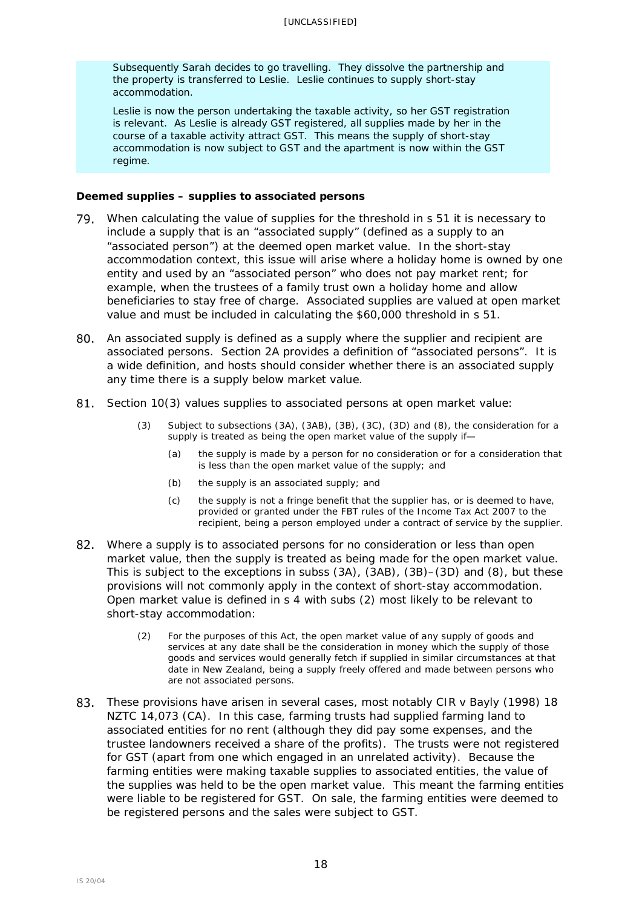Subsequently Sarah decides to go travelling. They dissolve the partnership and the property is transferred to Leslie. Leslie continues to supply short-stay accommodation.

Leslie is now the person undertaking the taxable activity, so her GST registration is relevant. As Leslie is already GST registered, all supplies made by her in the course of a taxable activity attract GST. This means the supply of short-stay accommodation is now subject to GST and the apartment is now within the GST regime.

**Deemed supplies – supplies to associated persons**

79. When calculating the value of supplies for the threshold in s 51 it is necessary to include a supply that is an "associated supply" (defined as a supply to an "associated person") at the deemed open market value. In the short-stay accommodation context, this issue will arise where a holiday home is owned by one entity and used by an "associated person" who does not pay market rent; for example, when the trustees of a family trust own a holiday home and allow beneficiaries to stay free of charge. Associated supplies are valued at open market value and must be included in calculating the $60,000 threshold in s 51.

80. An associated supply is defined as a supply where the supplier and recipient are associated persons. Section 2A provides a definition of "associated persons". It is a wide definition, and hosts should consider whether there is an associated supply any time there is a supply below market value.

81. Section 10(3) values supplies to associated persons at open market value:

> (3) Subject to subsections (3A), (3AB), (3B), (3C), (3D) and (8), the consideration for a supply is treated as being the open market value of the supply if—
>
> (a) the supply is made by a person for no consideration or for a consideration that is less than the open market value of the supply; and
>
> (b) the supply is an associated supply; and
>
> (c) the supply is not a fringe benefit that the supplier has, or is deemed to have, provided or granted under the FBT rules of the Income Tax Act 2007 to the recipient, being a person employed under a contract of service by the supplier.

82. Where a supply is to associated persons for no consideration or less than open market value, then the supply is treated as being made for the open market value. This is subject to the exceptions in subss (3A), (3AB), (3B)–(3D) and (8), but these provisions will not commonly apply in the context of short-stay accommodation. Open market value is defined in s 4 with subs (2) most likely to be relevant to short-stay accommodation:

> (2) For the purposes of this Act, the open market value of any supply of goods and services at any date shall be the consideration in money which the supply of those goods and services would generally fetch if supplied in similar circumstances at that date in New Zealand, being a supply freely offered and made between persons who are not associated persons.

83. These provisions have arisen in several cases, most notably *CIR v Bayly* (1998) 18 NZTC 14,073 (CA). In this case, farming trusts had supplied farming land to associated entities for no rent (although they did pay some expenses, and the trustee landowners received a share of the profits). The trusts were not registered for GST (apart from one which engaged in an unrelated activity). Because the farming entities were making taxable supplies to associated entities, the value of the supplies was held to be the open market value. This meant the farming entities were liable to be registered for GST. On sale, the farming entities were deemed to be registered persons and the sales were subject to GST.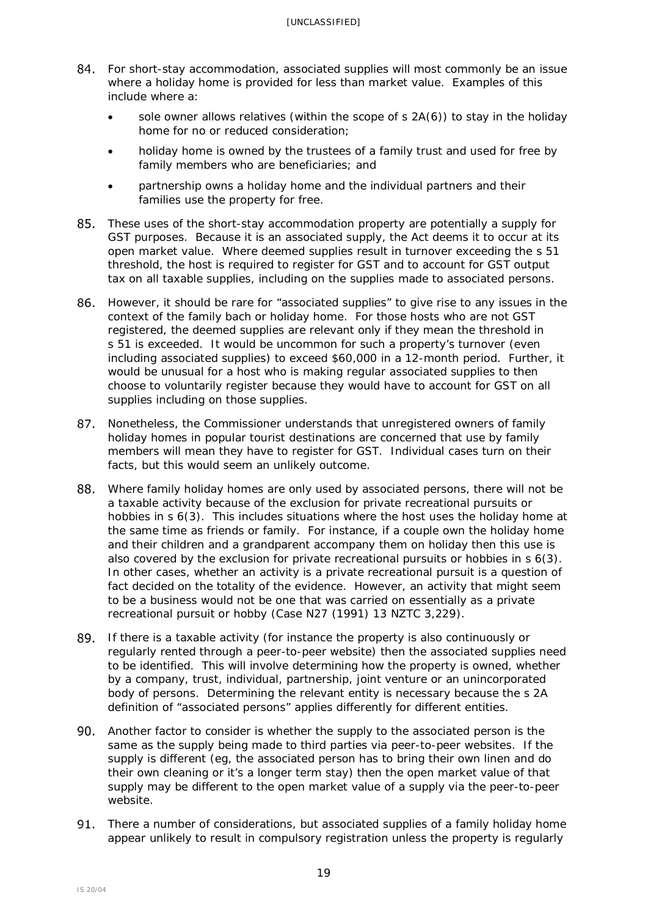84. For short-stay accommodation, associated supplies will most commonly be an issue where a holiday home is provided for less than market value. Examples of this include where a:

- sole owner allows relatives (within the scope of s 2A(6)) to stay in the holiday home for no or reduced consideration;
- holiday home is owned by the trustees of a family trust and used for free by family members who are beneficiaries; and
- partnership owns a holiday home and the individual partners and their families use the property for free.

85. These uses of the short-stay accommodation property are potentially a supply for GST purposes. Because it is an associated supply, the Act deems it to occur at its open market value. Where deemed supplies result in turnover exceeding the s 51 threshold, the host is required to register for GST and to account for GST output tax on all taxable supplies, including on the supplies made to associated persons.

86. However, it should be rare for "associated supplies" to give rise to any issues in the context of the family bach or holiday home. For those hosts who are not GST registered, the deemed supplies are relevant only if they mean the threshold in s 51 is exceeded. It would be uncommon for such a property's turnover (even including associated supplies) to exceed $60,000 in a 12-month period. Further, it would be unusual for a host who is making regular associated supplies to then choose to voluntarily register because they would have to account for GST on all supplies including on those supplies.

87. Nonetheless, the Commissioner understands that unregistered owners of family holiday homes in popular tourist destinations are concerned that use by family members will mean they have to register for GST. Individual cases turn on their facts, but this would seem an unlikely outcome.

88. Where family holiday homes are only used by associated persons, there will not be a taxable activity because of the exclusion for private recreational pursuits or hobbies in s 6(3). This includes situations where the host uses the holiday home at the same time as friends or family. For instance, if a couple own the holiday home and their children and a grandparent accompany them on holiday then this use is also covered by the exclusion for private recreational pursuits or hobbies in s 6(3). In other cases, whether an activity is a private recreational pursuit is a question of fact decided on the totality of the evidence. However, an activity that might seem to be a business would not be one that was carried on essentially as a private recreational pursuit or hobby (*Case N27* (1991) 13 NZTC 3,229).

89. If there is a taxable activity (for instance the property is also continuously or regularly rented through a peer-to-peer website) then the associated supplies need to be identified. This will involve determining how the property is owned, whether by a company, trust, individual, partnership, joint venture or an unincorporated body of persons. Determining the relevant entity is necessary because the s 2A definition of "associated persons" applies differently for different entities.

90. Another factor to consider is whether the supply to the associated person is the same as the supply being made to third parties via peer-to-peer websites. If the supply is different (eg, the associated person has to bring their own linen and do their own cleaning or it's a longer term stay) then the open market value of that supply may be different to the open market value of a supply via the peer-to-peer website.

91. There a number of considerations, but associated supplies of a family holiday home appear unlikely to result in compulsory registration unless the property is regularly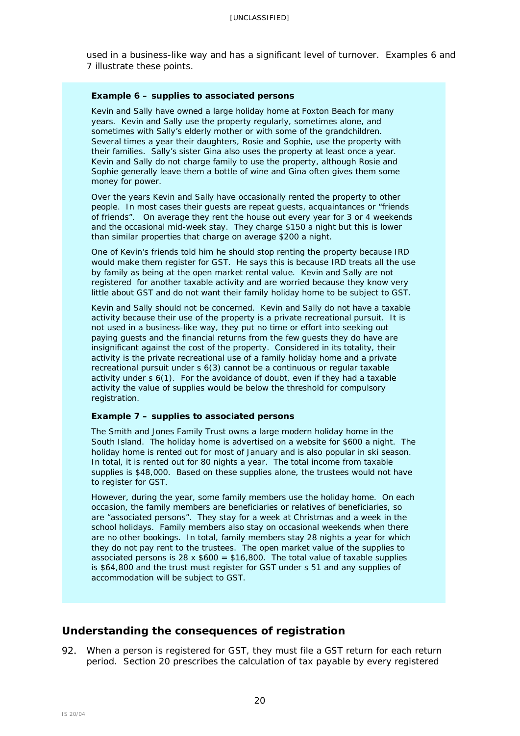used in a business-like way and has a significant level of turnover. Examples 6 and 7 illustrate these points.

> **Example 6 – supplies to associated persons**
>
> Kevin and Sally have owned a large holiday home at Foxton Beach for many years. Kevin and Sally use the property regularly, sometimes alone, and sometimes with Sally's elderly mother or with some of the grandchildren. Several times a year their daughters, Rosie and Sophie, use the property with their families. Sally's sister Gina also uses the property at least once a year. Kevin and Sally do not charge family to use the property, although Rosie and Sophie generally leave them a bottle of wine and Gina often gives them some money for power.
>
> Over the years Kevin and Sally have occasionally rented the property to other people. In most cases their guests are repeat guests, acquaintances or "friends of friends". On average they rent the house out every year for 3 or 4 weekends and the occasional mid-week stay. They charge $150 a night but this is lower than similar properties that charge on average $200 a night.
>
> One of Kevin's friends told him he should stop renting the property because IRD would make them register for GST. He says this is because IRD treats all the use by family as being at the open market rental value. Kevin and Sally are not registered for another taxable activity and are worried because they know very little about GST and do not want their family holiday home to be subject to GST.
>
> Kevin and Sally should not be concerned. Kevin and Sally do not have a taxable activity because their use of the property is a private recreational pursuit. It is not used in a business-like way, they put no time or effort into seeking out paying guests and the financial returns from the few guests they do have are insignificant against the cost of the property. Considered in its totality, their activity is the private recreational use of a family holiday home and a private recreational pursuit under s 6(3) cannot be a continuous or regular taxable activity under s 6(1). For the avoidance of doubt, even if they had a taxable activity the value of supplies would be below the threshold for compulsory registration.
>
> **Example 7 – supplies to associated persons**
>
> The Smith and Jones Family Trust owns a large modern holiday home in the South Island. The holiday home is advertised on a website for $600 a night. The holiday home is rented out for most of January and is also popular in ski season. In total, it is rented out for 80 nights a year. The total income from taxable supplies is $48,000. Based on these supplies alone, the trustees would not have to register for GST.
>
> However, during the year, some family members use the holiday home. On each occasion, the family members are beneficiaries or relatives of beneficiaries, so are "associated persons". They stay for a week at Christmas and a week in the school holidays. Family members also stay on occasional weekends when there are no other bookings. In total, family members stay 28 nights a year for which they do not pay rent to the trustees. The open market value of the supplies to associated persons is 28 x $600 = $16,800. The total value of taxable supplies is $64,800 and the trust must register for GST under s 51 and any supplies of accommodation will be subject to GST.

## Understanding the consequences of registration

92. When a person is registered for GST, they must file a GST return for each return period. Section 20 prescribes the calculation of tax payable by every registered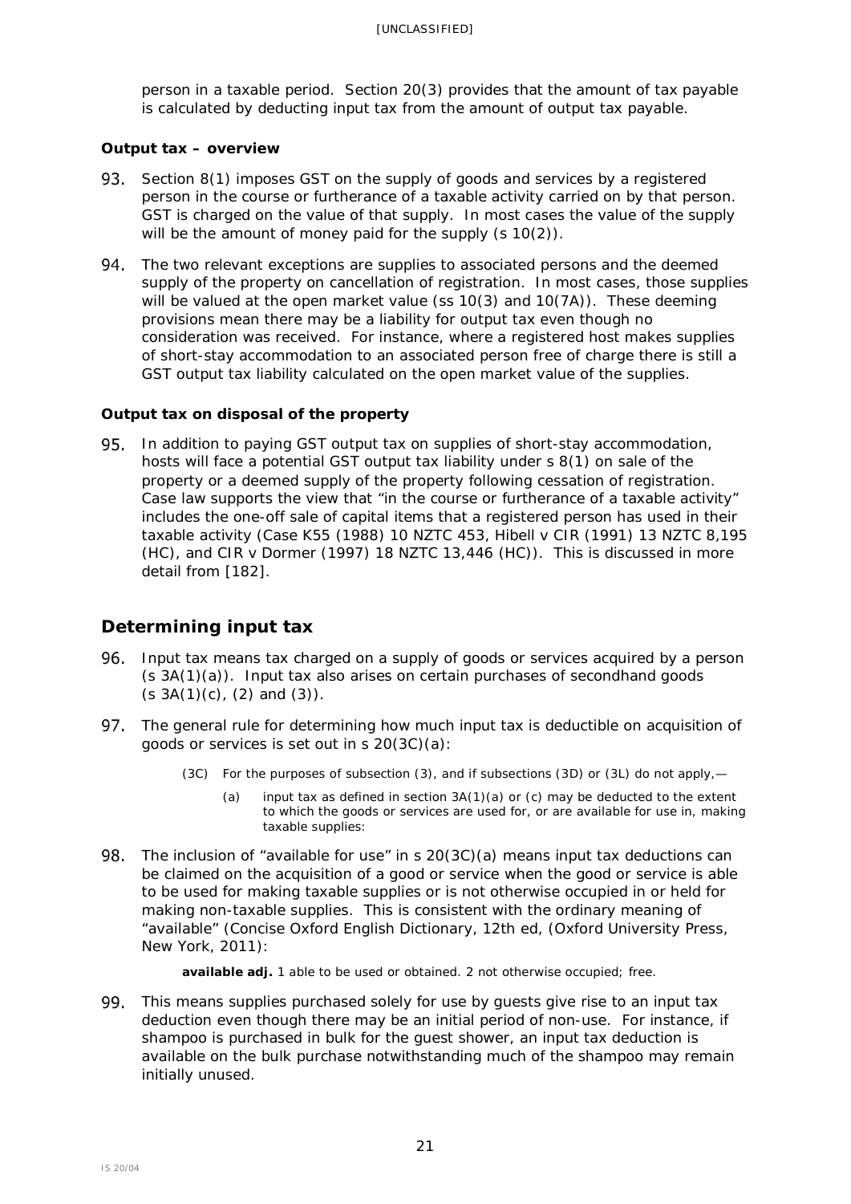person in a taxable period. Section 20(3) provides that the amount of tax payable is calculated by deducting input tax from the amount of output tax payable.

**Output tax – overview**

93. Section 8(1) imposes GST on the supply of goods and services by a registered person in the course or furtherance of a taxable activity carried on by that person. GST is charged on the value of that supply. In most cases the value of the supply will be the amount of money paid for the supply (s 10(2)).

94. The two relevant exceptions are supplies to associated persons and the deemed supply of the property on cancellation of registration. In most cases, those supplies will be valued at the open market value (ss 10(3) and 10(7A)). These deeming provisions mean there may be a liability for output tax even though no consideration was received. For instance, where a registered host makes supplies of short-stay accommodation to an associated person free of charge there is still a GST output tax liability calculated on the open market value of the supplies.

**Output tax on disposal of the property**

95. In addition to paying GST output tax on supplies of short-stay accommodation, hosts will face a potential GST output tax liability under s 8(1) on sale of the property or a deemed supply of the property following cessation of registration. Case law supports the view that "in the course or furtherance of a taxable activity" includes the one-off sale of capital items that a registered person has used in their taxable activity (*Case K55* (1988) 10 NZTC 453, *Hibell v CIR* (1991) 13 NZTC 8,195 (HC), and *CIR v Dormer* (1997) 18 NZTC 13,446 (HC)). This is discussed in more detail from [182].

## Determining input tax

96. Input tax means tax charged on a supply of goods or services acquired by a person (s 3A(1)(a)). Input tax also arises on certain purchases of secondhand goods (s 3A(1)(c), (2) and (3)).

97. The general rule for determining how much input tax is deductible on acquisition of goods or services is set out in s 20(3C)(a):

> (3C) For the purposes of subsection (3), and if subsections (3D) or (3L) do not apply,—
>
> (a) input tax as defined in section 3A(1)(a) or (c) may be deducted to the extent to which the goods or services are used for, or are available for use in, making taxable supplies:

98. The inclusion of "available for use" in s 20(3C)(a) means input tax deductions can be claimed on the acquisition of a good or service when the good or service is able to be used for making taxable supplies or is not otherwise occupied in or held for making non-taxable supplies. This is consistent with the ordinary meaning of "available" (*Concise Oxford English Dictionary*, 12th ed, (Oxford University Press, New York, 2011):

> **available adj.** 1 able to be used or obtained. 2 not otherwise occupied; free.

99. This means supplies purchased solely for use by guests give rise to an input tax deduction even though there may be an initial period of non-use. For instance, if shampoo is purchased in bulk for the guest shower, an input tax deduction is available on the bulk purchase notwithstanding much of the shampoo may remain initially unused.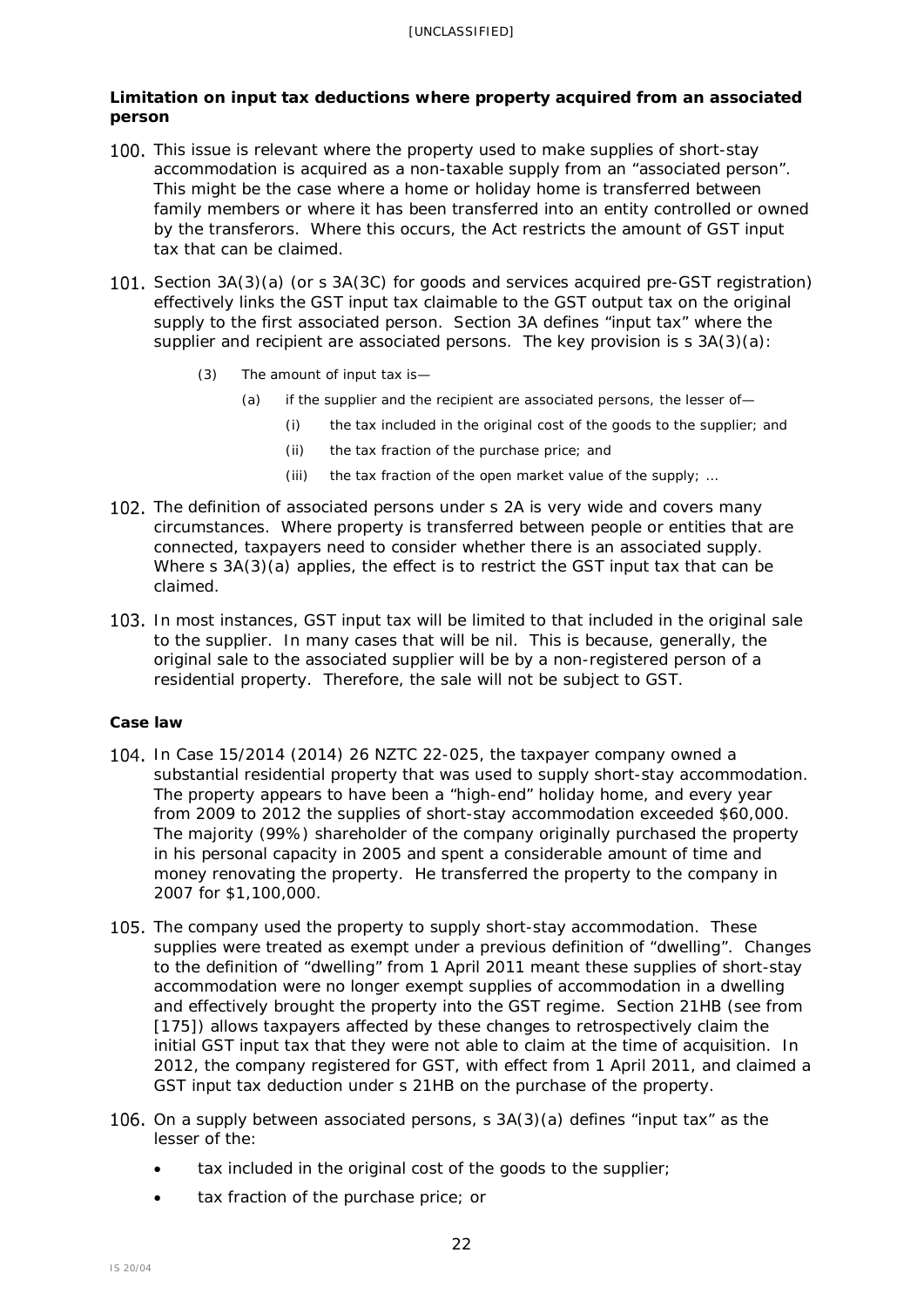**Limitation on input tax deductions where property acquired from an associated person**

100. This issue is relevant where the property used to make supplies of short-stay accommodation is acquired as a non-taxable supply from an "associated person". This might be the case where a home or holiday home is transferred between family members or where it has been transferred into an entity controlled or owned by the transferors. Where this occurs, the Act restricts the amount of GST input tax that can be claimed.

101. Section 3A(3)(a) (or s 3A(3C) for goods and services acquired pre-GST registration) effectively links the GST input tax claimable to the GST output tax on the original supply to the first associated person. Section 3A defines "input tax" where the supplier and recipient are associated persons. The key provision is s 3A(3)(a):

> (3) The amount of input tax is—
>
> (a) if the supplier and the recipient are associated persons, the lesser of—
>
> (i) the tax included in the original cost of the goods to the supplier; and
>
> (ii) the tax fraction of the purchase price; and
>
> (iii) the tax fraction of the open market value of the supply; …

102. The definition of associated persons under s 2A is very wide and covers many circumstances. Where property is transferred between people or entities that are connected, taxpayers need to consider whether there is an associated supply. Where s 3A(3)(a) applies, the effect is to restrict the GST input tax that can be claimed.

103. In most instances, GST input tax will be limited to that included in the original sale to the supplier. In many cases that will be nil. This is because, generally, the original sale to the associated supplier will be by a non-registered person of a residential property. Therefore, the sale will not be subject to GST.

**Case law**

104. In *Case 15/2014* (2014) 26 NZTC 22-025, the taxpayer company owned a substantial residential property that was used to supply short-stay accommodation. The property appears to have been a "high-end" holiday home, and every year from 2009 to 2012 the supplies of short-stay accommodation exceeded $60,000. The majority (99%) shareholder of the company originally purchased the property in his personal capacity in 2005 and spent a considerable amount of time and money renovating the property. He transferred the property to the company in 2007 for $1,100,000.

105. The company used the property to supply short-stay accommodation. These supplies were treated as exempt under a previous definition of "dwelling". Changes to the definition of "dwelling" from 1 April 2011 meant these supplies of short-stay accommodation were no longer exempt supplies of accommodation in a dwelling and effectively brought the property into the GST regime. Section 21HB (see from [175]) allows taxpayers affected by these changes to retrospectively claim the initial GST input tax that they were not able to claim at the time of acquisition. In 2012, the company registered for GST, with effect from 1 April 2011, and claimed a GST input tax deduction under s 21HB on the purchase of the property.

106. On a supply between associated persons, s 3A(3)(a) defines "input tax" as the lesser of the:

- tax included in the original cost of the goods to the supplier;
- tax fraction of the purchase price; or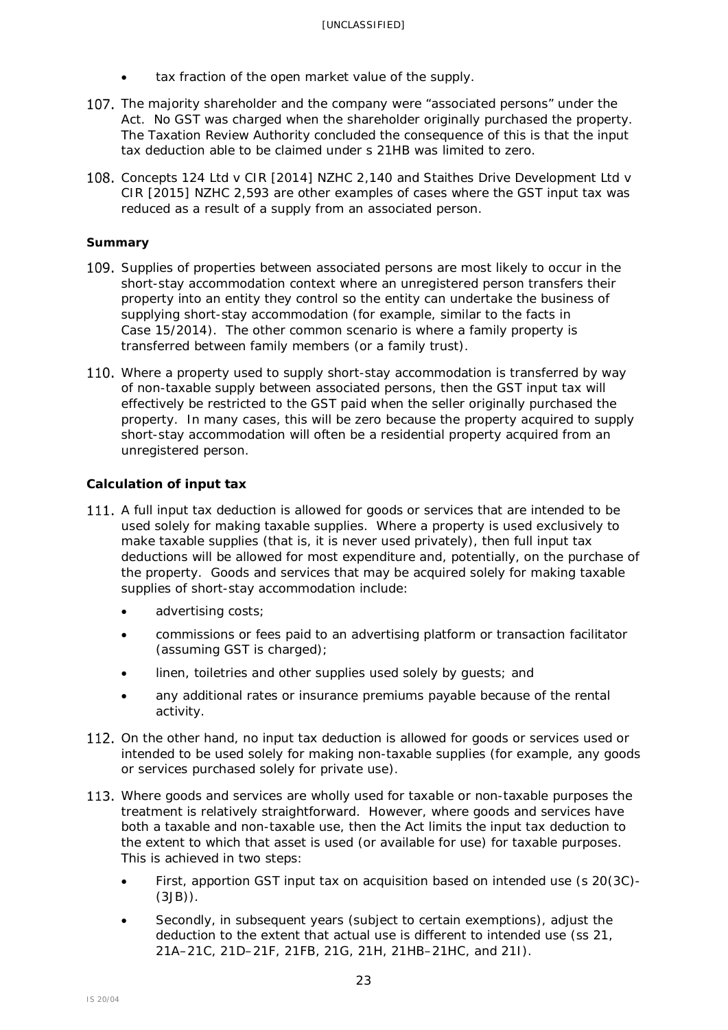- tax fraction of the open market value of the supply.

107. The majority shareholder and the company were "associated persons" under the Act. No GST was charged when the shareholder originally purchased the property. The Taxation Review Authority concluded the consequence of this is that the input tax deduction able to be claimed under s 21HB was limited to zero.

108. *Concepts 124 Ltd v CIR* [2014] NZHC 2,140 and *Staithes Drive Development Ltd v CIR* [2015] NZHC 2,593 are other examples of cases where the GST input tax was reduced as a result of a supply from an associated person.

**Summary**

109. Supplies of properties between associated persons are most likely to occur in the short-stay accommodation context where an unregistered person transfers their property into an entity they control so the entity can undertake the business of supplying short-stay accommodation (for example, similar to the facts in *Case 15/2014*). The other common scenario is where a family property is transferred between family members (or a family trust).

110. Where a property used to supply short-stay accommodation is transferred by way of non-taxable supply between associated persons, then the GST input tax will effectively be restricted to the GST paid when the seller originally purchased the property. In many cases, this will be zero because the property acquired to supply short-stay accommodation will often be a residential property acquired from an unregistered person.

### Calculation of input tax

111. A full input tax deduction is allowed for goods or services that are intended to be used solely for making taxable supplies. Where a property is used exclusively to make taxable supplies (that is, it is never used privately), then full input tax deductions will be allowed for most expenditure and, potentially, on the purchase of the property. Goods and services that may be acquired solely for making taxable supplies of short-stay accommodation include:
    - advertising costs;
    - commissions or fees paid to an advertising platform or transaction facilitator (assuming GST is charged);
    - linen, toiletries and other supplies used solely by guests; and
    - any additional rates or insurance premiums payable because of the rental activity.

112. On the other hand, no input tax deduction is allowed for goods or services used or intended to be used solely for making non-taxable supplies (for example, any goods or services purchased solely for private use).

113. Where goods and services are wholly used for taxable or non-taxable purposes the treatment is relatively straightforward. However, where goods and services have both a taxable and non-taxable use, then the Act limits the input tax deduction to the extent to which that asset is used (or available for use) for taxable purposes. This is achieved in two steps:
    - First, apportion GST input tax on acquisition based on intended use (s 20(3C)-(3JB)).
    - Secondly, in subsequent years (subject to certain exemptions), adjust the deduction to the extent that actual use is different to intended use (ss 21, 21A–21C, 21D–21F, 21FB, 21G, 21H, 21HB–21HC, and 21I).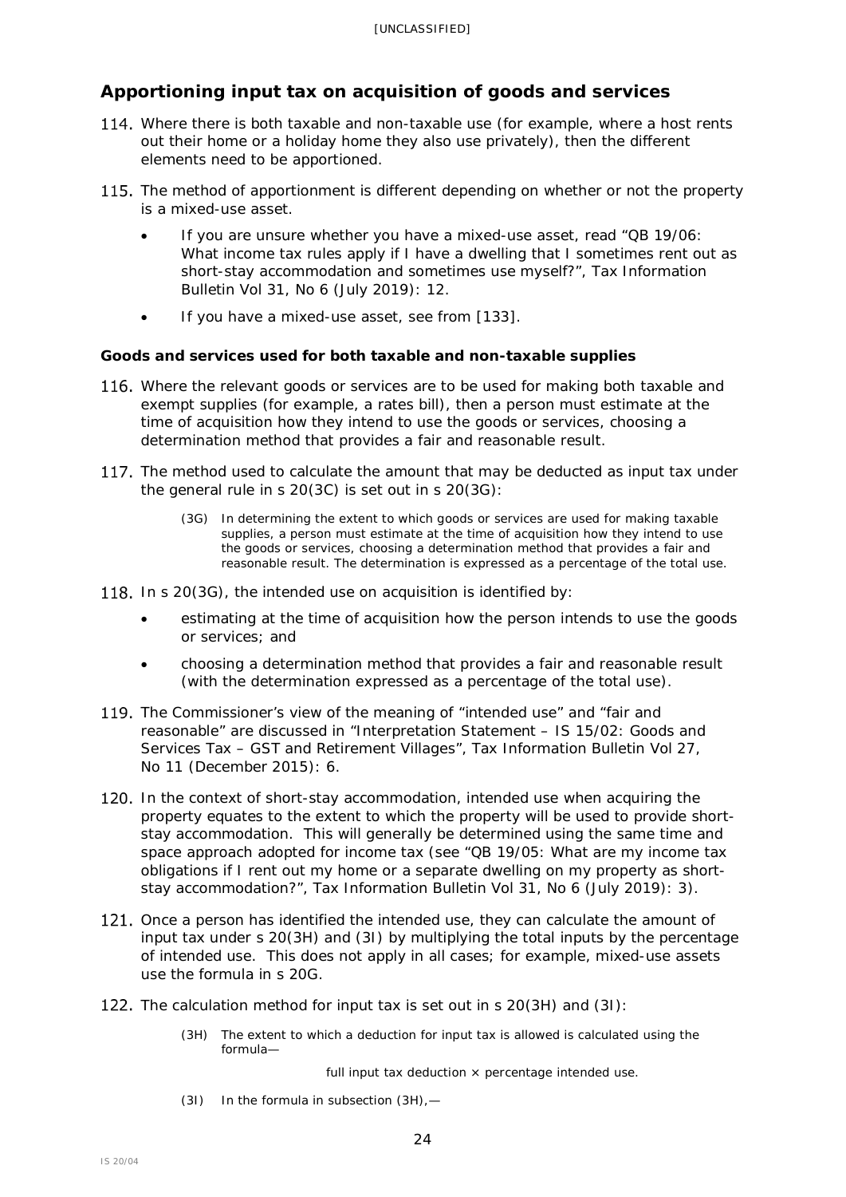## Apportioning input tax on acquisition of goods and services

114. Where there is both taxable and non-taxable use (for example, where a host rents out their home or a holiday home they also use privately), then the different elements need to be apportioned.

115. The method of apportionment is different depending on whether or not the property is a mixed-use asset.

   - If you are unsure whether you have a mixed-use asset, read "QB 19/06: What income tax rules apply if I have a dwelling that I sometimes rent out as short-stay accommodation and sometimes use myself?", Tax Information Bulletin Vol 31, No 6 (July 2019): 12.
   - If you have a mixed-use asset, see from [133].

### Goods and services used for both taxable and non-taxable supplies

116. Where the relevant goods or services are to be used for making both taxable and exempt supplies (for example, a rates bill), then a person must estimate at the time of acquisition how they intend to use the goods or services, choosing a determination method that provides a fair and reasonable result.

117. The method used to calculate the amount that may be deducted as input tax under the general rule in s 20(3C) is set out in s 20(3G):

> (3G) In determining the extent to which goods or services are used for making taxable supplies, a person must estimate at the time of acquisition how they intend to use the goods or services, choosing a determination method that provides a fair and reasonable result. The determination is expressed as a percentage of the total use.

118. In s 20(3G), the intended use on acquisition is identified by:

   - estimating at the time of acquisition how the person intends to use the goods or services; and
   - choosing a determination method that provides a fair and reasonable result (with the determination expressed as a percentage of the total use).

119. The Commissioner's view of the meaning of "intended use" and "fair and reasonable" are discussed in "Interpretation Statement – IS 15/02: Goods and Services Tax – GST and Retirement Villages", Tax Information Bulletin Vol 27, No 11 (December 2015): 6.

120. In the context of short-stay accommodation, intended use when acquiring the property equates to the extent to which the property will be used to provide short-stay accommodation. This will generally be determined using the same time and space approach adopted for income tax (see "QB 19/05: What are my income tax obligations if I rent out my home or a separate dwelling on my property as short-stay accommodation?", Tax Information Bulletin Vol 31, No 6 (July 2019): 3).

121. Once a person has identified the intended use, they can calculate the amount of input tax under s 20(3H) and (3I) by multiplying the total inputs by the percentage of intended use. This does not apply in all cases; for example, mixed-use assets use the formula in s 20G.

122. The calculation method for input tax is set out in s 20(3H) and (3I):

> (3H) The extent to which a deduction for input tax is allowed is calculated using the formula—
>
> full input tax deduction × percentage intended use.
>
> (3I) In the formula in subsection (3H),—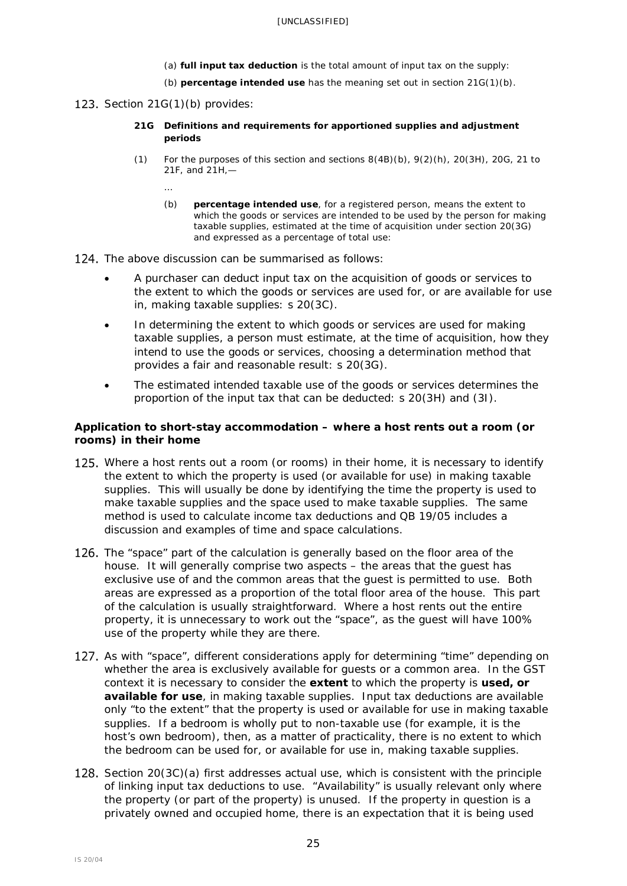(a) **full input tax deduction** is the total amount of input tax on the supply:

(b) **percentage intended use** has the meaning set out in section 21G(1)(b).

123. Section 21G(1)(b) provides:

> **21G Definitions and requirements for apportioned supplies and adjustment periods**
>
> (1) For the purposes of this section and sections 8(4B)(b), 9(2)(h), 20(3H), 20G, 21 to 21F, and 21H,—
>
> …
>
> (b) **percentage intended use**, for a registered person, means the extent to which the goods or services are intended to be used by the person for making taxable supplies, estimated at the time of acquisition under section 20(3G) and expressed as a percentage of total use:

124. The above discussion can be summarised as follows:

- A purchaser can deduct input tax on the acquisition of goods or services to the extent to which the goods or services are used for, or are available for use in, making taxable supplies: s 20(3C).
- In determining the extent to which goods or services are used for making taxable supplies, a person must estimate, at the time of acquisition, how they intend to use the goods or services, choosing a determination method that provides a fair and reasonable result: s 20(3G).
- The estimated intended taxable use of the goods or services determines the proportion of the input tax that can be deducted: s 20(3H) and (3I).

### Application to short-stay accommodation – where a host rents out a room (or rooms) in their home

125. Where a host rents out a room (or rooms) in their home, it is necessary to identify the extent to which the property is used (or available for use) in making taxable supplies. This will usually be done by identifying the time the property is used to make taxable supplies and the space used to make taxable supplies. The same method is used to calculate income tax deductions and QB 19/05 includes a discussion and examples of time and space calculations.

126. The "space" part of the calculation is generally based on the floor area of the house. It will generally comprise two aspects – the areas that the guest has exclusive use of and the common areas that the guest is permitted to use. Both areas are expressed as a proportion of the total floor area of the house. This part of the calculation is usually straightforward. Where a host rents out the entire property, it is unnecessary to work out the "space", as the guest will have 100% use of the property while they are there.

127. As with "space", different considerations apply for determining "time" depending on whether the area is exclusively available for guests or a common area. In the GST context it is necessary to consider the **extent** to which the property is **used, or available for use**, in making taxable supplies. Input tax deductions are available only "to the extent" that the property is used or available for use in making taxable supplies. If a bedroom is wholly put to non-taxable use (for example, it is the host's own bedroom), then, as a matter of practicality, there is no extent to which the bedroom can be used for, or available for use in, making taxable supplies.

128. Section 20(3C)(a) first addresses actual use, which is consistent with the principle of linking input tax deductions to use. "Availability" is usually relevant only where the property (or part of the property) is unused. If the property in question is a privately owned and occupied home, there is an expectation that it is being used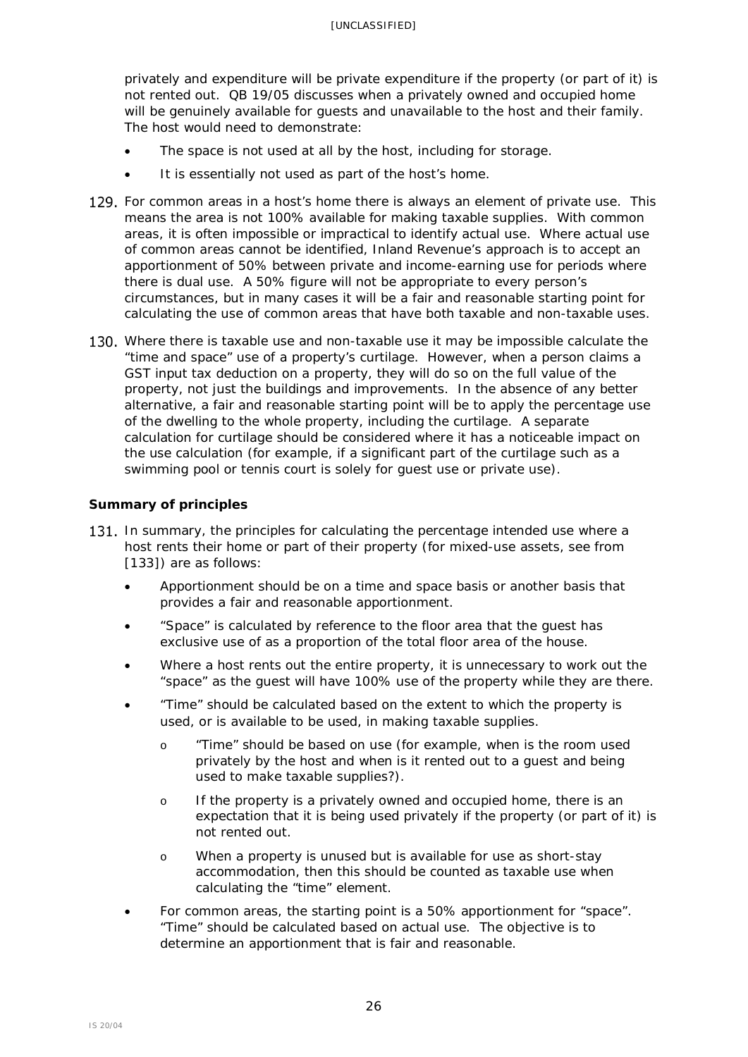privately and expenditure will be private expenditure if the property (or part of it) is not rented out. QB 19/05 discusses when a privately owned and occupied home will be genuinely available for guests and unavailable to the host and their family. The host would need to demonstrate:

- The space is not used at all by the host, including for storage.
- It is essentially not used as part of the host's home.

129. For common areas in a host's home there is always an element of private use. This means the area is not 100% available for making taxable supplies. With common areas, it is often impossible or impractical to identify actual use. Where actual use of common areas cannot be identified, Inland Revenue's approach is to accept an apportionment of 50% between private and income-earning use for periods where there is dual use. A 50% figure will not be appropriate to every person's circumstances, but in many cases it will be a fair and reasonable starting point for calculating the use of common areas that have both taxable and non-taxable uses.

130. Where there is taxable use and non-taxable use it may be impossible calculate the "time and space" use of a property's curtilage. However, when a person claims a GST input tax deduction on a property, they will do so on the full value of the property, not just the buildings and improvements. In the absence of any better alternative, a fair and reasonable starting point will be to apply the percentage use of the dwelling to the whole property, including the curtilage. A separate calculation for curtilage should be considered where it has a noticeable impact on the use calculation (for example, if a significant part of the curtilage such as a swimming pool or tennis court is solely for guest use or private use).

### Summary of principles

131. In summary, the principles for calculating the percentage intended use where a host rents their home or part of their property (for mixed-use assets, see from [133]) are as follows:

- Apportionment should be on a time and space basis or another basis that provides a fair and reasonable apportionment.
- "Space" is calculated by reference to the floor area that the guest has exclusive use of as a proportion of the total floor area of the house.
- Where a host rents out the entire property, it is unnecessary to work out the "space" as the guest will have 100% use of the property while they are there.
- "Time" should be calculated based on the extent to which the property is used, or is available to be used, in making taxable supplies.
  - "Time" should be based on use (for example, when is the room used privately by the host and when is it rented out to a guest and being used to make taxable supplies?).
  - If the property is a privately owned and occupied home, there is an expectation that it is being used privately if the property (or part of it) is not rented out.
  - When a property is unused but is available for use as short-stay accommodation, then this should be counted as taxable use when calculating the "time" element.
- For common areas, the starting point is a 50% apportionment for "space". "Time" should be calculated based on actual use. The objective is to determine an apportionment that is fair and reasonable.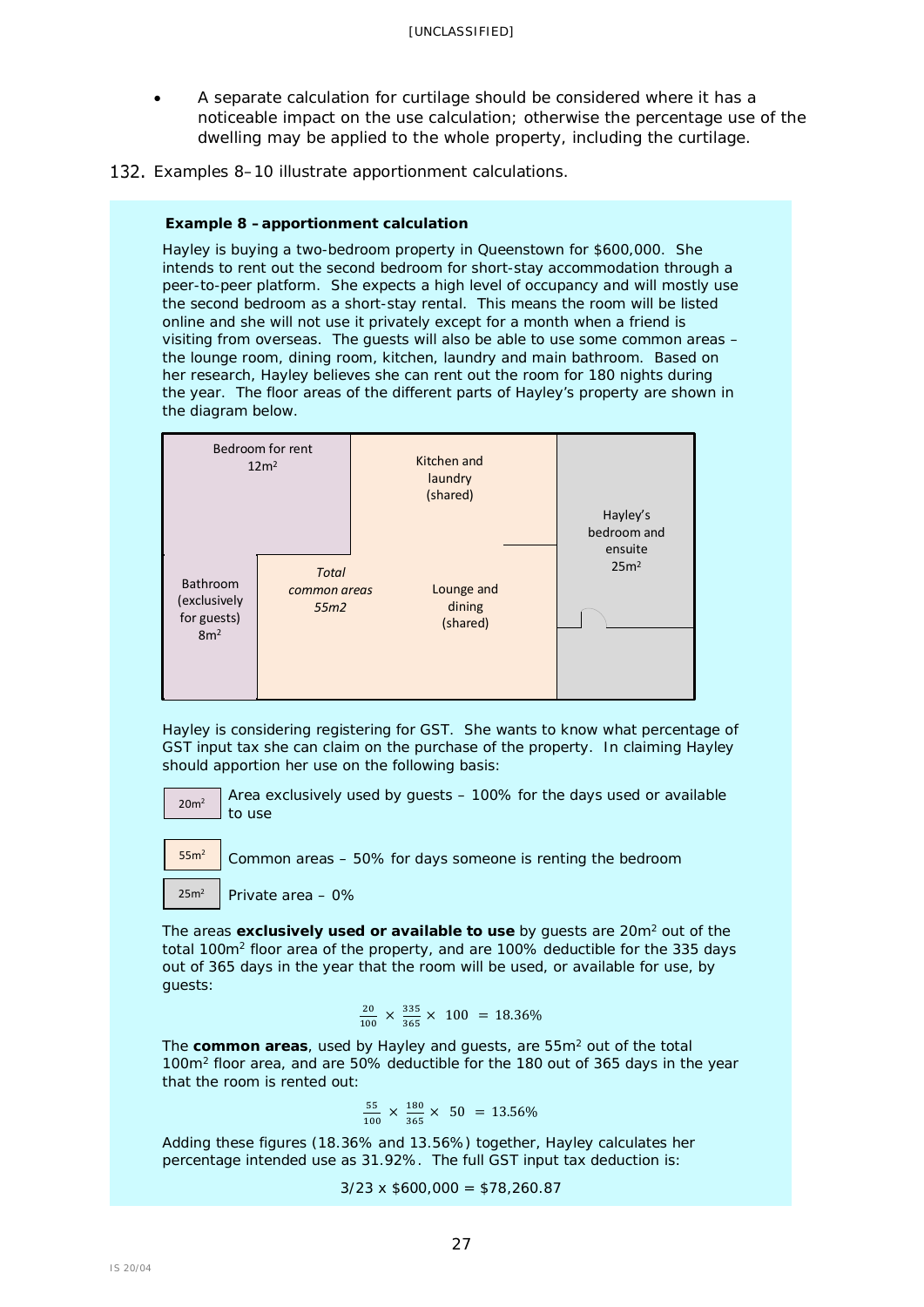- A separate calculation for curtilage should be considered where it has a noticeable impact on the use calculation; otherwise the percentage use of the dwelling may be applied to the whole property, including the curtilage.

132. Examples 8–10 illustrate apportionment calculations.

**Example 8 – apportionment calculation**

Hayley is buying a two-bedroom property in Queenstown for $600,000. She intends to rent out the second bedroom for short-stay accommodation through a peer-to-peer platform. She expects a high level of occupancy and will mostly use the second bedroom as a short-stay rental. This means the room will be listed online and she will not use it privately except for a month when a friend is visiting from overseas. The guests will also be able to use some common areas – the lounge room, dining room, kitchen, laundry and main bathroom. Based on her research, Hayley believes she can rent out the room for 180 nights during the year. The floor areas of the different parts of Hayley's property are shown in the diagram below.

Bedroom for rent $12m^2$

Kitchen and laundry (shared)

Hayley's bedroom and ensuite $25m^2$

Bathroom (exclusively for guests) $8m^2$

*Total common areas 55m2*

Lounge and dining (shared)

Hayley is considering registering for GST. She wants to know what percentage of GST input tax she can claim on the purchase of the property. In claiming Hayley should apportion her use on the following basis:

| Area | Basis |
|---|---|
| $20m^2$ | Area exclusively used by guests – 100% for the days used or available to use |
| $55m^2$ | Common areas – 50% for days someone is renting the bedroom |
| $25m^2$ | Private area – 0% |

The areas **exclusively used or available to use** by guests are $20m^2$ out of the total $100m^2$ floor area of the property, and are 100% deductible for the 335 days out of 365 days in the year that the room will be used, or available for use, by guests:

$$\frac{20}{100} \times \frac{335}{365} \times 100 = 18.36\%$$

The **common areas**, used by Hayley and guests, are $55m^2$ out of the total $100m^2$ floor area, and are 50% deductible for the 180 out of 365 days in the year that the room is rented out:

$$\frac{55}{100} \times \frac{180}{365} \times 50 = 13.56\%$$

Adding these figures (18.36% and 13.56%) together, Hayley calculates her percentage intended use as 31.92%. The full GST input tax deduction is:

3/23 x $600,000 = $78,260.87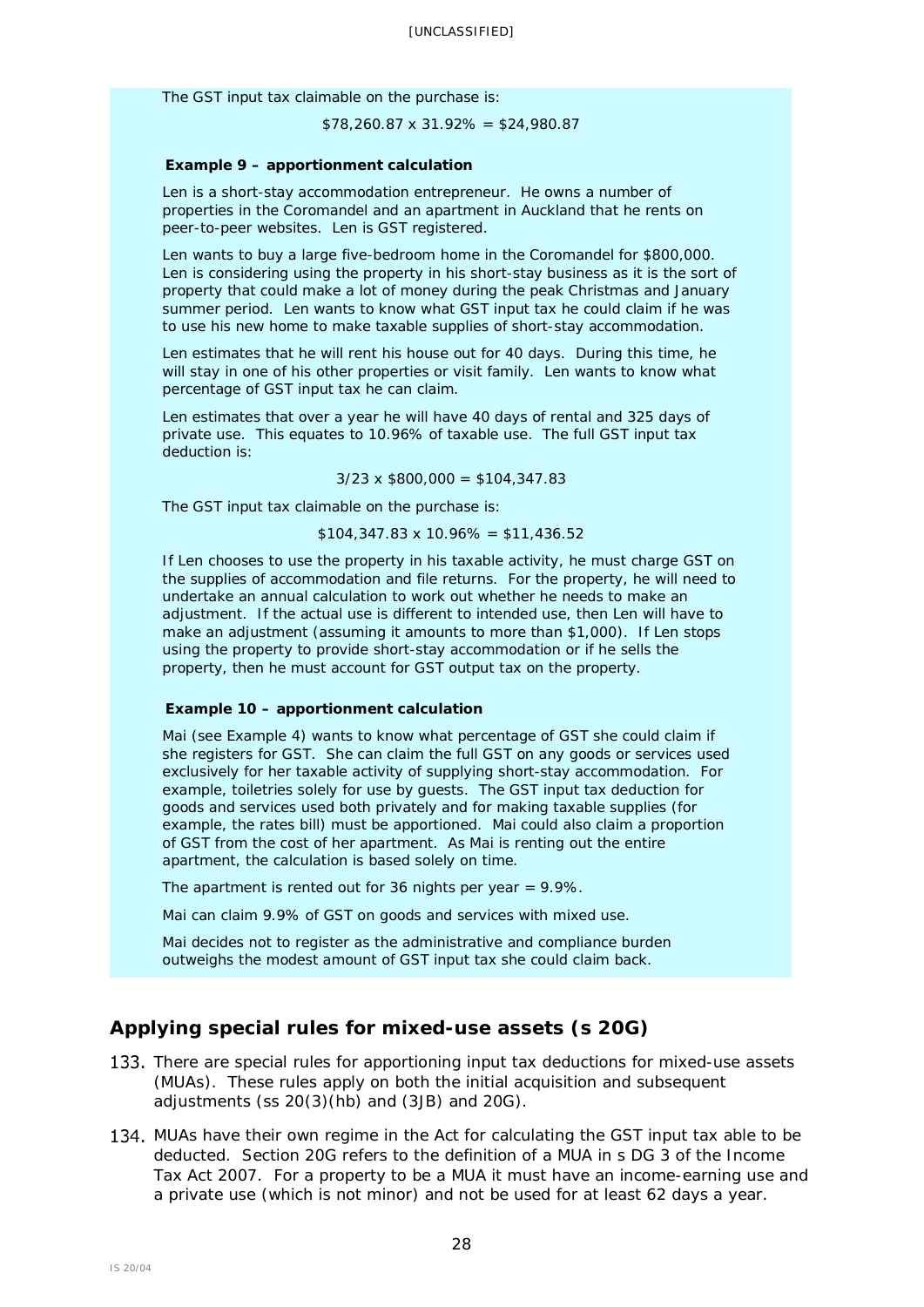The GST input tax claimable on the purchase is:

$78,260.87 x 31.92% = $24,980.87

**Example 9 – apportionment calculation**

Len is a short-stay accommodation entrepreneur. He owns a number of properties in the Coromandel and an apartment in Auckland that he rents on peer-to-peer websites. Len is GST registered.

Len wants to buy a large five-bedroom home in the Coromandel for $800,000. Len is considering using the property in his short-stay business as it is the sort of property that could make a lot of money during the peak Christmas and January summer period. Len wants to know what GST input tax he could claim if he was to use his new home to make taxable supplies of short-stay accommodation.

Len estimates that he will rent his house out for 40 days. During this time, he will stay in one of his other properties or visit family. Len wants to know what percentage of GST input tax he can claim.

Len estimates that over a year he will have 40 days of rental and 325 days of private use. This equates to 10.96% of taxable use. The full GST input tax deduction is:

3/23 x $800,000 = $104,347.83

The GST input tax claimable on the purchase is:

$104,347.83 x 10.96% = $11,436.52

If Len chooses to use the property in his taxable activity, he must charge GST on the supplies of accommodation and file returns. For the property, he will need to undertake an annual calculation to work out whether he needs to make an adjustment. If the actual use is different to intended use, then Len will have to make an adjustment (assuming it amounts to more than $1,000). If Len stops using the property to provide short-stay accommodation or if he sells the property, then he must account for GST output tax on the property.

**Example 10 – apportionment calculation**

Mai (see Example 4) wants to know what percentage of GST she could claim if she registers for GST. She can claim the full GST on any goods or services used exclusively for her taxable activity of supplying short-stay accommodation. For example, toiletries solely for use by guests. The GST input tax deduction for goods and services used both privately and for making taxable supplies (for example, the rates bill) must be apportioned. Mai could also claim a proportion of GST from the cost of her apartment. As Mai is renting out the entire apartment, the calculation is based solely on time.

The apartment is rented out for 36 nights per year = 9.9%.

Mai can claim 9.9% of GST on goods and services with mixed use.

Mai decides not to register as the administrative and compliance burden outweighs the modest amount of GST input tax she could claim back.

## Applying special rules for mixed-use assets (s 20G)

133. There are special rules for apportioning input tax deductions for mixed-use assets (MUAs). These rules apply on both the initial acquisition and subsequent adjustments (ss 20(3)(hb) and (3JB) and 20G).

134. MUAs have their own regime in the Act for calculating the GST input tax able to be deducted. Section 20G refers to the definition of a MUA in s DG 3 of the Income Tax Act 2007. For a property to be a MUA it must have an income-earning use and a private use (which is not minor) and not be used for at least 62 days a year.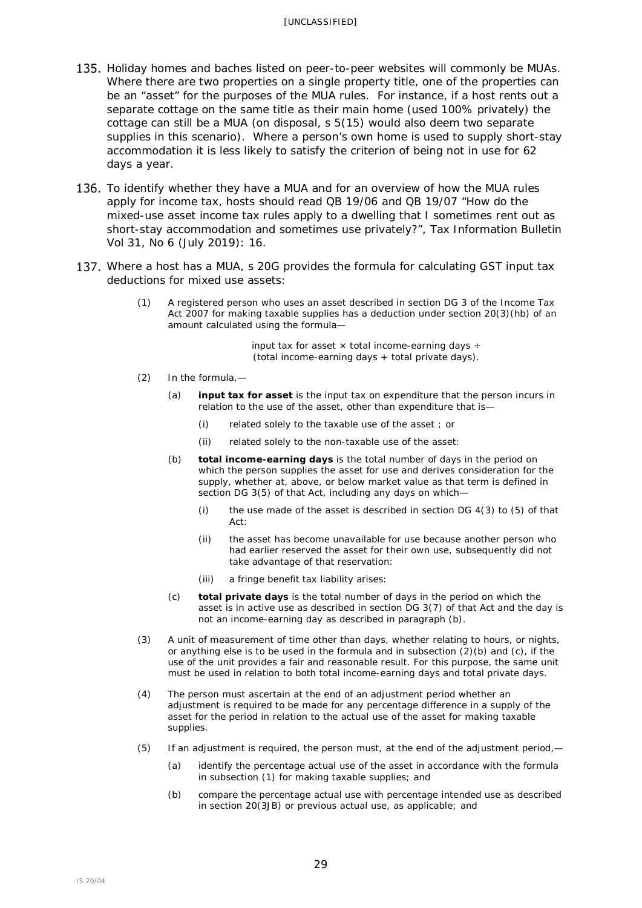135. Holiday homes and baches listed on peer-to-peer websites will commonly be MUAs. Where there are two properties on a single property title, one of the properties can be an "asset" for the purposes of the MUA rules. For instance, if a host rents out a separate cottage on the same title as their main home (used 100% privately) the cottage can still be a MUA (on disposal, s 5(15) would also deem two separate supplies in this scenario). Where a person's own home is used to supply short-stay accommodation it is less likely to satisfy the criterion of being not in use for 62 days a year.

136. To identify whether they have a MUA and for an overview of how the MUA rules apply for income tax, hosts should read QB 19/06 and QB 19/07 "How do the mixed-use asset income tax rules apply to a dwelling that I sometimes rent out as short-stay accommodation and sometimes use privately?", Tax Information Bulletin Vol 31, No 6 (July 2019): 16.

137. Where a host has a MUA, s 20G provides the formula for calculating GST input tax deductions for mixed use assets:

> (1) A registered person who uses an asset described in section DG 3 of the Income Tax Act 2007 for making taxable supplies has a deduction under section 20(3)(hb) of an amount calculated using the formula—
>
> input tax for asset × total income-earning days ÷ (total income-earning days + total private days).
>
> (2) In the formula,—
>
> (a) **input tax for asset** is the input tax on expenditure that the person incurs in relation to the use of the asset, other than expenditure that is—
>
> (i) related solely to the taxable use of the asset ; or
>
> (ii) related solely to the non-taxable use of the asset:
>
> (b) **total income-earning days** is the total number of days in the period on which the person supplies the asset for use and derives consideration for the supply, whether at, above, or below market value as that term is defined in section DG 3(5) of that Act, including any days on which—
>
> (i) the use made of the asset is described in section DG 4(3) to (5) of that Act:
>
> (ii) the asset has become unavailable for use because another person who had earlier reserved the asset for their own use, subsequently did not take advantage of that reservation:
>
> (iii) a fringe benefit tax liability arises:
>
> (c) **total private days** is the total number of days in the period on which the asset is in active use as described in section DG 3(7) of that Act and the day is not an income-earning day as described in paragraph (b).
>
> (3) A unit of measurement of time other than days, whether relating to hours, or nights, or anything else is to be used in the formula and in subsection (2)(b) and (c), if the use of the unit provides a fair and reasonable result. For this purpose, the same unit must be used in relation to both total income-earning days and total private days.
>
> (4) The person must ascertain at the end of an adjustment period whether an adjustment is required to be made for any percentage difference in a supply of the asset for the period in relation to the actual use of the asset for making taxable supplies.
>
> (5) If an adjustment is required, the person must, at the end of the adjustment period,—
>
> (a) identify the percentage actual use of the asset in accordance with the formula in subsection (1) for making taxable supplies; and
>
> (b) compare the percentage actual use with percentage intended use as described in section 20(3JB) or previous actual use, as applicable; and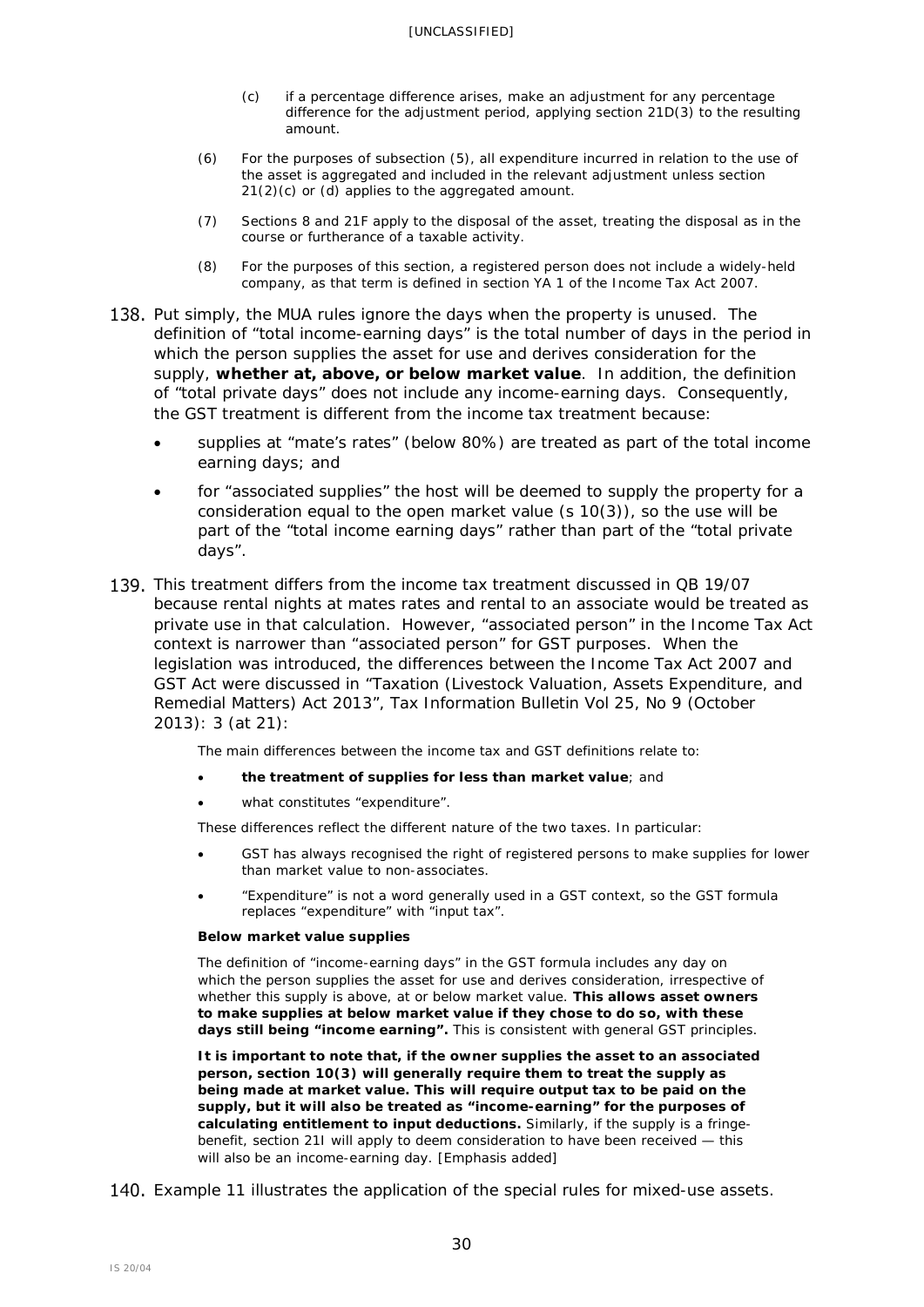(c) if a percentage difference arises, make an adjustment for any percentage difference for the adjustment period, applying section 21D(3) to the resulting amount.

(6) For the purposes of subsection (5), all expenditure incurred in relation to the use of the asset is aggregated and included in the relevant adjustment unless section 21(2)(c) or (d) applies to the aggregated amount.

(7) Sections 8 and 21F apply to the disposal of the asset, treating the disposal as in the course or furtherance of a taxable activity.

(8) For the purposes of this section, a registered person does not include a widely-held company, as that term is defined in section YA 1 of the *Income Tax Act 2007*.

138. Put simply, the MUA rules ignore the days when the property is unused. The definition of "total income-earning days" is the total number of days in the period in which the person supplies the asset for use and derives consideration for the supply, **whether at, above, or below market value**. In addition, the definition of "total private days" does not include any income-earning days. Consequently, the GST treatment is different from the income tax treatment because:

- supplies at "mate's rates" (below 80%) are treated as part of the total income earning days; and
- for "associated supplies" the host will be deemed to supply the property for a consideration equal to the open market value (s 10(3)), so the use will be part of the "total income earning days" rather than part of the "total private days".

139. This treatment differs from the income tax treatment discussed in QB 19/07 because rental nights at mates rates and rental to an associate would be treated as private use in that calculation. However, "associated person" in the Income Tax Act context is narrower than "associated person" for GST purposes. When the legislation was introduced, the differences between the Income Tax Act 2007 and GST Act were discussed in "Taxation (Livestock Valuation, Assets Expenditure, and Remedial Matters) Act 2013", *Tax Information Bulletin* Vol 25, No 9 (October 2013): 3 (at 21):

The main differences between the income tax and GST definitions relate to:

- **the treatment of supplies for less than market value**; and
- what constitutes "expenditure".

These differences reflect the different nature of the two taxes. In particular:

- GST has always recognised the right of registered persons to make supplies for lower than market value to non-associates.
- "Expenditure" is not a word generally used in a GST context, so the GST formula replaces "expenditure" with "input tax".

**Below market value supplies**

The definition of "income-earning days" in the GST formula includes any day on which the person supplies the asset for use and derives consideration, irrespective of whether this supply is above, at or below market value. **This allows asset owners to make supplies at below market value if they chose to do so, with these days still being "income earning".** This is consistent with general GST principles.

**It is important to note that, if the owner supplies the asset to an associated person, section 10(3) will generally require them to treat the supply as being made at market value. This will require output tax to be paid on the supply, but it will also be treated as "income-earning" for the purposes of calculating entitlement to input deductions.** Similarly, if the supply is a fringe-benefit, section 21I will apply to deem consideration to have been received — this will also be an income-earning day. [Emphasis added]

140. Example 11 illustrates the application of the special rules for mixed-use assets.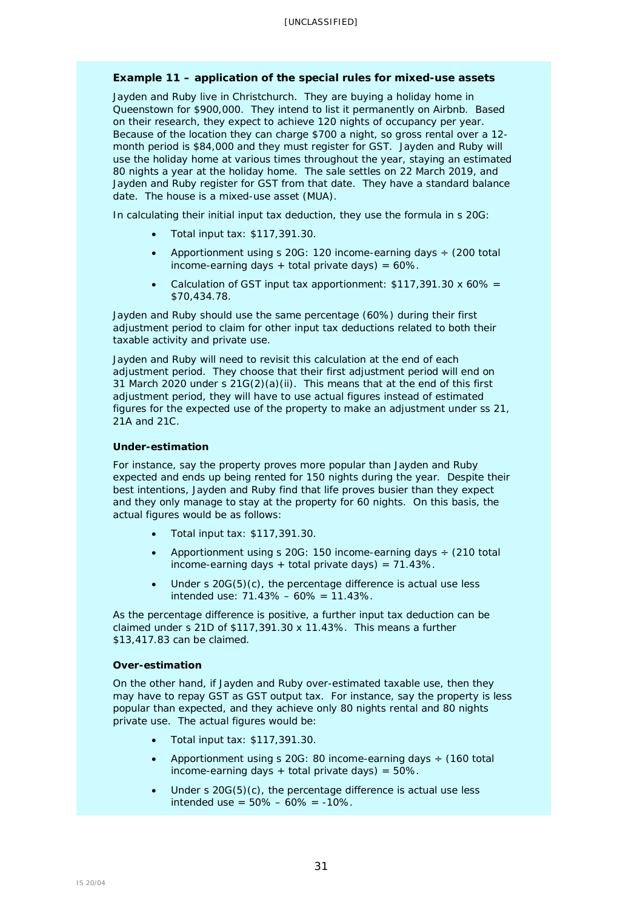**Example 11 – application of the special rules for mixed-use assets**

Jayden and Ruby live in Christchurch. They are buying a holiday home in Queenstown for $900,000. They intend to list it permanently on Airbnb. Based on their research, they expect to achieve 120 nights of occupancy per year. Because of the location they can charge $700 a night, so gross rental over a 12-month period is $84,000 and they must register for GST. Jayden and Ruby will use the holiday home at various times throughout the year, staying an estimated 80 nights a year at the holiday home. The sale settles on 22 March 2019, and Jayden and Ruby register for GST from that date. They have a standard balance date. The house is a mixed-use asset (MUA).

In calculating their initial input tax deduction, they use the formula in s 20G:

- Total input tax: $117,391.30.
- Apportionment using s 20G: 120 income-earning days ÷ (200 total income-earning days + total private days) = 60%.
- Calculation of GST input tax apportionment: $117,391.30 x 60% = $70,434.78.

Jayden and Ruby should use the same percentage (60%) during their first adjustment period to claim for other input tax deductions related to both their taxable activity and private use.

Jayden and Ruby will need to revisit this calculation at the end of each adjustment period. They choose that their first adjustment period will end on 31 March 2020 under s 21G(2)(a)(ii). This means that at the end of this first adjustment period, they will have to use actual figures instead of estimated figures for the expected use of the property to make an adjustment under ss 21, 21A and 21C.

**Under-estimation**

For instance, say the property proves more popular than Jayden and Ruby expected and ends up being rented for 150 nights during the year. Despite their best intentions, Jayden and Ruby find that life proves busier than they expect and they only manage to stay at the property for 60 nights. On this basis, the actual figures would be as follows:

- Total input tax: $117,391.30.
- Apportionment using s 20G: 150 income-earning days ÷ (210 total income-earning days + total private days) = 71.43%.
- Under s 20G(5)(c), the percentage difference is actual use less intended use: 71.43% – 60% = 11.43%.

As the percentage difference is positive, a further input tax deduction can be claimed under s 21D of $117,391.30 x 11.43%. This means a further $13,417.83 can be claimed.

**Over-estimation**

On the other hand, if Jayden and Ruby over-estimated taxable use, then they may have to repay GST as GST output tax. For instance, say the property is less popular than expected, and they achieve only 80 nights rental and 80 nights private use. The actual figures would be:

- Total input tax: $117,391.30.
- Apportionment using s 20G: 80 income-earning days ÷ (160 total income-earning days + total private days) = 50%.
- Under s 20G(5)(c), the percentage difference is actual use less intended use = 50% – 60% = -10%.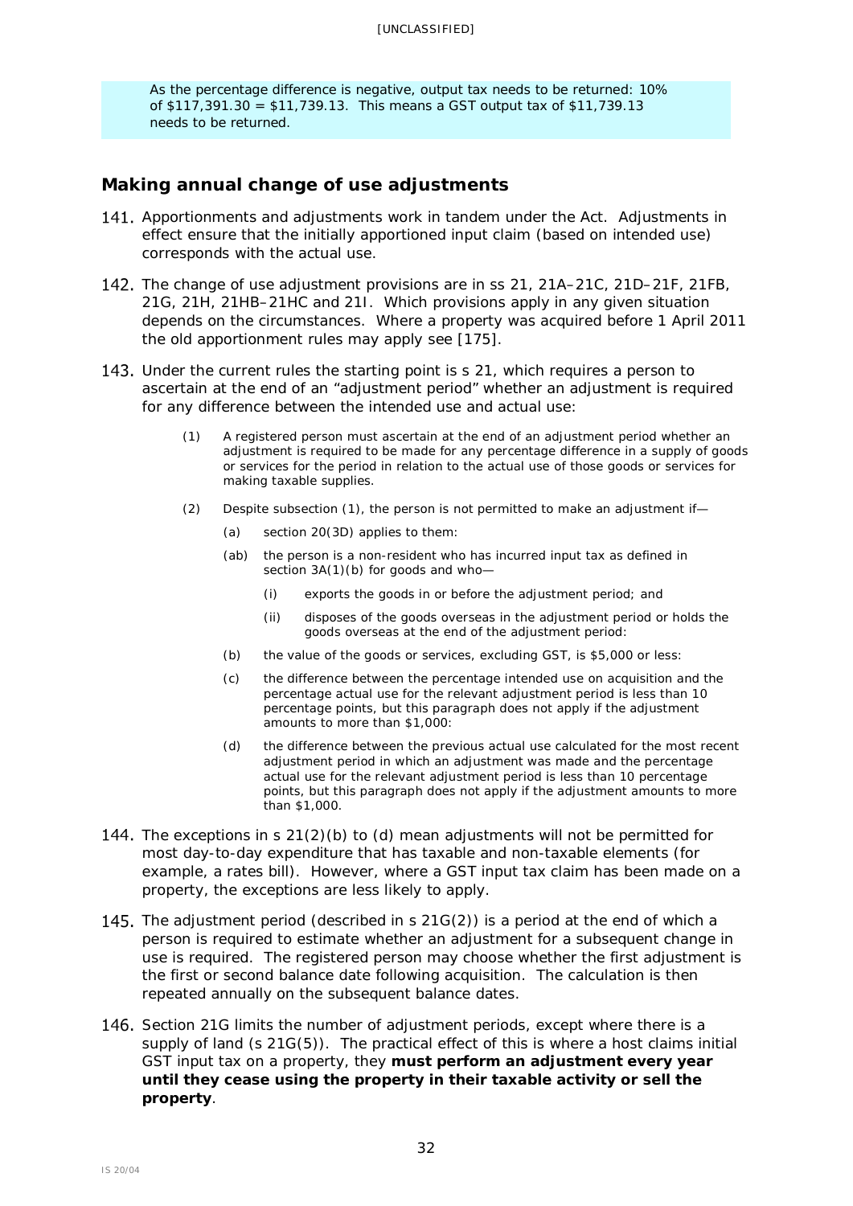As the percentage difference is negative, output tax needs to be returned: 10% of $117,391.30 = $11,739.13. This means a GST output tax of $11,739.13 needs to be returned.

## Making annual change of use adjustments

141. Apportionments and adjustments work in tandem under the Act. Adjustments in effect ensure that the initially apportioned input claim (based on intended use) corresponds with the actual use.

142. The change of use adjustment provisions are in ss 21, 21A–21C, 21D–21F, 21FB, 21G, 21H, 21HB–21HC and 21I. Which provisions apply in any given situation depends on the circumstances. Where a property was acquired before 1 April 2011 the old apportionment rules may apply see [175].

143. Under the current rules the starting point is s 21, which requires a person to ascertain at the end of an "adjustment period" whether an adjustment is required for any difference between the intended use and actual use:

> (1) A registered person must ascertain at the end of an adjustment period whether an adjustment is required to be made for any percentage difference in a supply of goods or services for the period in relation to the actual use of those goods or services for making taxable supplies.
>
> (2) Despite subsection (1), the person is not permitted to make an adjustment if—
>
> (a) section 20(3D) applies to them:
>
> (ab) the person is a non-resident who has incurred input tax as defined in section 3A(1)(b) for goods and who—
>
> (i) exports the goods in or before the adjustment period; and
>
> (ii) disposes of the goods overseas in the adjustment period or holds the goods overseas at the end of the adjustment period:
>
> (b) the value of the goods or services, excluding GST, is $5,000 or less:
>
> (c) the difference between the percentage intended use on acquisition and the percentage actual use for the relevant adjustment period is less than 10 percentage points, but this paragraph does not apply if the adjustment amounts to more than $1,000:
>
> (d) the difference between the previous actual use calculated for the most recent adjustment period in which an adjustment was made and the percentage actual use for the relevant adjustment period is less than 10 percentage points, but this paragraph does not apply if the adjustment amounts to more than $1,000.

144. The exceptions in s 21(2)(b) to (d) mean adjustments will not be permitted for most day-to-day expenditure that has taxable and non-taxable elements (for example, a rates bill). However, where a GST input tax claim has been made on a property, the exceptions are less likely to apply.

145. The adjustment period (described in s 21G(2)) is a period at the end of which a person is required to estimate whether an adjustment for a subsequent change in use is required. The registered person may choose whether the first adjustment is the first or second balance date following acquisition. The calculation is then repeated annually on the subsequent balance dates.

146. Section 21G limits the number of adjustment periods, except where there is a supply of land (s 21G(5)). The practical effect of this is where a host claims initial GST input tax on a property, they **must perform an adjustment every year until they cease using the property in their taxable activity or sell the property**.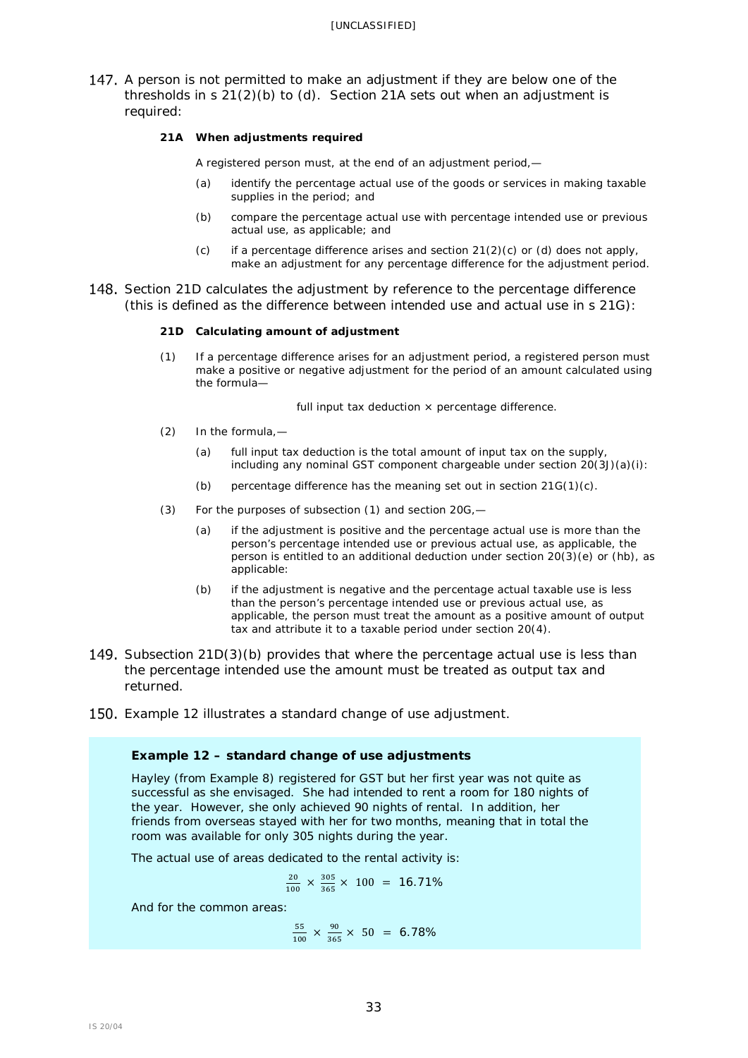147. A person is not permitted to make an adjustment if they are below one of the thresholds in s 21(2)(b) to (d). Section 21A sets out when an adjustment is required:

> **21A When adjustments required**
>
> A registered person must, at the end of an adjustment period,—
>
> (a) identify the percentage actual use of the goods or services in making taxable supplies in the period; and
>
> (b) compare the percentage actual use with percentage intended use or previous actual use, as applicable; and
>
> (c) if a percentage difference arises and section 21(2)(c) or (d) does not apply, make an adjustment for any percentage difference for the adjustment period.

148. Section 21D calculates the adjustment by reference to the percentage difference (this is defined as the difference between intended use and actual use in s 21G):

> **21D Calculating amount of adjustment**
>
> (1) If a percentage difference arises for an adjustment period, a registered person must make a positive or negative adjustment for the period of an amount calculated using the formula—
>
> full input tax deduction × percentage difference.
>
> (2) In the formula,—
>
> (a) full input tax deduction is the total amount of input tax on the supply, including any nominal GST component chargeable under section 20(3J)(a)(i):
>
> (b) percentage difference has the meaning set out in section 21G(1)(c).
>
> (3) For the purposes of subsection (1) and section 20G,—
>
> (a) if the adjustment is positive and the percentage actual use is more than the person's percentage intended use or previous actual use, as applicable, the person is entitled to an additional deduction under section 20(3)(e) or (hb), as applicable:
>
> (b) if the adjustment is negative and the percentage actual taxable use is less than the person's percentage intended use or previous actual use, as applicable, the person must treat the amount as a positive amount of output tax and attribute it to a taxable period under section 20(4).

149. Subsection 21D(3)(b) provides that where the percentage actual use is less than the percentage intended use the amount must be treated as output tax and returned.

150. Example 12 illustrates a standard change of use adjustment.

**Example 12 – standard change of use adjustments**

Hayley (from Example 8) registered for GST but her first year was not quite as successful as she envisaged. She had intended to rent a room for 180 nights of the year. However, she only achieved 90 nights of rental. In addition, her friends from overseas stayed with her for two months, meaning that in total the room was available for only 305 nights during the year.

The actual use of areas dedicated to the rental activity is:

$$\frac{20}{100} \times \frac{305}{365} \times 100 = 16.71\%$$

And for the common areas:

$$\frac{55}{100} \times \frac{90}{365} \times 50 = 6.78\%$$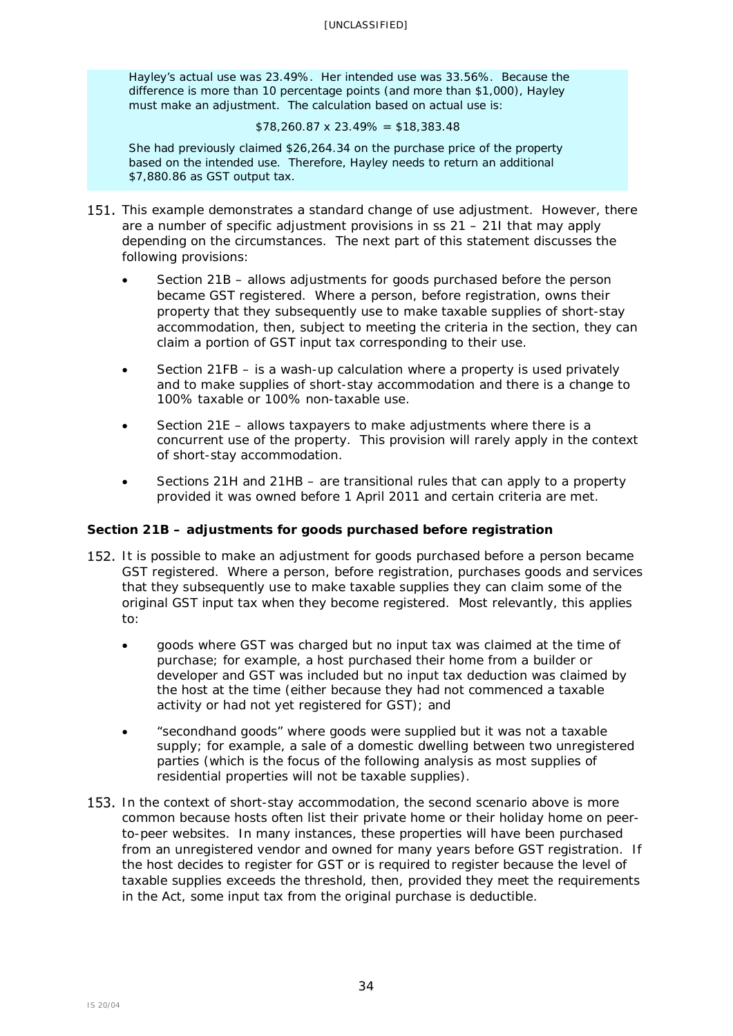Hayley's actual use was 23.49%. Her intended use was 33.56%. Because the difference is more than 10 percentage points (and more than $1,000), Hayley must make an adjustment. The calculation based on actual use is:

$78,260.87 x 23.49% = $18,383.48

She had previously claimed $26,264.34 on the purchase price of the property based on the intended use. Therefore, Hayley needs to return an additional $7,880.86 as GST output tax.

151. This example demonstrates a standard change of use adjustment. However, there are a number of specific adjustment provisions in ss 21 – 21I that may apply depending on the circumstances. The next part of this statement discusses the following provisions:

- Section 21B – allows adjustments for goods purchased before the person became GST registered. Where a person, before registration, owns their property that they subsequently use to make taxable supplies of short-stay accommodation, then, subject to meeting the criteria in the section, they can claim a portion of GST input tax corresponding to their use.
- Section 21FB – is a wash-up calculation where a property is used privately and to make supplies of short-stay accommodation and there is a change to 100% taxable or 100% non-taxable use.
- Section 21E – allows taxpayers to make adjustments where there is a concurrent use of the property. This provision will rarely apply in the context of short-stay accommodation.
- Sections 21H and 21HB – are transitional rules that can apply to a property provided it was owned before 1 April 2011 and certain criteria are met.

**Section 21B – adjustments for goods purchased before registration**

152. It is possible to make an adjustment for goods purchased before a person became GST registered. Where a person, before registration, purchases goods and services that they subsequently use to make taxable supplies they can claim some of the original GST input tax when they become registered. Most relevantly, this applies to:

- goods where GST was charged but no input tax was claimed at the time of purchase; for example, a host purchased their home from a builder or developer and GST was included but no input tax deduction was claimed by the host at the time (either because they had not commenced a taxable activity or had not yet registered for GST); and
- "secondhand goods" where goods were supplied but it was not a taxable supply; for example, a sale of a domestic dwelling between two unregistered parties (which is the focus of the following analysis as most supplies of residential properties will not be taxable supplies).

153. In the context of short-stay accommodation, the second scenario above is more common because hosts often list their private home or their holiday home on peer-to-peer websites. In many instances, these properties will have been purchased from an unregistered vendor and owned for many years before GST registration. If the host decides to register for GST or is required to register because the level of taxable supplies exceeds the threshold, then, provided they meet the requirements in the Act, some input tax from the original purchase is deductible.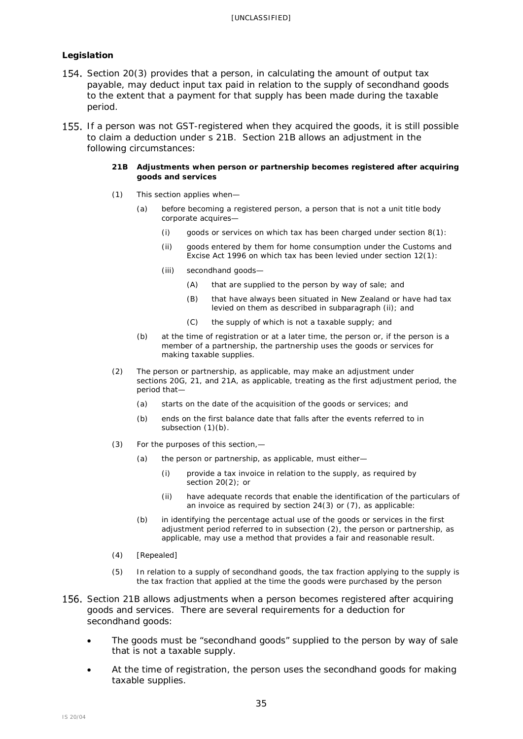**Legislation**

154. Section 20(3) provides that a person, in calculating the amount of output tax payable, may deduct input tax paid in relation to the supply of secondhand goods to the extent that a payment for that supply has been made during the taxable period.

155. If a person was not GST-registered when they acquired the goods, it is still possible to claim a deduction under s 21B. Section 21B allows an adjustment in the following circumstances:

> **21B Adjustments when person or partnership becomes registered after acquiring goods and services**
>
> (1) This section applies when—
>
> (a) before becoming a registered person, a person that is not a unit title body corporate acquires—
>
> (i) goods or services on which tax has been charged under section 8(1):
>
> (ii) goods entered by them for home consumption under the Customs and Excise Act 1996 on which tax has been levied under section 12(1):
>
> (iii) secondhand goods—
>
> (A) that are supplied to the person by way of sale; and
>
> (B) that have always been situated in New Zealand or have had tax levied on them as described in subparagraph (ii); and
>
> (C) the supply of which is not a taxable supply; and
>
> (b) at the time of registration or at a later time, the person or, if the person is a member of a partnership, the partnership uses the goods or services for making taxable supplies.
>
> (2) The person or partnership, as applicable, may make an adjustment under sections 20G, 21, and 21A, as applicable, treating as the first adjustment period, the period that—
>
> (a) starts on the date of the acquisition of the goods or services; and
>
> (b) ends on the first balance date that falls after the events referred to in subsection (1)(b).
>
> (3) For the purposes of this section,—
>
> (a) the person or partnership, as applicable, must either—
>
> (i) provide a tax invoice in relation to the supply, as required by section 20(2); or
>
> (ii) have adequate records that enable the identification of the particulars of an invoice as required by section 24(3) or (7), as applicable:
>
> (b) in identifying the percentage actual use of the goods or services in the first adjustment period referred to in subsection (2), the person or partnership, as applicable, may use a method that provides a fair and reasonable result.
>
> (4) [Repealed]
>
> (5) In relation to a supply of secondhand goods, the tax fraction applying to the supply is the tax fraction that applied at the time the goods were purchased by the person

156. Section 21B allows adjustments when a person becomes registered after acquiring goods and services. There are several requirements for a deduction for secondhand goods:

- The goods must be "secondhand goods" supplied to the person by way of sale that is not a taxable supply.
- At the time of registration, the person uses the secondhand goods for making taxable supplies.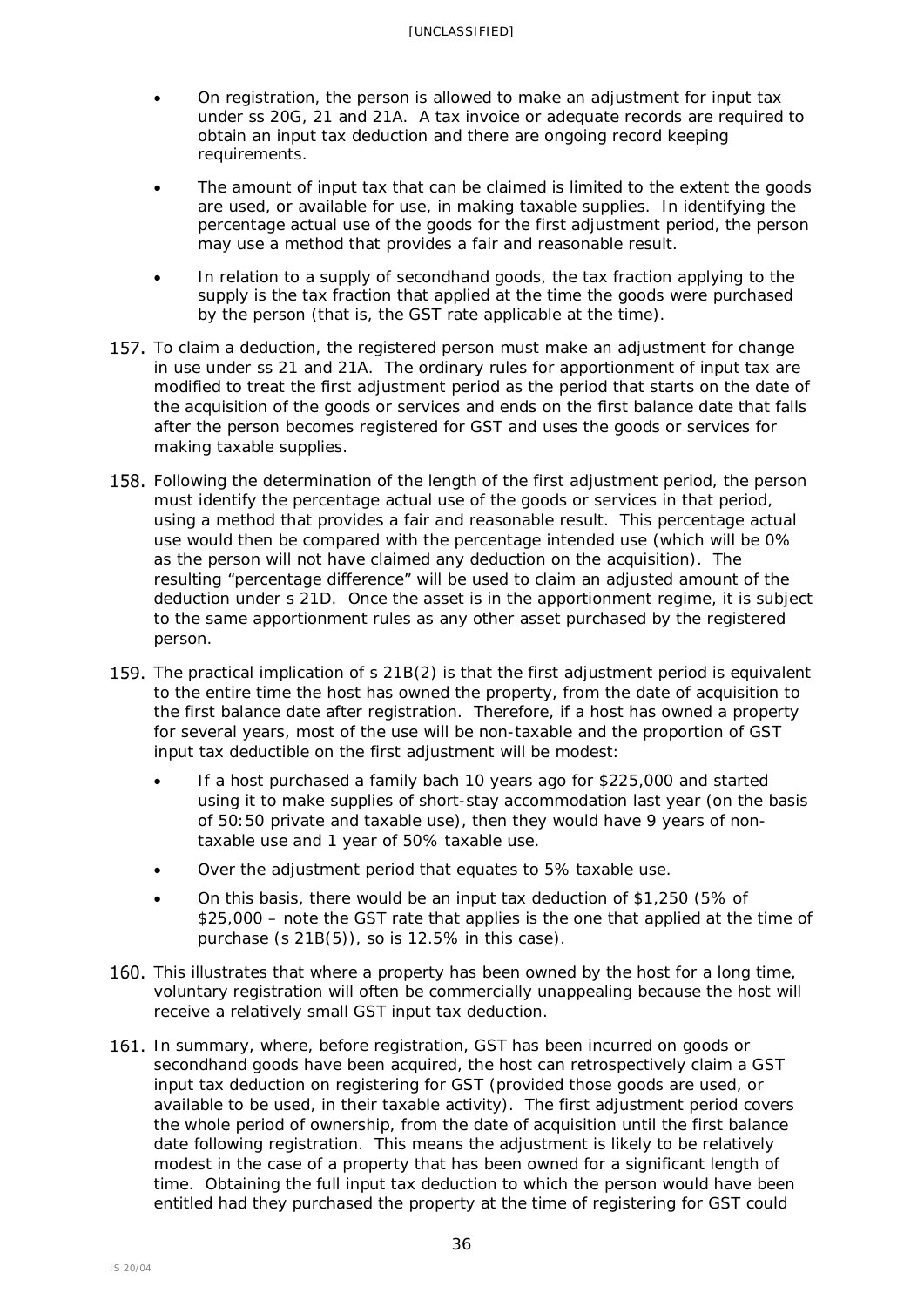- On registration, the person is allowed to make an adjustment for input tax under ss 20G, 21 and 21A. A tax invoice or adequate records are required to obtain an input tax deduction and there are ongoing record keeping requirements.
- The amount of input tax that can be claimed is limited to the extent the goods are used, or available for use, in making taxable supplies. In identifying the percentage actual use of the goods for the first adjustment period, the person may use a method that provides a fair and reasonable result.
- In relation to a supply of secondhand goods, the tax fraction applying to the supply is the tax fraction that applied at the time the goods were purchased by the person (that is, the GST rate applicable at the time).

157. To claim a deduction, the registered person must make an adjustment for change in use under ss 21 and 21A. The ordinary rules for apportionment of input tax are modified to treat the first adjustment period as the period that starts on the date of the acquisition of the goods or services and ends on the first balance date that falls after the person becomes registered for GST and uses the goods or services for making taxable supplies.

158. Following the determination of the length of the first adjustment period, the person must identify the percentage actual use of the goods or services in that period, using a method that provides a fair and reasonable result. This percentage actual use would then be compared with the percentage intended use (which will be 0% as the person will not have claimed any deduction on the acquisition). The resulting "percentage difference" will be used to claim an adjusted amount of the deduction under s 21D. Once the asset is in the apportionment regime, it is subject to the same apportionment rules as any other asset purchased by the registered person.

159. The practical implication of s 21B(2) is that the first adjustment period is equivalent to the entire time the host has owned the property, from the date of acquisition to the first balance date after registration. Therefore, if a host has owned a property for several years, most of the use will be non-taxable and the proportion of GST input tax deductible on the first adjustment will be modest:

    - If a host purchased a family bach 10 years ago for $225,000 and started using it to make supplies of short-stay accommodation last year (on the basis of 50:50 private and taxable use), then they would have 9 years of non-taxable use and 1 year of 50% taxable use.
    - Over the adjustment period that equates to 5% taxable use.
    - On this basis, there would be an input tax deduction of $1,250 (5% of $25,000 – note the GST rate that applies is the one that applied at the time of purchase (s 21B(5)), so is 12.5% in this case).

160. This illustrates that where a property has been owned by the host for a long time, voluntary registration will often be commercially unappealing because the host will receive a relatively small GST input tax deduction.

161. In summary, where, before registration, GST has been incurred on goods or secondhand goods have been acquired, the host can retrospectively claim a GST input tax deduction on registering for GST (provided those goods are used, or available to be used, in their taxable activity). The first adjustment period covers the whole period of ownership, from the date of acquisition until the first balance date following registration. This means the adjustment is likely to be relatively modest in the case of a property that has been owned for a significant length of time. Obtaining the full input tax deduction to which the person would have been entitled had they purchased the property at the time of registering for GST could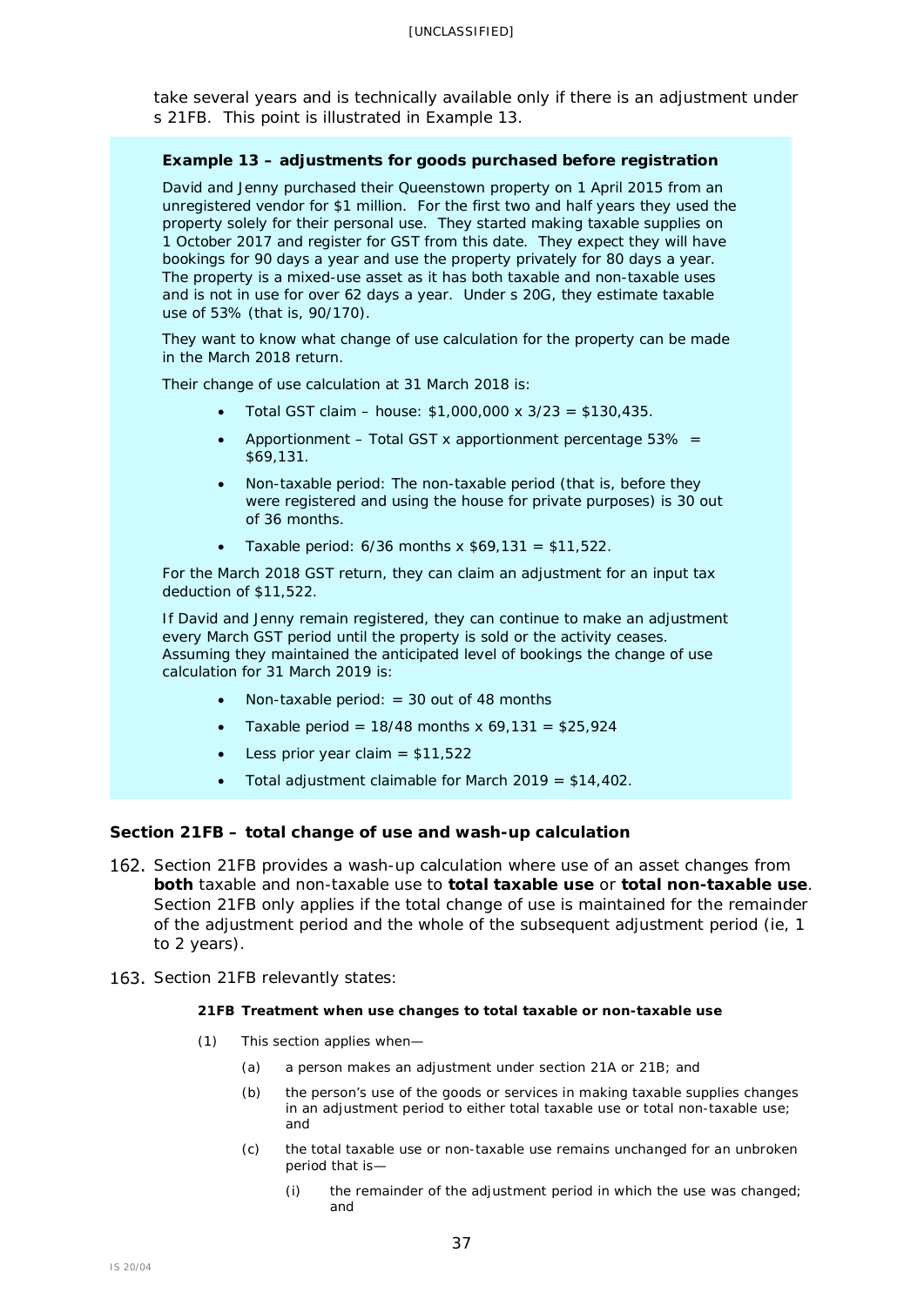take several years and is technically available only if there is an adjustment under s 21FB. This point is illustrated in Example 13.

> **Example 13 – adjustments for goods purchased before registration**
>
> David and Jenny purchased their Queenstown property on 1 April 2015 from an unregistered vendor for $1 million. For the first two and half years they used the property solely for their personal use. They started making taxable supplies on 1 October 2017 and register for GST from this date. They expect they will have bookings for 90 days a year and use the property privately for 80 days a year. The property is a mixed-use asset as it has both taxable and non-taxable uses and is not in use for over 62 days a year. Under s 20G, they estimate taxable use of 53% (that is, 90/170).
>
> They want to know what change of use calculation for the property can be made in the March 2018 return.
>
> Their change of use calculation at 31 March 2018 is:
>
> - Total GST claim – house: $1,000,000 x 3/23 = $130,435.
> - Apportionment – Total GST x apportionment percentage 53% = $69,131.
> - Non-taxable period: The non-taxable period (that is, before they were registered and using the house for private purposes) is 30 out of 36 months.
> - Taxable period: 6/36 months x $69,131 = $11,522.
>
> For the March 2018 GST return, they can claim an adjustment for an input tax deduction of $11,522.
>
> If David and Jenny remain registered, they can continue to make an adjustment every March GST period until the property is sold or the activity ceases. Assuming they maintained the anticipated level of bookings the change of use calculation for 31 March 2019 is:
>
> - Non-taxable period: = 30 out of 48 months
> - Taxable period = 18/48 months x 69,131 = $25,924
> - Less prior year claim = $11,522
> - Total adjustment claimable for March 2019 = $14,402.

### Section 21FB – total change of use and wash-up calculation

162. Section 21FB provides a wash-up calculation where use of an asset changes from **both** taxable and non-taxable use to **total taxable use** or **total non-taxable use**. Section 21FB only applies if the total change of use is maintained for the remainder of the adjustment period and the whole of the subsequent adjustment period (ie, 1 to 2 years).

163. Section 21FB relevantly states:

> **21FB Treatment when use changes to total taxable or non-taxable use**
>
> (1) This section applies when—
>
> (a) a person makes an adjustment under section 21A or 21B; and
>
> (b) the person's use of the goods or services in making taxable supplies changes in an adjustment period to either total taxable use or total non-taxable use; and
>
> (c) the total taxable use or non-taxable use remains unchanged for an unbroken period that is—
>
> (i) the remainder of the adjustment period in which the use was changed; and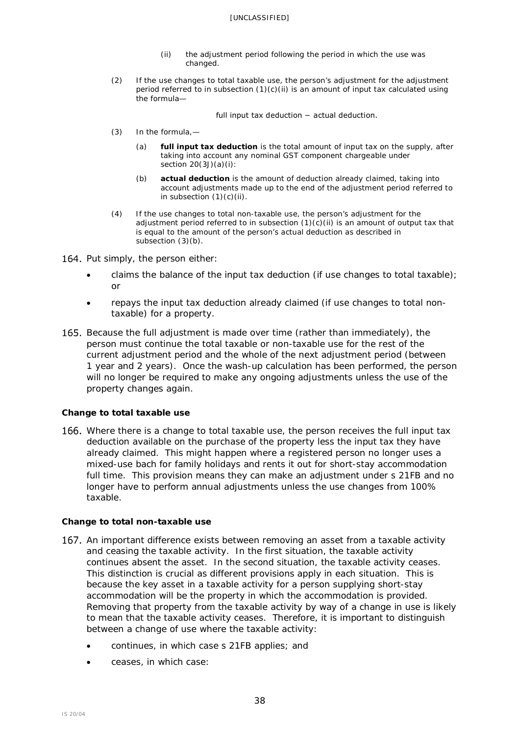(ii) the adjustment period following the period in which the use was changed.

(2) If the use changes to total taxable use, the person's adjustment for the adjustment period referred to in subsection (1)(c)(ii) is an amount of input tax calculated using the formula—

full input tax deduction − actual deduction.

(3) In the formula,—

(a) **full input tax deduction** is the total amount of input tax on the supply, after taking into account any nominal GST component chargeable under section 20(3J)(a)(i):

(b) **actual deduction** is the amount of deduction already claimed, taking into account adjustments made up to the end of the adjustment period referred to in subsection (1)(c)(ii).

(4) If the use changes to total non-taxable use, the person's adjustment for the adjustment period referred to in subsection (1)(c)(ii) is an amount of output tax that is equal to the amount of the person's actual deduction as described in subsection (3)(b).

164. Put simply, the person either:

- claims the balance of the input tax deduction (if use changes to total taxable); or
- repays the input tax deduction already claimed (if use changes to total non-taxable) for a property.

165. Because the full adjustment is made over time (rather than immediately), the person must continue the total taxable or non-taxable use for the rest of the current adjustment period and the whole of the next adjustment period (between 1 year and 2 years). Once the wash-up calculation has been performed, the person will no longer be required to make any ongoing adjustments unless the use of the property changes again.

**Change to total taxable use**

166. Where there is a change to total taxable use, the person receives the full input tax deduction available on the purchase of the property less the input tax they have already claimed. This might happen where a registered person no longer uses a mixed-use bach for family holidays and rents it out for short-stay accommodation full time. This provision means they can make an adjustment under s 21FB and no longer have to perform annual adjustments unless the use changes from 100% taxable.

**Change to total non-taxable use**

167. An important difference exists between removing an asset from a taxable activity and ceasing the taxable activity. In the first situation, the taxable activity continues absent the asset. In the second situation, the taxable activity ceases. This distinction is crucial as different provisions apply in each situation. This is because the key asset in a taxable activity for a person supplying short-stay accommodation will be the property in which the accommodation is provided. Removing that property from the taxable activity by way of a change in use is likely to mean that the taxable activity ceases. Therefore, it is important to distinguish between a change of use where the taxable activity:

- continues, in which case s 21FB applies; and
- ceases, in which case: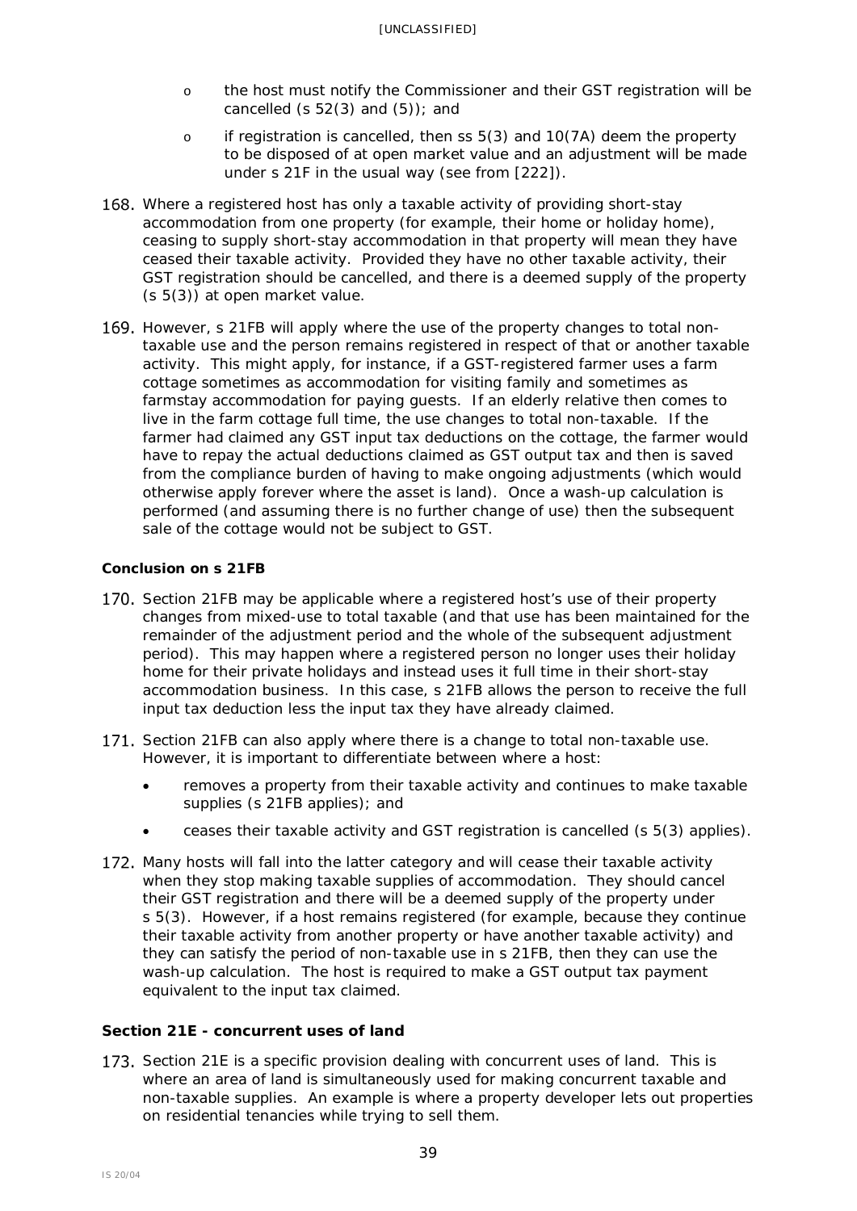- the host must notify the Commissioner and their GST registration will be cancelled (s 52(3) and (5)); and
- if registration is cancelled, then ss 5(3) and 10(7A) deem the property to be disposed of at open market value and an adjustment will be made under s 21F in the usual way (see from [222]).

168. Where a registered host has only a taxable activity of providing short-stay accommodation from one property (for example, their home or holiday home), ceasing to supply short-stay accommodation in that property will mean they have ceased their taxable activity. Provided they have no other taxable activity, their GST registration should be cancelled, and there is a deemed supply of the property (s 5(3)) at open market value.

169. However, s 21FB will apply where the use of the property changes to total non-taxable use and the person remains registered in respect of that or another taxable activity. This might apply, for instance, if a GST-registered farmer uses a farm cottage sometimes as accommodation for visiting family and sometimes as farmstay accommodation for paying guests. If an elderly relative then comes to live in the farm cottage full time, the use changes to total non-taxable. If the farmer had claimed any GST input tax deductions on the cottage, the farmer would have to repay the actual deductions claimed as GST output tax and then is saved from the compliance burden of having to make ongoing adjustments (which would otherwise apply forever where the asset is land). Once a wash-up calculation is performed (and assuming there is no further change of use) then the subsequent sale of the cottage would not be subject to GST.

**Conclusion on s 21FB**

170. Section 21FB may be applicable where a registered host's use of their property changes from mixed-use to total taxable (and that use has been maintained for the remainder of the adjustment period and the whole of the subsequent adjustment period). This may happen where a registered person no longer uses their holiday home for their private holidays and instead uses it full time in their short-stay accommodation business. In this case, s 21FB allows the person to receive the full input tax deduction less the input tax they have already claimed.

171. Section 21FB can also apply where there is a change to total non-taxable use. However, it is important to differentiate between where a host:
    - removes a property from their taxable activity and continues to make taxable supplies (s 21FB applies); and
    - ceases their taxable activity and GST registration is cancelled (s 5(3) applies).

172. Many hosts will fall into the latter category and will cease their taxable activity when they stop making taxable supplies of accommodation. They should cancel their GST registration and there will be a deemed supply of the property under s 5(3). However, if a host remains registered (for example, because they continue their taxable activity from another property or have another taxable activity) and they can satisfy the period of non-taxable use in s 21FB, then they can use the wash-up calculation. The host is required to make a GST output tax payment equivalent to the input tax claimed.

**Section 21E - concurrent uses of land**

173. Section 21E is a specific provision dealing with concurrent uses of land. This is where an area of land is simultaneously used for making concurrent taxable and non-taxable supplies. An example is where a property developer lets out properties on residential tenancies while trying to sell them.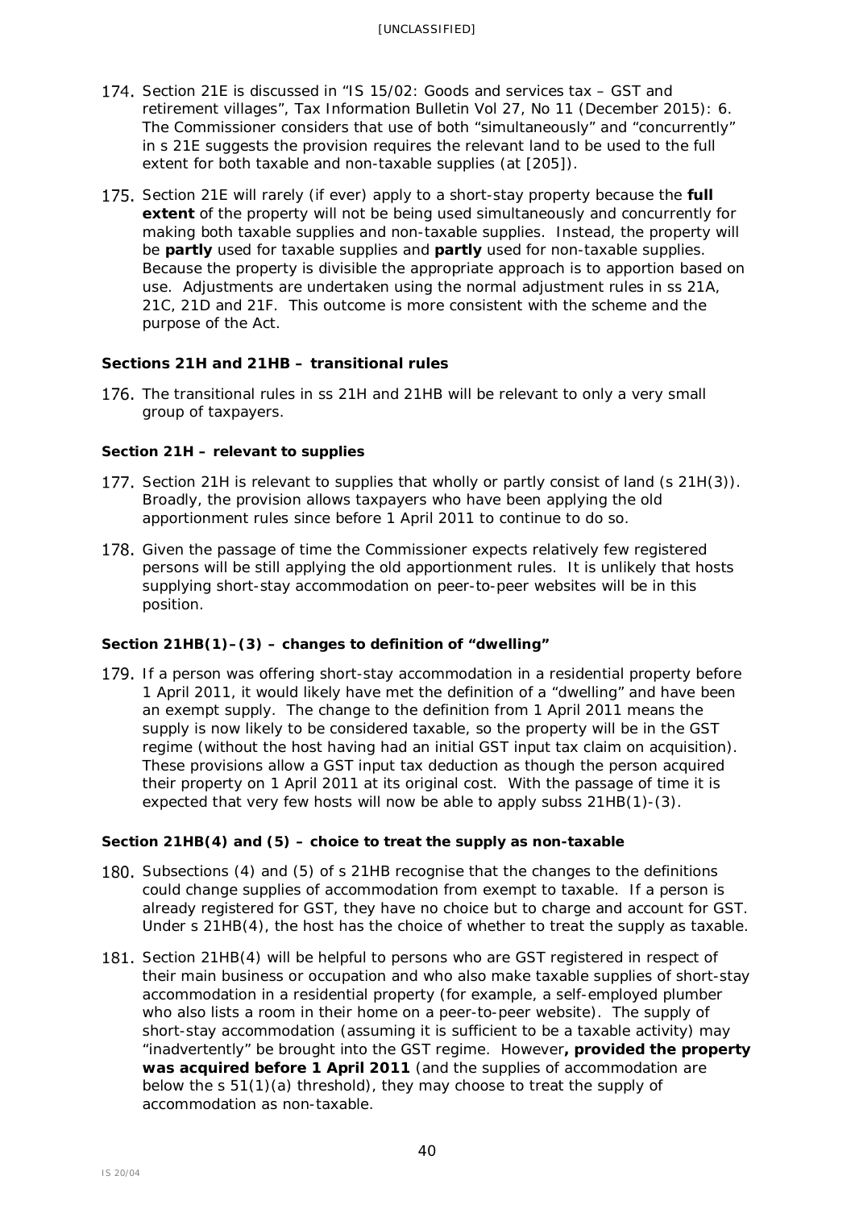174. Section 21E is discussed in "IS 15/02: Goods and services tax – GST and retirement villages", Tax Information Bulletin Vol 27, No 11 (December 2015): 6. The Commissioner considers that use of both "simultaneously" and "concurrently" in s 21E suggests the provision requires the relevant land to be used to the full extent for both taxable and non-taxable supplies (at [205]).

175. Section 21E will rarely (if ever) apply to a short-stay property because the **full extent** of the property will not be being used simultaneously and concurrently for making both taxable supplies and non-taxable supplies. Instead, the property will be **partly** used for taxable supplies and **partly** used for non-taxable supplies. Because the property is divisible the appropriate approach is to apportion based on use. Adjustments are undertaken using the normal adjustment rules in ss 21A, 21C, 21D and 21F. This outcome is more consistent with the scheme and the purpose of the Act.

### Sections 21H and 21HB – transitional rules

176. The transitional rules in ss 21H and 21HB will be relevant to only a very small group of taxpayers.

#### Section 21H – relevant to supplies

177. Section 21H is relevant to supplies that wholly or partly consist of land (s 21H(3)). Broadly, the provision allows taxpayers who have been applying the old apportionment rules since before 1 April 2011 to continue to do so.

178. Given the passage of time the Commissioner expects relatively few registered persons will be still applying the old apportionment rules. It is unlikely that hosts supplying short-stay accommodation on peer-to-peer websites will be in this position.

#### Section 21HB(1)–(3) – changes to definition of "dwelling"

179. If a person was offering short-stay accommodation in a residential property before 1 April 2011, it would likely have met the definition of a "dwelling" and have been an exempt supply. The change to the definition from 1 April 2011 means the supply is now likely to be considered taxable, so the property will be in the GST regime (without the host having had an initial GST input tax claim on acquisition). These provisions allow a GST input tax deduction as though the person acquired their property on 1 April 2011 at its original cost. With the passage of time it is expected that very few hosts will now be able to apply subss 21HB(1)-(3).

#### Section 21HB(4) and (5) – choice to treat the supply as non-taxable

180. Subsections (4) and (5) of s 21HB recognise that the changes to the definitions could change supplies of accommodation from exempt to taxable. If a person is already registered for GST, they have no choice but to charge and account for GST. Under s 21HB(4), the host has the choice of whether to treat the supply as taxable.

181. Section 21HB(4) will be helpful to persons who are GST registered in respect of their main business or occupation and who also make taxable supplies of short-stay accommodation in a residential property (for example, a self-employed plumber who also lists a room in their home on a peer-to-peer website). The supply of short-stay accommodation (assuming it is sufficient to be a taxable activity) may "inadvertently" be brought into the GST regime. However**, provided the property was acquired before 1 April 2011** (and the supplies of accommodation are below the s 51(1)(a) threshold), they may choose to treat the supply of accommodation as non-taxable.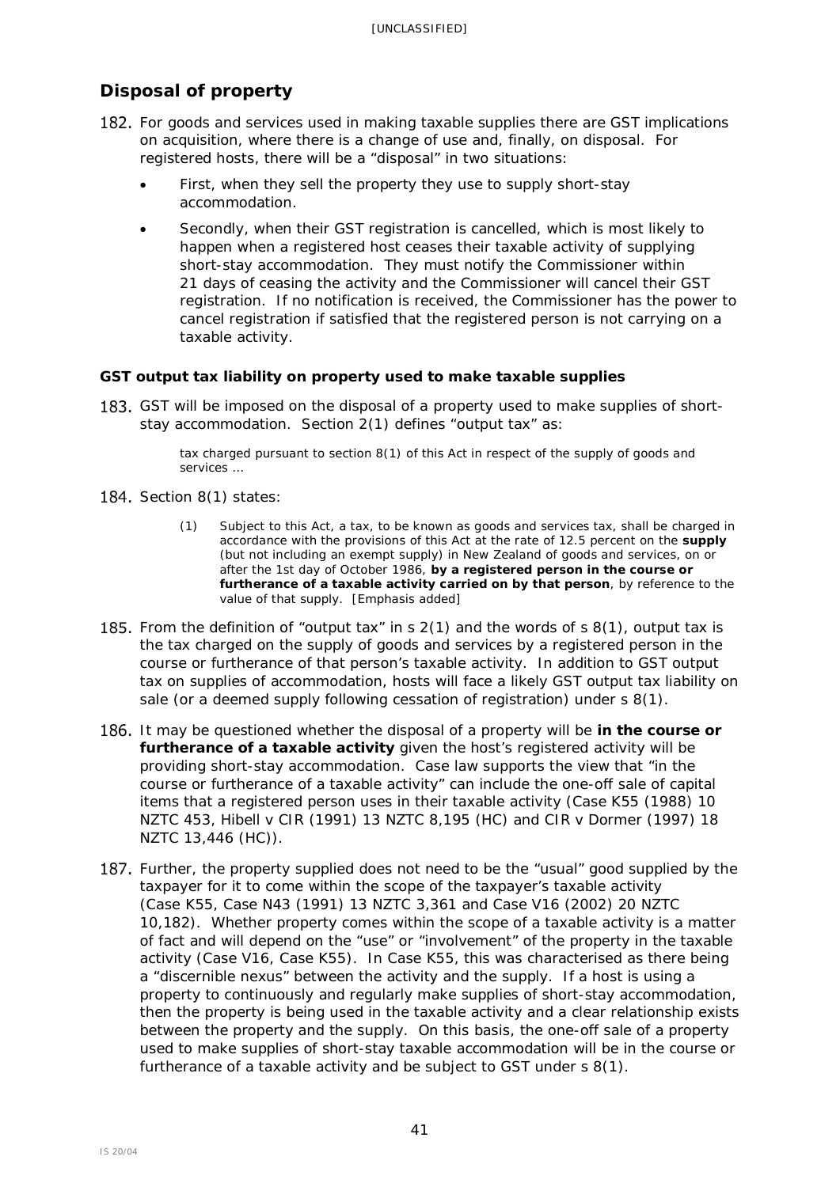## Disposal of property

182. For goods and services used in making taxable supplies there are GST implications on acquisition, where there is a change of use and, finally, on disposal. For registered hosts, there will be a "disposal" in two situations:

- First, when they sell the property they use to supply short-stay accommodation.
- Secondly, when their GST registration is cancelled, which is most likely to happen when a registered host ceases their taxable activity of supplying short-stay accommodation. They must notify the Commissioner within 21 days of ceasing the activity and the Commissioner will cancel their GST registration. If no notification is received, the Commissioner has the power to cancel registration if satisfied that the registered person is not carrying on a taxable activity.

### GST output tax liability on property used to make taxable supplies

183. GST will be imposed on the disposal of a property used to make supplies of short-stay accommodation. Section 2(1) defines "output tax" as:

> tax charged pursuant to section 8(1) of this Act in respect of the supply of goods and services …

184. Section 8(1) states:

> (1) Subject to this Act, a tax, to be known as goods and services tax, shall be charged in accordance with the provisions of this Act at the rate of 12.5 percent on the **supply** (but not including an exempt supply) in New Zealand of goods and services, on or after the 1st day of October 1986, **by a registered person in the course or furtherance of a taxable activity carried on by that person**, by reference to the value of that supply. [Emphasis added]

185. From the definition of "output tax" in s 2(1) and the words of s 8(1), output tax is the tax charged on the supply of goods and services by a registered person in the course or furtherance of that person's taxable activity. In addition to GST output tax on supplies of accommodation, hosts will face a likely GST output tax liability on sale (or a deemed supply following cessation of registration) under s 8(1).

186. It may be questioned whether the disposal of a property will be **in the course or furtherance of a taxable activity** given the host's registered activity will be providing short-stay accommodation. Case law supports the view that "in the course or furtherance of a taxable activity" can include the one-off sale of capital items that a registered person uses in their taxable activity (*Case K55* (1988) 10 NZTC 453, *Hibell v CIR* (1991) 13 NZTC 8,195 (HC) and *CIR v Dormer* (1997) 18 NZTC 13,446 (HC)).

187. Further, the property supplied does not need to be the "usual" good supplied by the taxpayer for it to come within the scope of the taxpayer's taxable activity (*Case K55*, *Case N43* (1991) 13 NZTC 3,361 and *Case V16* (2002) 20 NZTC 10,182). Whether property comes within the scope of a taxable activity is a matter of fact and will depend on the "use" or "involvement" of the property in the taxable activity (*Case V16*, *Case K55*). In *Case K55*, this was characterised as there being a "discernible nexus" between the activity and the supply. If a host is using a property to continuously and regularly make supplies of short-stay accommodation, then the property is being used in the taxable activity and a clear relationship exists between the property and the supply. On this basis, the one-off sale of a property used to make supplies of short-stay taxable accommodation will be in the course or furtherance of a taxable activity and be subject to GST under s 8(1).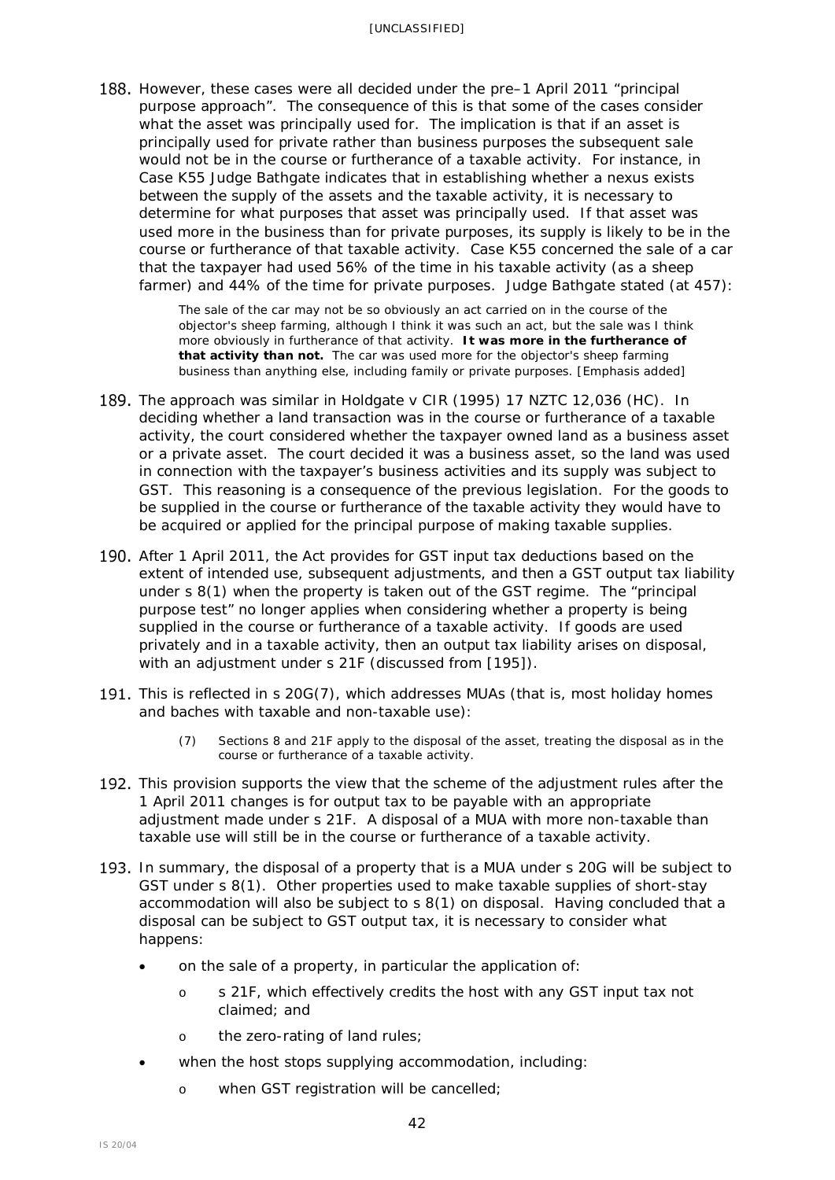188. However, these cases were all decided under the pre–1 April 2011 "principal purpose approach". The consequence of this is that some of the cases consider what the asset was principally used for. The implication is that if an asset is principally used for private rather than business purposes the subsequent sale would not be in the course or furtherance of a taxable activity. For instance, in *Case K55* Judge Bathgate indicates that in establishing whether a nexus exists between the supply of the assets and the taxable activity, it is necessary to determine for what purposes that asset was principally used. If that asset was used more in the business than for private purposes, its supply is likely to be in the course or furtherance of that taxable activity. *Case K55* concerned the sale of a car that the taxpayer had used 56% of the time in his taxable activity (as a sheep farmer) and 44% of the time for private purposes. Judge Bathgate stated (at 457):

> The sale of the car may not be so obviously an act carried on in the course of the objector's sheep farming, although I think it was such an act, but the sale was I think more obviously in furtherance of that activity. **It was more in the furtherance of that activity than not.** The car was used more for the objector's sheep farming business than anything else, including family or private purposes. [Emphasis added]

189. The approach was similar in *Holdgate v CIR* (1995) 17 NZTC 12,036 (HC). In deciding whether a land transaction was in the course or furtherance of a taxable activity, the court considered whether the taxpayer owned land as a business asset or a private asset. The court decided it was a business asset, so the land was used in connection with the taxpayer's business activities and its supply was subject to GST. This reasoning is a consequence of the previous legislation. For the goods to be supplied in the course or furtherance of the taxable activity they would have to be acquired or applied for the principal purpose of making taxable supplies.

190. After 1 April 2011, the Act provides for GST input tax deductions based on the extent of intended use, subsequent adjustments, and then a GST output tax liability under s 8(1) when the property is taken out of the GST regime. The "principal purpose test" no longer applies when considering whether a property is being supplied in the course or furtherance of a taxable activity. If goods are used privately and in a taxable activity, then an output tax liability arises on disposal, with an adjustment under s 21F (discussed from [195]).

191. This is reflected in s 20G(7), which addresses MUAs (that is, most holiday homes and baches with taxable and non-taxable use):

> (7) Sections 8 and 21F apply to the disposal of the asset, treating the disposal as in the course or furtherance of a taxable activity.

192. This provision supports the view that the scheme of the adjustment rules after the 1 April 2011 changes is for output tax to be payable with an appropriate adjustment made under s 21F. A disposal of a MUA with more non-taxable than taxable use will still be in the course or furtherance of a taxable activity.

193. In summary, the disposal of a property that is a MUA under s 20G will be subject to GST under s 8(1). Other properties used to make taxable supplies of short-stay accommodation will also be subject to s 8(1) on disposal. Having concluded that a disposal can be subject to GST output tax, it is necessary to consider what happens:

- on the sale of a property, in particular the application of:
  - s 21F, which effectively credits the host with any GST input tax not claimed; and
  - the zero-rating of land rules;
- when the host stops supplying accommodation, including:
  - when GST registration will be cancelled;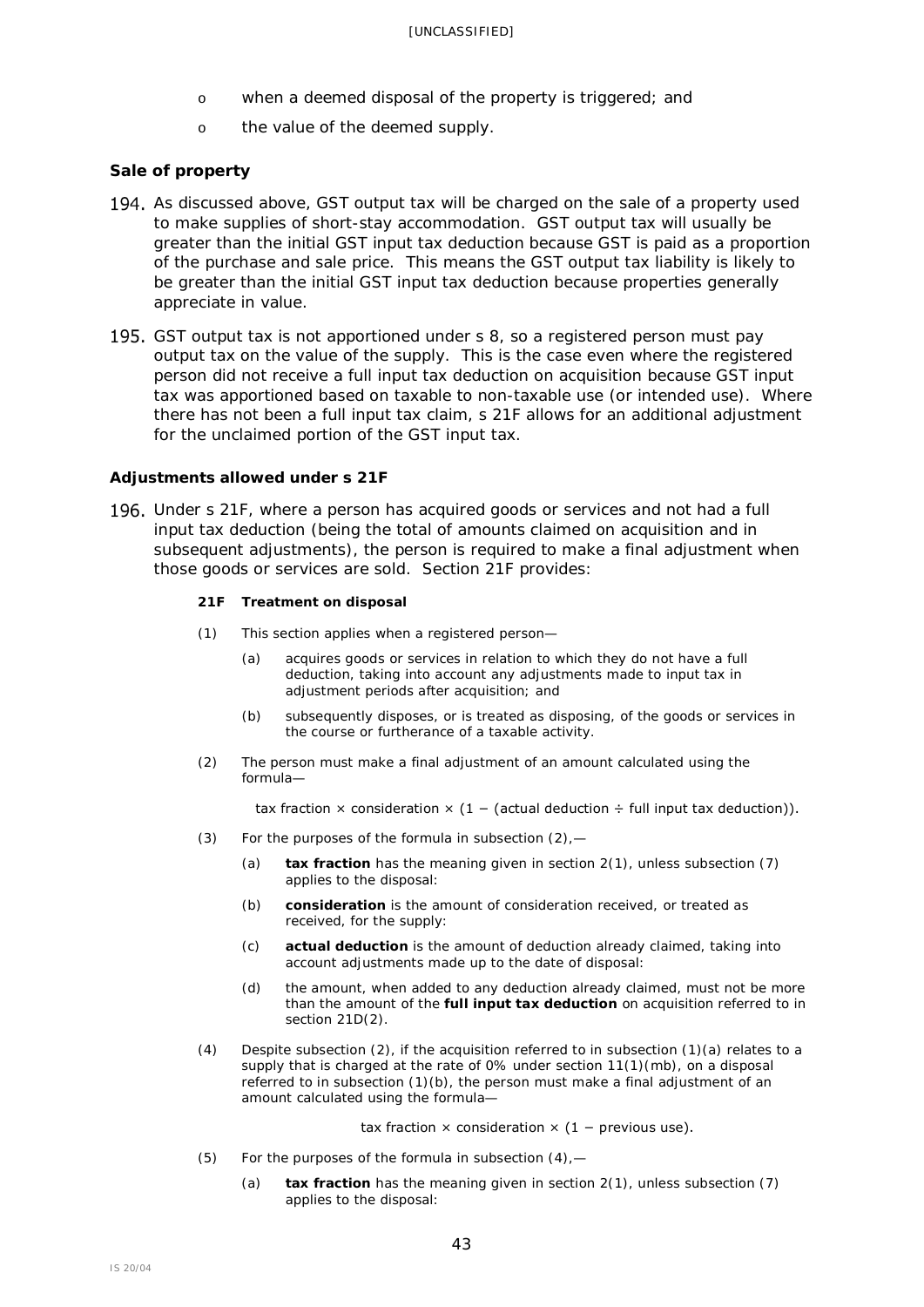- when a deemed disposal of the property is triggered; and
- the value of the deemed supply.

### Sale of property

194. As discussed above, GST output tax will be charged on the sale of a property used to make supplies of short-stay accommodation. GST output tax will usually be greater than the initial GST input tax deduction because GST is paid as a proportion of the purchase and sale price. This means the GST output tax liability is likely to be greater than the initial GST input tax deduction because properties generally appreciate in value.

195. GST output tax is not apportioned under s 8, so a registered person must pay output tax on the value of the supply. This is the case even where the registered person did not receive a full input tax deduction on acquisition because GST input tax was apportioned based on taxable to non-taxable use (or intended use). Where there has not been a full input tax claim, s 21F allows for an additional adjustment for the unclaimed portion of the GST input tax.

#### Adjustments allowed under s 21F

196. Under s 21F, where a person has acquired goods or services and not had a full input tax deduction (being the total of amounts claimed on acquisition and in subsequent adjustments), the person is required to make a final adjustment when those goods or services are sold. Section 21F provides:

> **21F Treatment on disposal**
>
> (1) This section applies when a registered person—
>
> (a) acquires goods or services in relation to which they do not have a full deduction, taking into account any adjustments made to input tax in adjustment periods after acquisition; and
>
> (b) subsequently disposes, or is treated as disposing, of the goods or services in the course or furtherance of a taxable activity.
>
> (2) The person must make a final adjustment of an amount calculated using the formula—
>
> tax fraction × consideration × (1 − (actual deduction ÷ full input tax deduction)).
>
> (3) For the purposes of the formula in subsection (2),—
>
> (a) **tax fraction** has the meaning given in section 2(1), unless subsection (7) applies to the disposal:
>
> (b) **consideration** is the amount of consideration received, or treated as received, for the supply:
>
> (c) **actual deduction** is the amount of deduction already claimed, taking into account adjustments made up to the date of disposal:
>
> (d) the amount, when added to any deduction already claimed, must not be more than the amount of the **full input tax deduction** on acquisition referred to in section 21D(2).
>
> (4) Despite subsection (2), if the acquisition referred to in subsection (1)(a) relates to a supply that is charged at the rate of 0% under section 11(1)(mb), on a disposal referred to in subsection (1)(b), the person must make a final adjustment of an amount calculated using the formula—
>
> tax fraction × consideration × (1 − previous use).
>
> (5) For the purposes of the formula in subsection (4),—
>
> (a) **tax fraction** has the meaning given in section 2(1), unless subsection (7) applies to the disposal: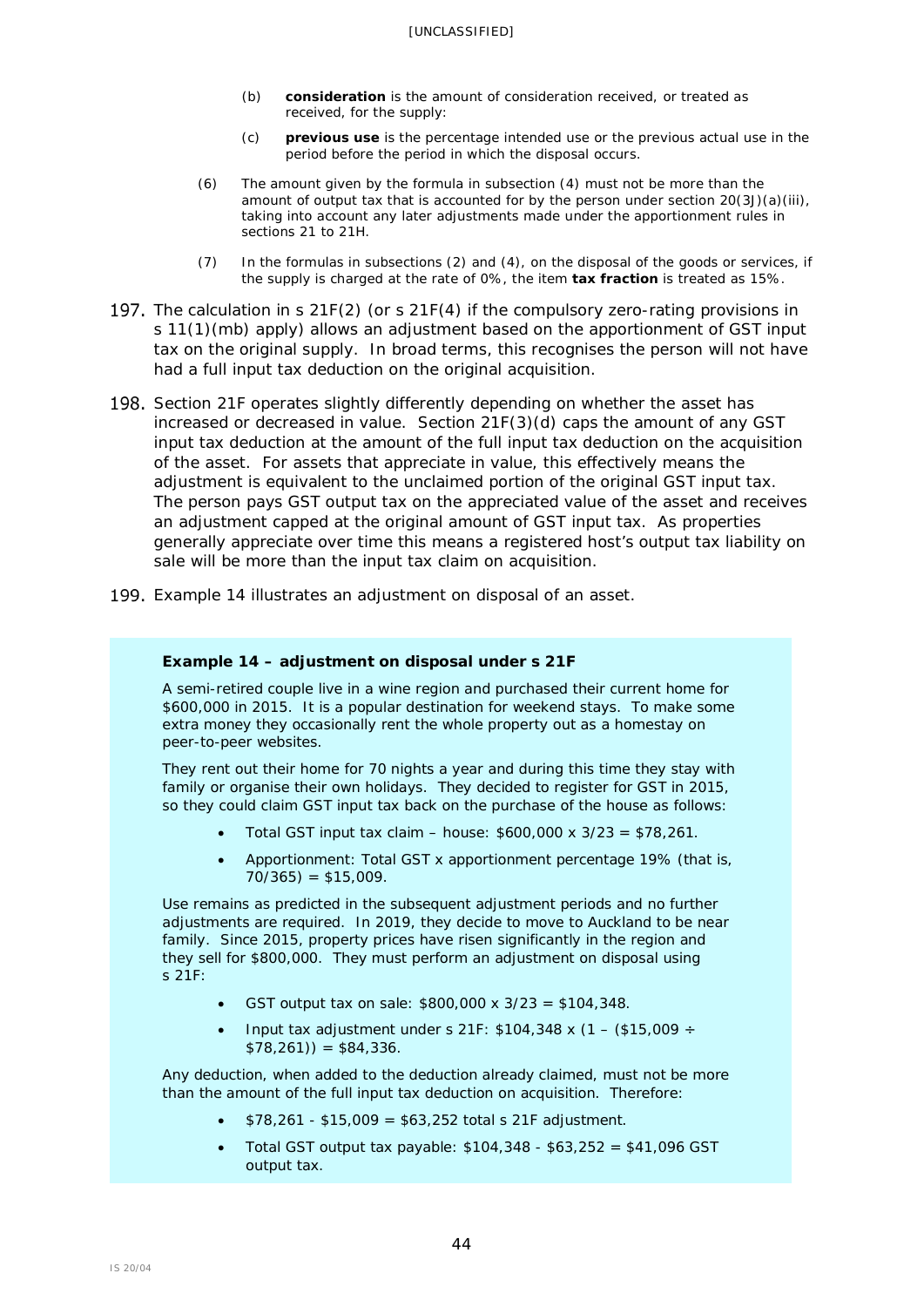(b) **consideration** is the amount of consideration received, or treated as received, for the supply:

(c) **previous use** is the percentage intended use or the previous actual use in the period before the period in which the disposal occurs.

(6) The amount given by the formula in subsection (4) must not be more than the amount of output tax that is accounted for by the person under section 20(3J)(a)(iii), taking into account any later adjustments made under the apportionment rules in sections 21 to 21H.

(7) In the formulas in subsections (2) and (4), on the disposal of the goods or services, if the supply is charged at the rate of 0%, the item **tax fraction** is treated as 15%.

197. The calculation in s 21F(2) (or s 21F(4) if the compulsory zero-rating provisions in s 11(1)(mb) apply) allows an adjustment based on the apportionment of GST input tax on the original supply. In broad terms, this recognises the person will not have had a full input tax deduction on the original acquisition.

198. Section 21F operates slightly differently depending on whether the asset has increased or decreased in value. Section 21F(3)(d) caps the amount of any GST input tax deduction at the amount of the full input tax deduction on the acquisition of the asset. For assets that appreciate in value, this effectively means the adjustment is equivalent to the unclaimed portion of the original GST input tax. The person pays GST output tax on the appreciated value of the asset and receives an adjustment capped at the original amount of GST input tax. As properties generally appreciate over time this means a registered host's output tax liability on sale will be more than the input tax claim on acquisition.

199. Example 14 illustrates an adjustment on disposal of an asset.

**Example 14 – adjustment on disposal under s 21F**

A semi-retired couple live in a wine region and purchased their current home for $600,000 in 2015. It is a popular destination for weekend stays. To make some extra money they occasionally rent the whole property out as a homestay on peer-to-peer websites.

They rent out their home for 70 nights a year and during this time they stay with family or organise their own holidays. They decided to register for GST in 2015, so they could claim GST input tax back on the purchase of the house as follows:

- Total GST input tax claim – house: $600,000 x 3/23 = $78,261.
- Apportionment: Total GST x apportionment percentage 19% (that is, 70/365) = $15,009.

Use remains as predicted in the subsequent adjustment periods and no further adjustments are required. In 2019, they decide to move to Auckland to be near family. Since 2015, property prices have risen significantly in the region and they sell for $800,000. They must perform an adjustment on disposal using s 21F:

- GST output tax on sale: $800,000 x 3/23 = $104,348.
- Input tax adjustment under s 21F: $104,348 x (1 – ($15,009 ÷ $78,261)) = $84,336.

Any deduction, when added to the deduction already claimed, must not be more than the amount of the full input tax deduction on acquisition. Therefore:

- $78,261 - $15,009 = $63,252 total s 21F adjustment.
- Total GST output tax payable: $104,348 - $63,252 = $41,096 GST output tax.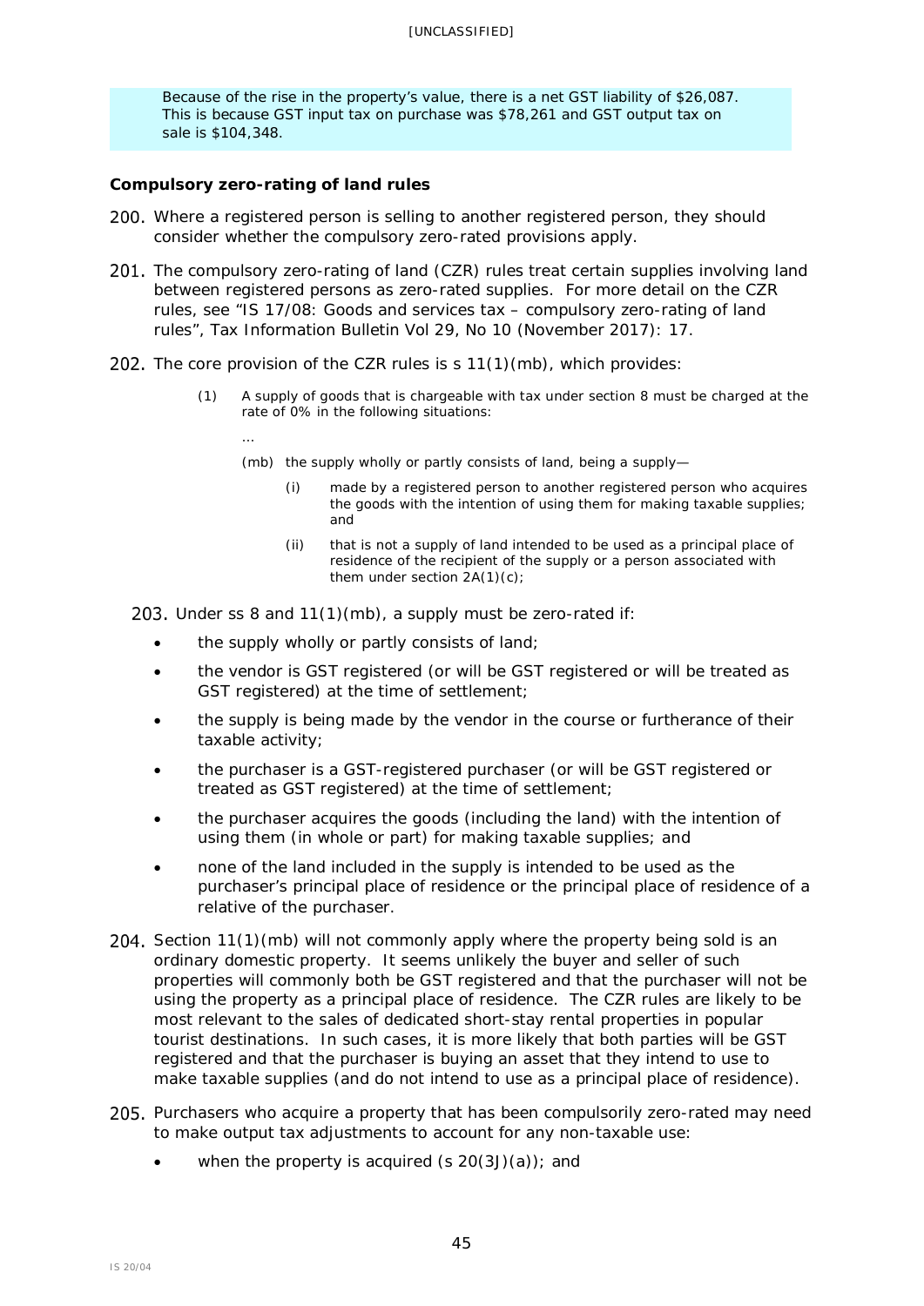> Because of the rise in the property's value, there is a net GST liability of $26,087. This is because GST input tax on purchase was $78,261 and GST output tax on sale is $104,348.

### Compulsory zero-rating of land rules

200. Where a registered person is selling to another registered person, they should consider whether the compulsory zero-rated provisions apply.

201. The compulsory zero-rating of land (CZR) rules treat certain supplies involving land between registered persons as zero-rated supplies. For more detail on the CZR rules, see "IS 17/08: Goods and services tax – compulsory zero-rating of land rules", Tax Information Bulletin Vol 29, No 10 (November 2017): 17.

202. The core provision of the CZR rules is s 11(1)(mb), which provides:

> (1) A supply of goods that is chargeable with tax under section 8 must be charged at the rate of 0% in the following situations:
>
> …
>
> (mb) the supply wholly or partly consists of land, being a supply—
>
> (i) made by a registered person to another registered person who acquires the goods with the intention of using them for making taxable supplies; and
>
> (ii) that is not a supply of land intended to be used as a principal place of residence of the recipient of the supply or a person associated with them under section 2A(1)(c);

203. Under ss 8 and 11(1)(mb), a supply must be zero-rated if:

- the supply wholly or partly consists of land;
- the vendor is GST registered (or will be GST registered or will be treated as GST registered) at the time of settlement;
- the supply is being made by the vendor in the course or furtherance of their taxable activity;
- the purchaser is a GST-registered purchaser (or will be GST registered or treated as GST registered) at the time of settlement;
- the purchaser acquires the goods (including the land) with the intention of using them (in whole or part) for making taxable supplies; and
- none of the land included in the supply is intended to be used as the purchaser's principal place of residence or the principal place of residence of a relative of the purchaser.

204. Section 11(1)(mb) will not commonly apply where the property being sold is an ordinary domestic property. It seems unlikely the buyer and seller of such properties will commonly both be GST registered and that the purchaser will not be using the property as a principal place of residence. The CZR rules are likely to be most relevant to the sales of dedicated short-stay rental properties in popular tourist destinations. In such cases, it is more likely that both parties will be GST registered and that the purchaser is buying an asset that they intend to use to make taxable supplies (and do not intend to use as a principal place of residence).

205. Purchasers who acquire a property that has been compulsorily zero-rated may need to make output tax adjustments to account for any non-taxable use:

- when the property is acquired (s 20(3J)(a)); and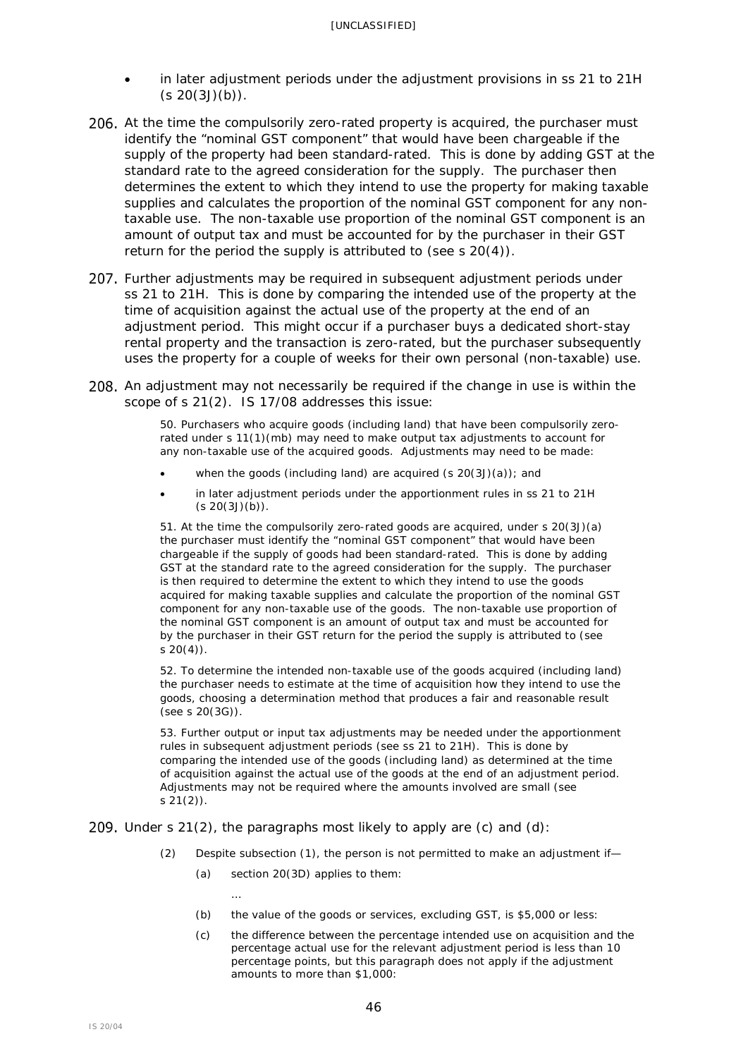- in later adjustment periods under the adjustment provisions in ss 21 to 21H (s 20(3J)(b)).

206. At the time the compulsorily zero-rated property is acquired, the purchaser must identify the "nominal GST component" that would have been chargeable if the supply of the property had been standard-rated. This is done by adding GST at the standard rate to the agreed consideration for the supply. The purchaser then determines the extent to which they intend to use the property for making taxable supplies and calculates the proportion of the nominal GST component for any non-taxable use. The non-taxable use proportion of the nominal GST component is an amount of output tax and must be accounted for by the purchaser in their GST return for the period the supply is attributed to (see s 20(4)).

207. Further adjustments may be required in subsequent adjustment periods under ss 21 to 21H. This is done by comparing the intended use of the property at the time of acquisition against the actual use of the property at the end of an adjustment period. This might occur if a purchaser buys a dedicated short-stay rental property and the transaction is zero-rated, but the purchaser subsequently uses the property for a couple of weeks for their own personal (non-taxable) use.

208. An adjustment may not necessarily be required if the change in use is within the scope of s 21(2). IS 17/08 addresses this issue:

> 50. Purchasers who acquire goods (including land) that have been compulsorily zero-rated under s 11(1)(mb) may need to make output tax adjustments to account for any non-taxable use of the acquired goods. Adjustments may need to be made:
>
> - when the goods (including land) are acquired (s 20(3J)(a)); and
> - in later adjustment periods under the apportionment rules in ss 21 to 21H (s 20(3J)(b)).
>
> 51. At the time the compulsorily zero-rated goods are acquired, under s 20(3J)(a) the purchaser must identify the "nominal GST component" that would have been chargeable if the supply of goods had been standard-rated. This is done by adding GST at the standard rate to the agreed consideration for the supply. The purchaser is then required to determine the extent to which they intend to use the goods acquired for making taxable supplies and calculate the proportion of the nominal GST component for any non-taxable use of the goods. The non-taxable use proportion of the nominal GST component is an amount of output tax and must be accounted for by the purchaser in their GST return for the period the supply is attributed to (see s 20(4)).
>
> 52. To determine the intended non-taxable use of the goods acquired (including land) the purchaser needs to estimate at the time of acquisition how they intend to use the goods, choosing a determination method that produces a fair and reasonable result (see s 20(3G)).
>
> 53. Further output or input tax adjustments may be needed under the apportionment rules in subsequent adjustment periods (see ss 21 to 21H). This is done by comparing the intended use of the goods (including land) as determined at the time of acquisition against the actual use of the goods at the end of an adjustment period. Adjustments may not be required where the amounts involved are small (see s 21(2)).

209. Under s 21(2), the paragraphs most likely to apply are (c) and (d):

> (2) Despite subsection (1), the person is not permitted to make an adjustment if—
>
> (a) section 20(3D) applies to them:
>
> …
>
> (b) the value of the goods or services, excluding GST, is $5,000 or less:
>
> (c) the difference between the percentage intended use on acquisition and the percentage actual use for the relevant adjustment period is less than 10 percentage points, but this paragraph does not apply if the adjustment amounts to more than $1,000: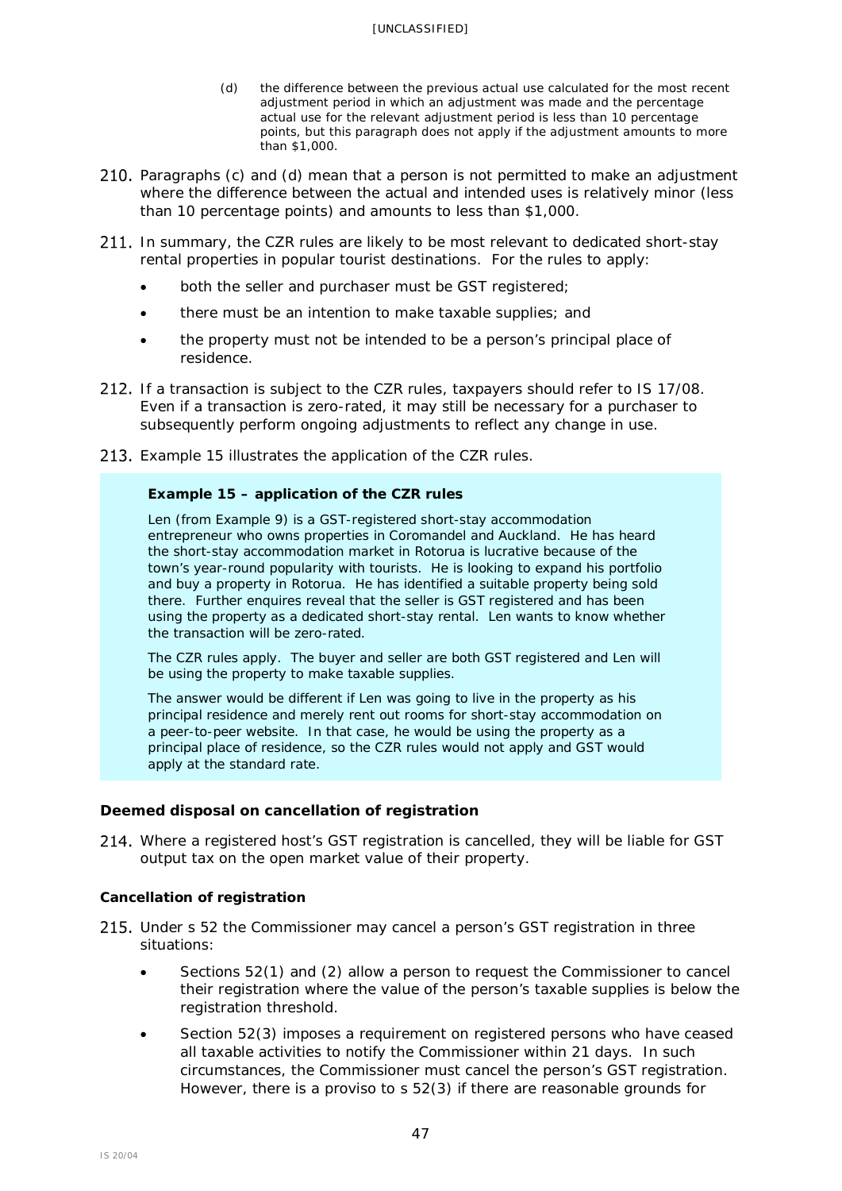(d) the difference between the previous actual use calculated for the most recent adjustment period in which an adjustment was made and the percentage actual use for the relevant adjustment period is less than 10 percentage points, but this paragraph does not apply if the adjustment amounts to more than $1,000.

210. Paragraphs (c) and (d) mean that a person is not permitted to make an adjustment where the difference between the actual and intended uses is relatively minor (less than 10 percentage points) and amounts to less than $1,000.

211. In summary, the CZR rules are likely to be most relevant to dedicated short-stay rental properties in popular tourist destinations. For the rules to apply:

- both the seller and purchaser must be GST registered;
- there must be an intention to make taxable supplies; and
- the property must not be intended to be a person's principal place of residence.

212. If a transaction is subject to the CZR rules, taxpayers should refer to IS 17/08. Even if a transaction is zero-rated, it may still be necessary for a purchaser to subsequently perform ongoing adjustments to reflect any change in use.

213. Example 15 illustrates the application of the CZR rules.

> **Example 15 – application of the CZR rules**
>
> Len (from Example 9) is a GST-registered short-stay accommodation entrepreneur who owns properties in Coromandel and Auckland. He has heard the short-stay accommodation market in Rotorua is lucrative because of the town's year-round popularity with tourists. He is looking to expand his portfolio and buy a property in Rotorua. He has identified a suitable property being sold there. Further enquires reveal that the seller is GST registered and has been using the property as a dedicated short-stay rental. Len wants to know whether the transaction will be zero-rated.
>
> The CZR rules apply. The buyer and seller are both GST registered and Len will be using the property to make taxable supplies.
>
> The answer would be different if Len was going to live in the property as his principal residence and merely rent out rooms for short-stay accommodation on a peer-to-peer website. In that case, he would be using the property as a principal place of residence, so the CZR rules would not apply and GST would apply at the standard rate.

### Deemed disposal on cancellation of registration

214. Where a registered host's GST registration is cancelled, they will be liable for GST output tax on the open market value of their property.

#### Cancellation of registration

215. Under s 52 the Commissioner may cancel a person's GST registration in three situations:

- Sections 52(1) and (2) allow a person to request the Commissioner to cancel their registration where the value of the person's taxable supplies is below the registration threshold.
- Section 52(3) imposes a requirement on registered persons who have ceased all taxable activities to notify the Commissioner within 21 days. In such circumstances, the Commissioner must cancel the person's GST registration. However, there is a proviso to s 52(3) if there are reasonable grounds for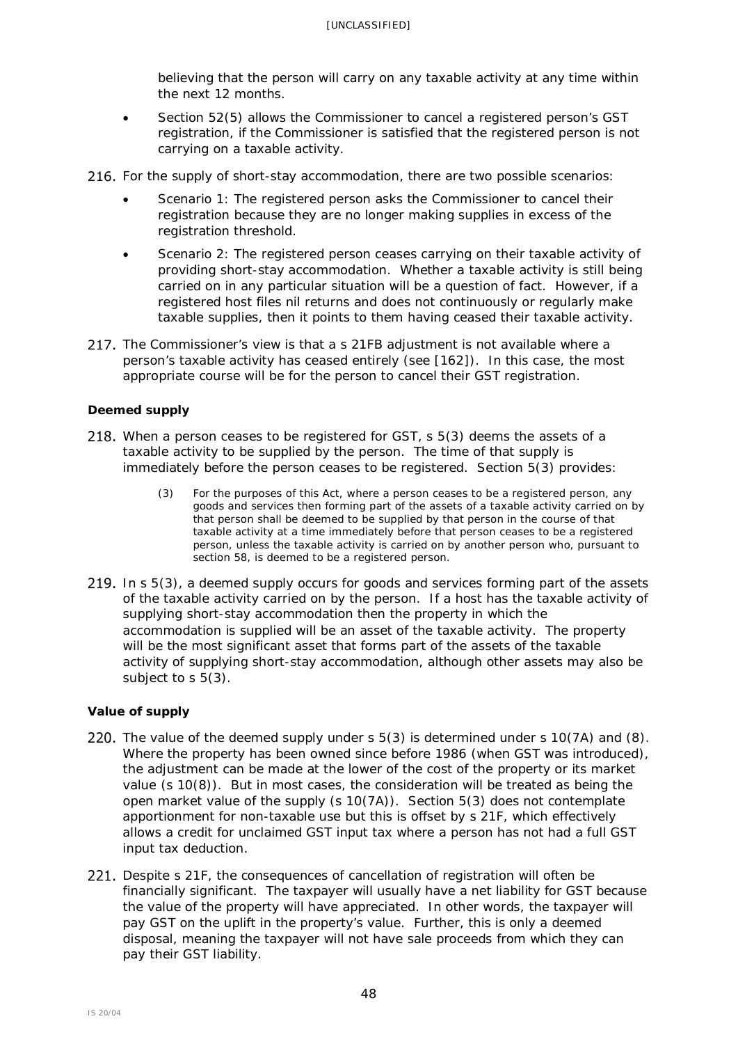believing that the person will carry on any taxable activity at any time within the next 12 months.

- Section 52(5) allows the Commissioner to cancel a registered person's GST registration, if the Commissioner is satisfied that the registered person is not carrying on a taxable activity.

216. For the supply of short-stay accommodation, there are two possible scenarios:

- Scenario 1: The registered person asks the Commissioner to cancel their registration because they are no longer making supplies in excess of the registration threshold.
- Scenario 2: The registered person ceases carrying on their taxable activity of providing short-stay accommodation. Whether a taxable activity is still being carried on in any particular situation will be a question of fact. However, if a registered host files nil returns and does not continuously or regularly make taxable supplies, then it points to them having ceased their taxable activity.

217. The Commissioner's view is that a s 21FB adjustment is not available where a person's taxable activity has ceased entirely (see [162]). In this case, the most appropriate course will be for the person to cancel their GST registration.

**Deemed supply**

218. When a person ceases to be registered for GST, s 5(3) deems the assets of a taxable activity to be supplied by the person. The time of that supply is immediately before the person ceases to be registered. Section 5(3) provides:

> (3) For the purposes of this Act, where a person ceases to be a registered person, any goods and services then forming part of the assets of a taxable activity carried on by that person shall be deemed to be supplied by that person in the course of that taxable activity at a time immediately before that person ceases to be a registered person, unless the taxable activity is carried on by another person who, pursuant to section 58, is deemed to be a registered person.

219. In s 5(3), a deemed supply occurs for goods and services forming part of the assets of the taxable activity carried on by the person. If a host has the taxable activity of supplying short-stay accommodation then the property in which the accommodation is supplied will be an asset of the taxable activity. The property will be the most significant asset that forms part of the assets of the taxable activity of supplying short-stay accommodation, although other assets may also be subject to s 5(3).

**Value of supply**

220. The value of the deemed supply under s 5(3) is determined under s 10(7A) and (8). Where the property has been owned since before 1986 (when GST was introduced), the adjustment can be made at the lower of the cost of the property or its market value (s 10(8)). But in most cases, the consideration will be treated as being the open market value of the supply (s 10(7A)). Section 5(3) does not contemplate apportionment for non-taxable use but this is offset by s 21F, which effectively allows a credit for unclaimed GST input tax where a person has not had a full GST input tax deduction.

221. Despite s 21F, the consequences of cancellation of registration will often be financially significant. The taxpayer will usually have a net liability for GST because the value of the property will have appreciated. In other words, the taxpayer will pay GST on the uplift in the property's value. Further, this is only a deemed disposal, meaning the taxpayer will not have sale proceeds from which they can pay their GST liability.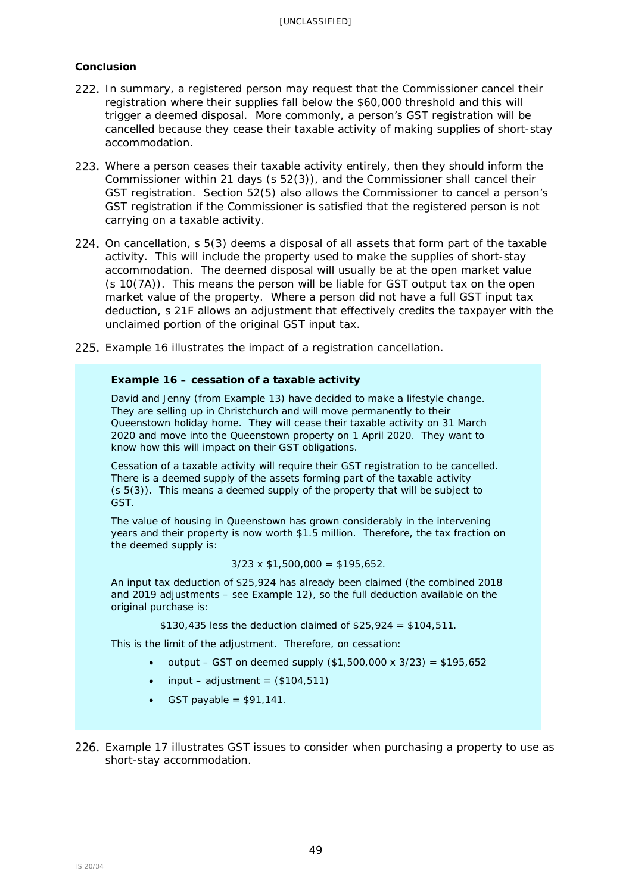**Conclusion**

222. In summary, a registered person may request that the Commissioner cancel their registration where their supplies fall below the $60,000 threshold and this will trigger a deemed disposal. More commonly, a person's GST registration will be cancelled because they cease their taxable activity of making supplies of short-stay accommodation.

223. Where a person ceases their taxable activity entirely, then they should inform the Commissioner within 21 days (s 52(3)), and the Commissioner shall cancel their GST registration. Section 52(5) also allows the Commissioner to cancel a person's GST registration if the Commissioner is satisfied that the registered person is not carrying on a taxable activity.

224. On cancellation, s 5(3) deems a disposal of all assets that form part of the taxable activity. This will include the property used to make the supplies of short-stay accommodation. The deemed disposal will usually be at the open market value (s 10(7A)). This means the person will be liable for GST output tax on the open market value of the property. Where a person did not have a full GST input tax deduction, s 21F allows an adjustment that effectively credits the taxpayer with the unclaimed portion of the original GST input tax.

225. Example 16 illustrates the impact of a registration cancellation.

**Example 16 – cessation of a taxable activity**

David and Jenny (from Example 13) have decided to make a lifestyle change. They are selling up in Christchurch and will move permanently to their Queenstown holiday home. They will cease their taxable activity on 31 March 2020 and move into the Queenstown property on 1 April 2020. They want to know how this will impact on their GST obligations.

Cessation of a taxable activity will require their GST registration to be cancelled. There is a deemed supply of the assets forming part of the taxable activity (s 5(3)). This means a deemed supply of the property that will be subject to GST.

The value of housing in Queenstown has grown considerably in the intervening years and their property is now worth $1.5 million. Therefore, the tax fraction on the deemed supply is:

$$3/23 \times \$1{,}500{,}000 = \$195{,}652.$$

An input tax deduction of $25,924 has already been claimed (the combined 2018 and 2019 adjustments – see Example 12), so the full deduction available on the original purchase is:

$$\$130{,}435 \text{ less the deduction claimed of } \$25{,}924 = \$104{,}511.$$

This is the limit of the adjustment. Therefore, on cessation:

- output – GST on deemed supply ($1,500,000 x 3/23) = $195,652
- input – adjustment = ($104,511)
- GST payable = $91,141.

226. Example 17 illustrates GST issues to consider when purchasing a property to use as short-stay accommodation.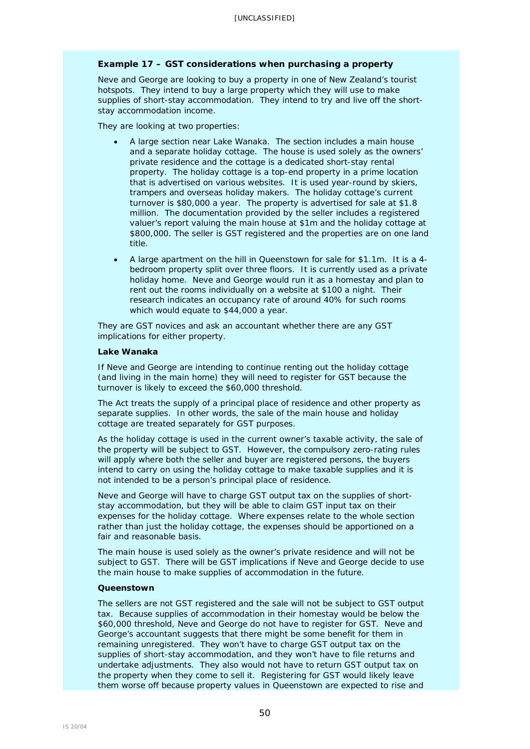**Example 17 – GST considerations when purchasing a property**

Neve and George are looking to buy a property in one of New Zealand's tourist hotspots. They intend to buy a large property which they will use to make supplies of short-stay accommodation. They intend to try and live off the short-stay accommodation income.

They are looking at two properties:

- A large section near Lake Wanaka. The section includes a main house and a separate holiday cottage. The house is used solely as the owners' private residence and the cottage is a dedicated short-stay rental property. The holiday cottage is a top-end property in a prime location that is advertised on various websites. It is used year-round by skiers, trampers and overseas holiday makers. The holiday cottage's current turnover is $80,000 a year. The property is advertised for sale at $1.8 million. The documentation provided by the seller includes a registered valuer's report valuing the main house at $1m and the holiday cottage at $800,000. The seller is GST registered and the properties are on one land title.
- A large apartment on the hill in Queenstown for sale for $1.1m. It is a 4-bedroom property split over three floors. It is currently used as a private holiday home. Neve and George would run it as a homestay and plan to rent out the rooms individually on a website at $100 a night. Their research indicates an occupancy rate of around 40% for such rooms which would equate to $44,000 a year.

They are GST novices and ask an accountant whether there are any GST implications for either property.

**Lake Wanaka**

If Neve and George are intending to continue renting out the holiday cottage (and living in the main home) they will need to register for GST because the turnover is likely to exceed the $60,000 threshold.

The Act treats the supply of a principal place of residence and other property as separate supplies. In other words, the sale of the main house and holiday cottage are treated separately for GST purposes.

As the holiday cottage is used in the current owner's taxable activity, the sale of the property will be subject to GST. However, the compulsory zero-rating rules will apply where both the seller and buyer are registered persons, the buyers intend to carry on using the holiday cottage to make taxable supplies and it is not intended to be a person's principal place of residence.

Neve and George will have to charge GST output tax on the supplies of short-stay accommodation, but they will be able to claim GST input tax on their expenses for the holiday cottage. Where expenses relate to the whole section rather than just the holiday cottage, the expenses should be apportioned on a fair and reasonable basis.

The main house is used solely as the owner's private residence and will not be subject to GST. There will be GST implications if Neve and George decide to use the main house to make supplies of accommodation in the future.

**Queenstown**

The sellers are not GST registered and the sale will not be subject to GST output tax. Because supplies of accommodation in their homestay would be below the $60,000 threshold, Neve and George do not have to register for GST. Neve and George's accountant suggests that there might be some benefit for them in remaining unregistered. They won't have to charge GST output tax on the supplies of short-stay accommodation, and they won't have to file returns and undertake adjustments. They also would not have to return GST output tax on the property when they come to sell it. Registering for GST would likely leave them worse off because property values in Queenstown are expected to rise and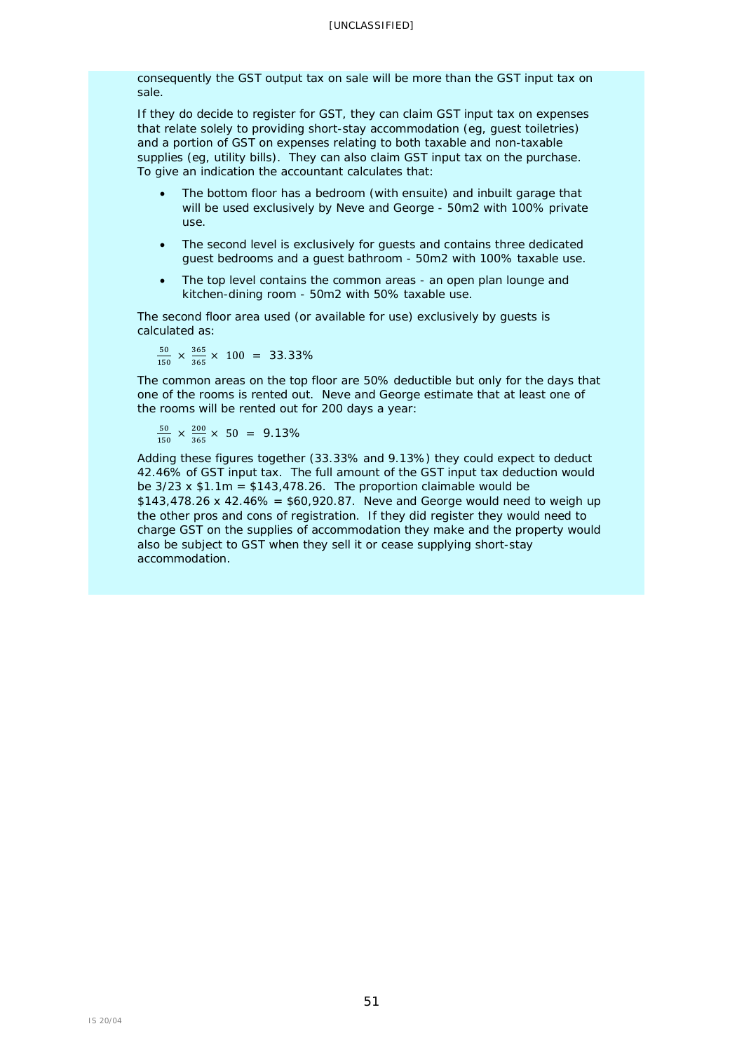consequently the GST output tax on sale will be more than the GST input tax on sale.

If they do decide to register for GST, they can claim GST input tax on expenses that relate solely to providing short-stay accommodation (eg, guest toiletries) and a portion of GST on expenses relating to both taxable and non-taxable supplies (eg, utility bills). They can also claim GST input tax on the purchase. To give an indication the accountant calculates that:

- The bottom floor has a bedroom (with ensuite) and inbuilt garage that will be used exclusively by Neve and George - 50m2 with 100% private use.
- The second level is exclusively for guests and contains three dedicated guest bedrooms and a guest bathroom - 50m2 with 100% taxable use.
- The top level contains the common areas - an open plan lounge and kitchen-dining room - 50m2 with 50% taxable use.

The second floor area used (or available for use) exclusively by guests is calculated as:

$$\frac{50}{150} \times \frac{365}{365} \times 100 = 33.33\%$$

The common areas on the top floor are 50% deductible but only for the days that one of the rooms is rented out. Neve and George estimate that at least one of the rooms will be rented out for 200 days a year:

$$\frac{50}{150} \times \frac{200}{365} \times 50 = 9.13\%$$

Adding these figures together (33.33% and 9.13%) they could expect to deduct 42.46% of GST input tax. The full amount of the GST input tax deduction would be 3/23 x $1.1m = $143,478.26. The proportion claimable would be $143,478.26 x 42.46% = $60,920.87. Neve and George would need to weigh up the other pros and cons of registration. If they did register they would need to charge GST on the supplies of accommodation they make and the property would also be subject to GST when they sell it or cease supplying short-stay accommodation.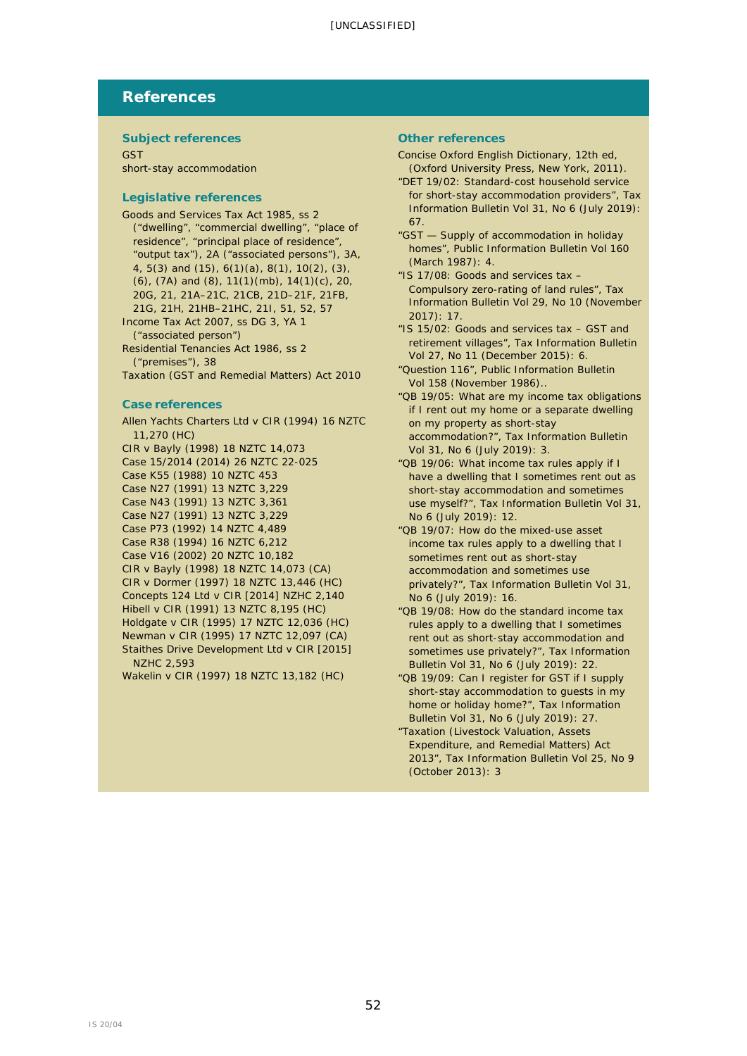## References

### Subject references

GST
short-stay accommodation

### Legislative references

Goods and Services Tax Act 1985, ss 2 ("dwelling", "commercial dwelling", "place of residence", "principal place of residence", "output tax"), 2A ("associated persons"), 3A, 4, 5(3) and (15), 6(1)(a), 8(1), 10(2), (3), (6), (7A) and (8), 11(1)(mb), 14(1)(c), 20, 20G, 21, 21A–21C, 21CB, 21D–21F, 21FB, 21G, 21H, 21HB–21HC, 21I, 51, 52, 57

Income Tax Act 2007, ss DG 3, YA 1 ("associated person")

Residential Tenancies Act 1986, ss 2 ("premises"), 38

Taxation (GST and Remedial Matters) Act 2010

### Case references

Allen Yachts Charters Ltd v CIR (1994) 16 NZTC 11,270 (HC)

CIR v Bayly (1998) 18 NZTC 14,073

Case 15/2014 (2014) 26 NZTC 22-025

Case K55 (1988) 10 NZTC 453

Case N27 (1991) 13 NZTC 3,229

Case N43 (1991) 13 NZTC 3,361

Case N27 (1991) 13 NZTC 3,229

Case P73 (1992) 14 NZTC 4,489

Case R38 (1994) 16 NZTC 6,212

Case V16 (2002) 20 NZTC 10,182

CIR v Bayly (1998) 18 NZTC 14,073 (CA)

CIR v Dormer (1997) 18 NZTC 13,446 (HC)

Concepts 124 Ltd v CIR [2014] NZHC 2,140

Hibell v CIR (1991) 13 NZTC 8,195 (HC)

Holdgate v CIR (1995) 17 NZTC 12,036 (HC)

Newman v CIR (1995) 17 NZTC 12,097 (CA)

Staithes Drive Development Ltd v CIR [2015] NZHC 2,593

Wakelin v CIR (1997) 18 NZTC 13,182 (HC)

### Other references

Concise Oxford English Dictionary, 12th ed, (Oxford University Press, New York, 2011).

"DET 19/02: Standard-cost household service for short-stay accommodation providers", Tax Information Bulletin Vol 31, No 6 (July 2019): 67.

"GST — Supply of accommodation in holiday homes", Public Information Bulletin Vol 160 (March 1987): 4.

"IS 17/08: Goods and services tax – Compulsory zero-rating of land rules", Tax Information Bulletin Vol 29, No 10 (November 2017): 17.

"IS 15/02: Goods and services tax – GST and retirement villages", Tax Information Bulletin Vol 27, No 11 (December 2015): 6.

"Question 116", Public Information Bulletin Vol 158 (November 1986)..

"QB 19/05: What are my income tax obligations if I rent out my home or a separate dwelling on my property as short-stay accommodation?", Tax Information Bulletin Vol 31, No 6 (July 2019): 3.

"QB 19/06: What income tax rules apply if I have a dwelling that I sometimes rent out as short-stay accommodation and sometimes use myself?", Tax Information Bulletin Vol 31, No 6 (July 2019): 12.

"QB 19/07: How do the mixed-use asset income tax rules apply to a dwelling that I sometimes rent out as short-stay accommodation and sometimes use privately?", Tax Information Bulletin Vol 31, No 6 (July 2019): 16.

"QB 19/08: How do the standard income tax rules apply to a dwelling that I sometimes rent out as short-stay accommodation and sometimes use privately?", Tax Information Bulletin Vol 31, No 6 (July 2019): 22.

"QB 19/09: Can I register for GST if I supply short-stay accommodation to guests in my home or holiday home?", Tax Information Bulletin Vol 31, No 6 (July 2019): 27.

"Taxation (Livestock Valuation, Assets Expenditure, and Remedial Matters) Act 2013", Tax Information Bulletin Vol 25, No 9 (October 2013): 3